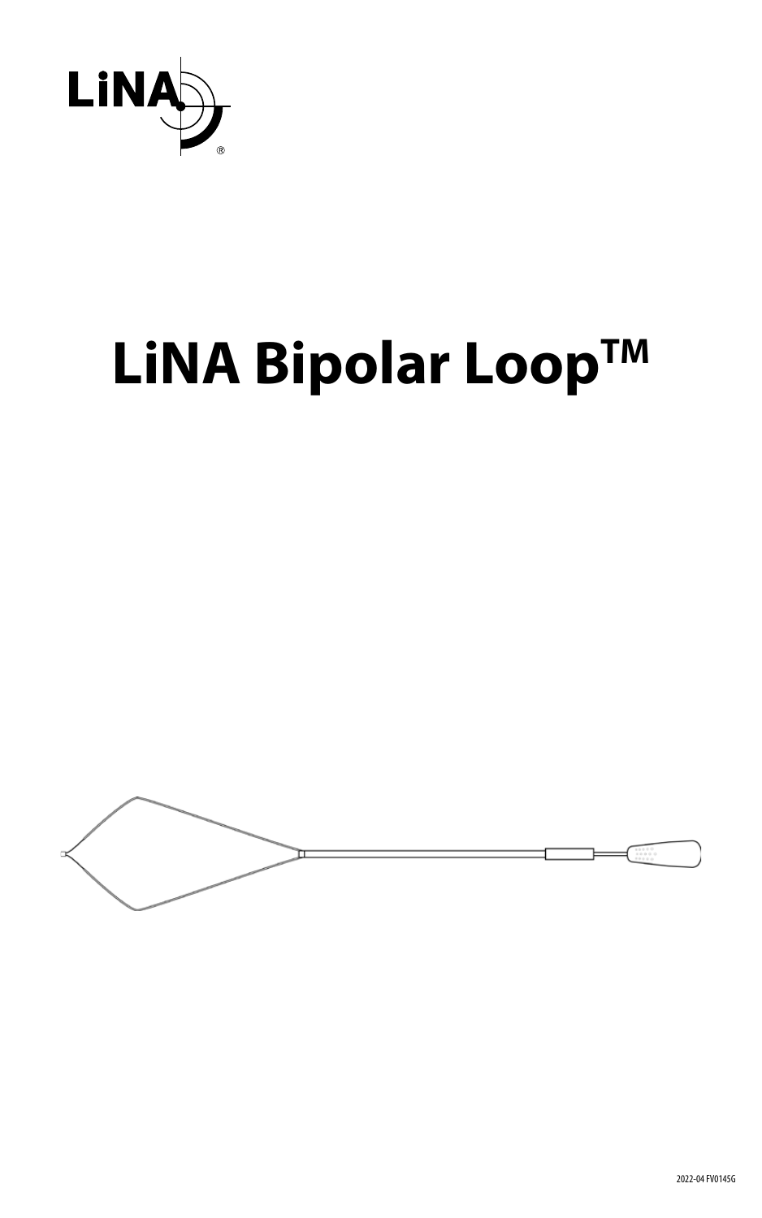LiNA®

# LiNA Bipolar Loop™

2022-04 FV0145G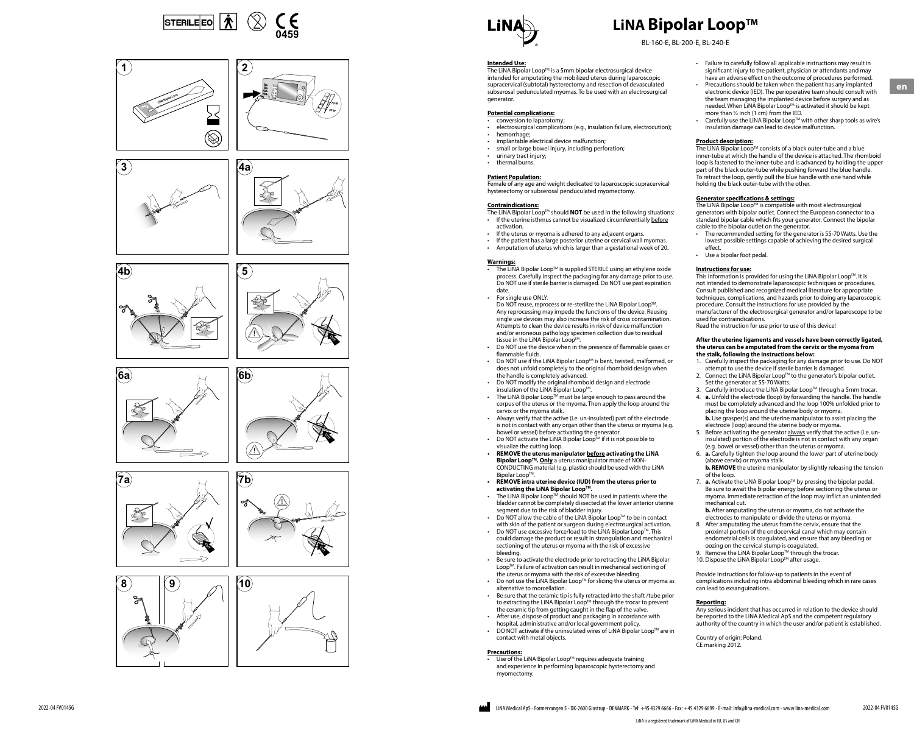# LiNA Bipolar Loop™

BL-160-E, BL-200-E, BL-240-E

**Intended Use:**
The LiNA Bipolar Loop™ is a 5mm bipolar electrosurgical device intended for amputating the mobilized uterus during laparoscopic supracervical (subtotal) hysterectomy and resection of devasculated subserosal pedunculated myomas. To be used with an electrosurgical generator.

**Potential complications:**
- conversion to laparotomy;
- electrosurgical complications (e.g., insulation failure, electrocution);
- hemorrhage;
- implantable electrical device malfunction;
- small or large bowel injury, including perforation;
- urinary tract injury;
- thermal burns.

**Patient Population:**
Female of any age and weight dedicated to laparoscopic supracervical hysterectomy or subserosal penduculated myomectomy.

**Contraindications:**
The LiNA Bipolar Loop™ should **NOT** be used in the following situations:
- If the uterine isthmus cannot be visualized circumferentially before activation.
- If the uterus or myoma is adhered to any adjacent organs.
- If the patient has a large posterior uterine or cervical wall myomas.
- Amputation of uterus which is larger than a gestational week of 20.

**Warnings:**
- The LiNA Bipolar Loop™ is supplied STERILE using an ethylene oxide process. Carefully inspect the packaging for any damage prior to use. Do NOT use if sterile barrier is damaged. Do NOT use past expiration date.
- For single use ONLY.
  Do NOT reuse, reprocess or re-sterilize the LiNA Bipolar Loop™. Any reprocessing may impede the functions of the device. Reusing single use devices may also increase the risk of cross contamination. Attempts to clean the device results in risk of device malfunction and/or erroneous pathology specimen collection due to residual tissue in the LiNA Bipolar Loop™.
- Do NOT use the device when in the presence of flammable gases or flammable fluids.
- Do NOT use if the LiNA Bipolar Loop™ is bent, twisted, malformed, or does not unfold completely to the original rhomboid design when the handle is completely advanced.
- Do NOT modify the original rhomboid design and electrode insulation of the LiNA Bipolar Loop™.
- The LiNA Bipolar Loop™ must be large enough to pass around the corpus of the uterus or the myoma. Then apply the loop around the cervix or the myoma stalk.
- Always verify that the active (i.e. un-insulated) part of the electrode is not in contact with any organ other than the uterus or myoma (e.g. bowel or vessel) before activating the generator.
- Do NOT activate the LiNA Bipolar Loop™ if it is not possible to visualize the cutting loop.
- **REMOVE the uterus manipulator before activating the LiNA Bipolar Loop™. Only** a uterus manipulator made of NON-CONDUCTING material (e.g. plastic) should be used with the LiNA Bipolar Loop™.
- **REMOVE intra uterine device (IUD) from the uterus prior to activating the LiNA Bipolar Loop™.**
- The LiNA Bipolar Loop™ should NOT be used in patients where the bladder cannot be completely dissected at the lower anterior uterine segment due to the risk of bladder injury.
- Do NOT allow the cable of the LiNA Bipolar Loop™ to be in contact with skin of the patient or surgeon during electrosurgical activation.
- Do NOT use excessive force/load to the LiNA Bipolar Loop™. This could damage the product or result in strangulation and mechanical sectioning of the uterus or myoma with the risk of excessive bleeding.
- Be sure to activate the electrode prior to retracting the LiNA Bipolar Loop™. Failure of activation can result in mechanical sectioning of the uterus or myoma with the risk of excessive bleeding.
- Do not use the LiNA Bipolar Loop™ for slicing the uterus or myoma as alternative to morcellation.
- Be sure that the ceramic tip is fully retracted into the shaft /tube prior to extracting the LiNA Bipolar Loop™ through the trocar to prevent the ceramic tip from getting caught in the flap of the valve.
- After use, dispose of product and packaging in accordance with hospital, administrative and/or local government policy.
- DO NOT activate if the uninsulated wires of LiNA Bipolar Loop™ are in contact with metal objects.

**Precautions:**
- Use of the LiNA Bipolar Loop™ requires adequate training and experience in performing laparoscopic hysterectomy and myomectomy.
- Failure to carefully follow all applicable instructions may result in significant injury to the patient, physician or attendants and may have an adverse effect on the outcome of procedures performed.
- Precautions should be taken when the patient has any implanted electronic device (IED). The perioperative team should consult with the team managing the implanted device before surgery and as needed. When LiNA Bipolar Loop™ is activated it should be kept more than ½ inch (1 cm) from the IED.
- Carefully use the LiNA Bipolar Loop™ with other sharp tools as wire's insulation damage can lead to device malfunction.

**Product description:**
The LiNA Bipolar Loop™ consists of a black outer-tube and a blue inner-tube at which the handle of the device is attached. The rhomboid loop is fastened to the inner-tube and is advanced by holding the upper part of the black outer-tube while pushing forward the blue handle. To retract the loop, gently pull the blue handle with one hand while holding the black outer-tube with the other.

**Generator specifications & settings:**
The LiNA Bipolar Loop™ is compatible with most electrosurgical generators with bipolar outlet. Connect the European connector to a standard bipolar cable which fits your generator. Connect the bipolar cable to the bipolar outlet on the generator.
- The recommended setting for the generator is 55-70 Watts. Use the lowest possible settings capable of achieving the desired surgical effect.
- Use a bipolar foot pedal.

**Instructions for use:**
This information is provided for using the LiNA Bipolar Loop™. It is not intended to demonstrate laparoscopic techniques or procedures. Consult published and recognized medical literature for appropriate techniques, complications, and hazards prior to doing any laparoscopic procedure. Consult the instructions for use provided by the manufacturer of the electrosurgical generator and/or laparoscope to be used for contraindications.
Read the instruction for use prior to use of this device!

**After the uterine ligaments and vessels have been correctly ligated, the uterus can be amputated from the cervix or the myoma from the stalk, following the instructions below:**
1. Carefully inspect the packaging for any damage prior to use. Do NOT attempt to use the device if sterile barrier is damaged.
2. Connect the LiNA Bipolar Loop™ to the generator's bipolar outlet. Set the generator at 55-70 Watts.
3. Carefully introduce the LiNA Bipolar Loop™ through a 5mm trocar.
4. **a.** Unfold the electrode (loop) by forwarding the handle. The handle must be completely advanced and the loop 100% unfolded prior to placing the loop around the uterine body or myoma.
   **b.** Use grasper(s) and the uterine manipulator to assist placing the electrode (loop) around the uterine body or myoma.
5. Before activating the generator always verify that the active (i.e. un-insulated) portion of the electrode is not in contact with any organ (e.g. bowel or vessel) other than the uterus or myoma.
6. **a.** Carefully tighten the loop around the lower part of uterine body (above cervix) or myoma stalk.
   **b. REMOVE** the uterine manipulator by slightly releasing the tension of the loop.
7. **a.** Activate the LiNA Bipolar Loop™ by pressing the bipolar pedal. Be sure to await the bipolar energy before sectioning the uterus or myoma. Immediate retraction of the loop may inflict an unintended mechanical cut.
   **b.** After amputating the uterus or myoma, do not activate the electrodes to manipulate or divide the uterus or myoma.
8. After amputating the uterus from the cervix, ensure that the proximal portion of the endocervical canal which may contain endometrial cells is coagulated, and ensure that any bleeding or oozing on the cervical stump is coagulated.
9. Remove the LiNA Bipolar Loop™ through the trocar.
10. Dispose the LiNA Bipolar Loop™ after usage.

Provide instructions for follow-up to patients in the event of complications including intra abdominal bleeding which in rare cases can lead to exsanguinations.

**Reporting:**
Any serious incident that has occurred in relation to the device should be reported to the LiNA Medical ApS and the competent regulatory authority of the country in which the user and/or patient is established.

Country of origin: Poland.
CE marking 2012.

LiNA Medical ApS - Formervangen 5 - DK-2600 Glostrup - DENMARK - Tel: +45 4329 6666 - Fax: +45 4329 6699 - E-mail: info@lina-medical.com - www.lina-medical.com

LiNA is a registered trademark of LiNA Medical in EU, US and CN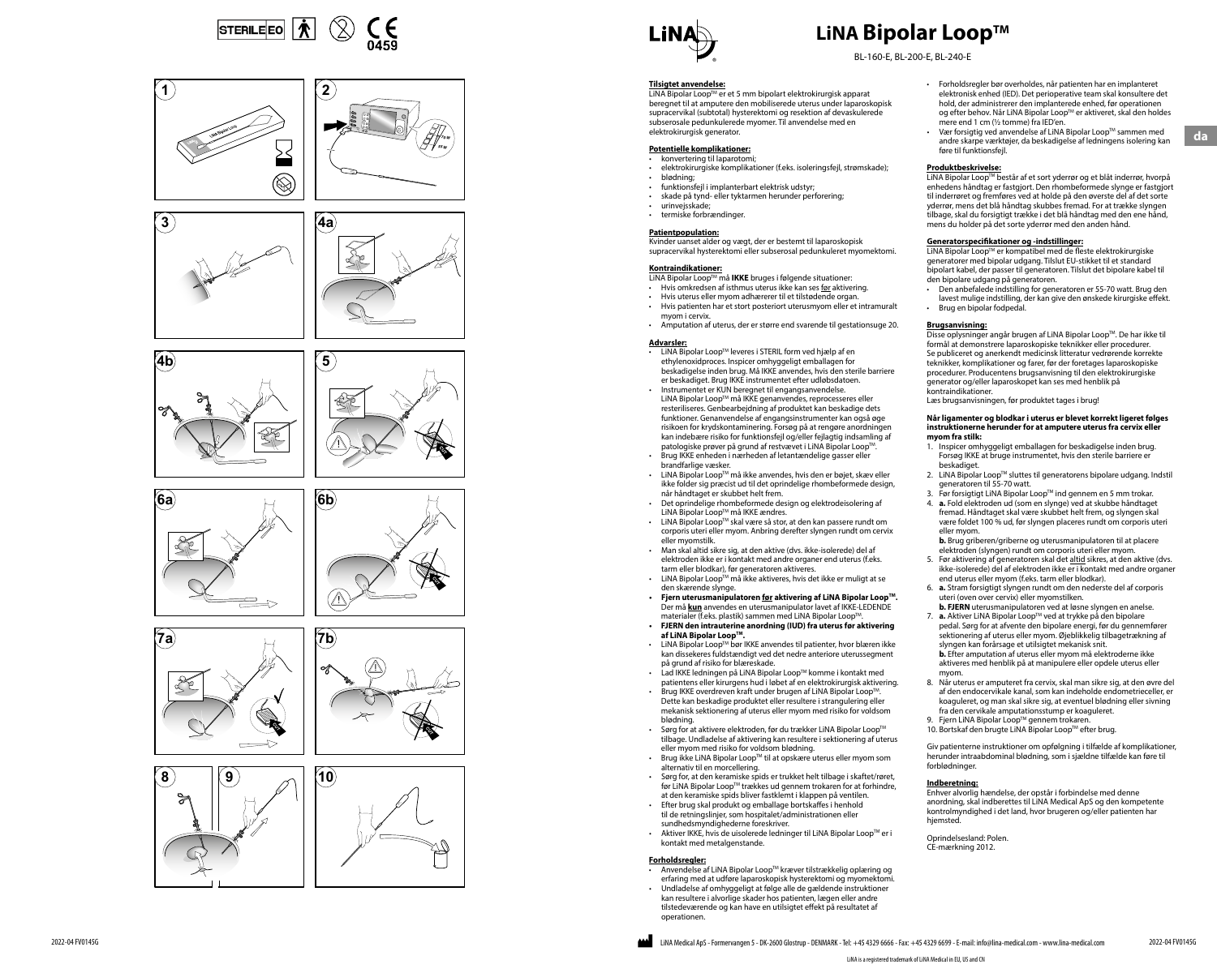# LiNA Bipolar Loop™

BL-160-E, BL-200-E, BL-240-E

**Tilsigtet anvendelse:**
LiNA Bipolar Loop™ er et 5 mm bipolart elektrokirurgisk apparat beregnet til at amputere den mobiliserede uterus under laparoskopisk supracervikal (subtotal) hysterektomi og resektion af devaskulerede subserosale pedunkulerede myomer. Til anvendelse med en elektrokirurgisk generator.

**Potentielle komplikationer:**
- konvertering til laparotomi;
- elektrokirurgiske komplikationer (f.eks. isoleringsfejl, strømskade);
- blødning;
- funktionsfejl i implanterbart elektrisk udstyr;
- skade på tynd- eller tyktarmen herunder perforering;
- urinvejsskade;
- termiske forbrændinger.

**Patientpopulation:**
Kvinder uanset alder og vægt, der er bestemt til laparoskopisk supracervikal hysterektomi eller subserosal pedunkuleret myomektomi.

**Kontraindikationer:**
LiNA Bipolar Loop™ må **IKKE** bruges i følgende situationer:
- Hvis omkredsen af isthmus uterus ikke kan ses før aktivering.
- Hvis uterus eller myom adhærerer til et tilstødende organ.
- Hvis patienten har et stort posteriort uterusmyom eller et intramuralt myom i cervix.
- Amputation af uterus, der er større end svarende til gestationsuge 20.

**Advarsler:**
- LiNA Bipolar Loop™ leveres i STERIL form ved hjælp af en ethylenoxidproces. Inspicer omhyggeligt emballagen for beskadigelse inden brug. Må IKKE anvendes, hvis den sterile barriere er beskadiget. Brug IKKE instrumentet efter udløbsdatoen.
- Instrumentet er KUN beregnet til engangsanvendelse. LiNA Bipolar Loop™ må IKKE genanvendes, reprocesseres eller resteriliseres. Genbearbejdning af produktet kan beskadige dets funktioner. Genanvendelse af engangsinstrumenter kan også øge risikoen for krydskontaminering. Forsøg på at rengøre anordningen kan indebære risiko for funktionsfejl og/eller fejlagtig indsamling af patologiske prøver på grund af restvævet i LiNA Bipolar Loop™.
- Brug IKKE enheden i nærheden af letantændelige gasser eller brandfarlige væsker.
- LiNA Bipolar Loop™ må ikke anvendes, hvis den er bøjet, skæv eller ikke folder sig præcist ud til det oprindelige rhombeformede design, når håndtaget er skubbet helt frem.
- Det oprindelige rhombeformede design og elektrodeisolering af LiNA Bipolar Loop™ må IKKE ændres.
- LiNA Bipolar Loop™ skal være så stor, at den kan passere rundt om corporis uteri eller myom. Anbring derefter slyngen rundt om cervix eller myomstilk.
- Man skal altid sikre sig, at den aktive (dvs. ikke-isolerede) del af elektroden ikke er i kontakt med andre organer end uterus (f.eks. tarm eller blodkar), før generatoren aktiveres.
- LiNA Bipolar Loop™ må ikke aktiveres, hvis det ikke er muligt at se den skærende slynge.
- **Fjern uterusmanipulatoren før aktivering af LiNA Bipolar Loop™.** Der må **kun** anvendes en uterusmanipulator lavet af IKKE-LEDENDE materialer (f.eks. plastik) sammen med LiNA Bipolar Loop™.
- **FJERN den intrauterine anordning (IUD) fra uterus før aktivering af LiNA Bipolar Loop™.**
- LiNA Bipolar Loop™ bør IKKE anvendes til patienter, hvor blæren ikke kan dissekeres fuldstændigt ved det nedre anteriore uterussegment på grund af risiko for blæreskade.
- Lad IKKE ledningen på LiNA Bipolar Loop™ komme i kontakt med patientens eller kirurgens hud i løbet af en elektrokirurgisk aktivering.
- Brug IKKE overdreven kraft under brugen af LiNA Bipolar Loop™. Dette kan beskadige produktet eller resultere i strangulering eller mekanisk sektionering af uterus eller myom med risiko for voldsom blødning.
- Sørg for at aktivere elektroden, før du trækker LiNA Bipolar Loop™ tilbage. Undladelse af aktivering kan resultere i sektionering af uterus eller myom med risiko for voldsom blødning.
- Brug ikke LiNA Bipolar Loop™ til at opskære uterus eller myom som alternativ til en morcellering.
- Sørg for, at den keramiske spids er trukket helt tilbage i skaftet/røret, før LiNA Bipolar Loop™ trækkes ud gennem trokaren for at forhindre, at den keramiske spids bliver fastklemt i klappen på ventilen.
- Efter brug skal produkt og emballage bortskaffes i henhold til de retningslinjer, som hospitalet/administrationen eller sundhedsmyndighederne foreskriver.
- Aktiver IKKE, hvis de uisolerede ledninger til LiNA Bipolar Loop™ er i kontakt med metalgenstande.

**Forholdsregler:**
- Anvendelse af LiNA Bipolar Loop™ kræver tilstrækkelig oplæring og erfaring med at udføre laparoskopisk hysterektomi og myomektomi.
- Undladelse af omhyggeligt at følge alle de gældende instruktioner kan resultere i alvorlige skader hos patienten, lægen eller andre tilstedeværende og kan have en utilsigtet effekt på resultatet af operationen.
- Forholdsregler bør overholdes, når patienten har en implanteret elektronisk enhed (IED). Det perioperative team skal konsultere det hold, der administrerer den implanterede enhed, før operationen og efter behov. Når LiNA Bipolar Loop™ er aktiveret, skal den holdes mere end 1 cm (½ tomme) fra IED'en.
- Vær forsigtig ved anvendelse af LiNA Bipolar Loop™ sammen med andre skarpe værktøjer, da beskadigelse af ledningens isolering kan føre til funktionsfejl.

**Produktbeskrivelse:**
LiNA Bipolar Loop™ består af et sort yderrør og et blåt inderrør, hvorpå enhedens håndtag er fastgjort. Den rhombeformede slynge er fastgjort til inderrøret og fremføres ved at holde på den øverste del af det sorte yderrør, mens det blå håndtag skubbes fremad. For at trække slyngen tilbage, skal du forsigtigt trække i det blå håndtag med den ene hånd, mens du holder på det sorte yderrør med den anden hånd.

**Generatorspecifikationer og -indstillinger:**
LiNA Bipolar Loop™ er kompatibel med de fleste elektrokirurgiske generatorer med bipolar udgang. Tilslut EU-stikket til et standard bipolart kabel, der passer til generatoren. Tilslut det bipolare kabel til den bipolare udgang på generatoren.
- Den anbefalede indstilling for generatoren er 55-70 watt. Brug den lavest mulige indstilling, der kan give den ønskede kirurgiske effekt.
- Brug en bipolar fodpedal.

**Brugsanvisning:**
Disse oplysninger angår brugen af LiNA Bipolar Loop™. De har ikke til formål at demonstrere laparoskopiske teknikker eller procedurer. Se publiceret og anerkendt medicinsk litteratur vedrørende korrekte teknikker, komplikationer og farer, før der foretages laparoskopiske procedurer. Producentens brugsanvisning til den elektrokirurgiske generator og/eller laparoskopet kan ses med henblik på kontraindikationer.
Læs brugsanvisningen, før produktet tages i brug!

**Når ligamenter og blodkar i uterus er blevet korrekt ligeret følges instruktionerne herunder for at amputere uterus fra cervix eller myom fra stilk:**

1. Inspicer omhyggeligt emballagen for beskadigelse inden brug. Forsøg IKKE at bruge instrumentet, hvis den sterile barriere er beskadiget.
2. LiNA Bipolar Loop™ sluttes til generatorens bipolare udgang. Indstil generatoren til 55-70 watt.
3. Før forsigtigt LiNA Bipolar Loop™ ind gennem en 5 mm trokar.
4. **a.** Fold elektroden ud (som en slynge) ved at skubbe håndtaget fremad. Håndtaget skal være skubbet helt frem, og slyngen skal være foldet 100 % ud, før slyngen placeres rundt om corporis uteri eller myom.
   **b.** Brug griberen/griberne og uterusmanipulatoren til at placere elektroden (slyngen) rundt om corporis uteri eller myom.
5. Før aktivering af generatoren skal det altid sikres, at den aktive (dvs. ikke-isolerede) del af elektroden ikke er i kontakt med andre organer end uterus eller myom (f.eks. tarm eller blodkar).
6. **a.** Stram forsigtigt slyngen rundt om den nederste del af corporis uteri (oven over cervix) eller myomstilken.
   **b. FJERN** uterusmanipulatoren ved at løsne slyngen en anelse.
7. **a.** Aktiver LiNA Bipolar Loop™ ved at trykke på den bipolare pedal. Sørg for at afvente den bipolare energi, før du gennemfører sektionering af uterus eller myom. Øjeblikkelig tilbagetrækning af slyngen kan forårsage et utilsigtet mekanisk snit.
   **b.** Efter amputation af uterus eller myom må elektroderne ikke aktiveres med henblik på at manipulere eller opdele uterus eller myom.
8. Når uterus er amputeret fra cervix, skal man sikre sig, at den øvre del af den endocervikale kanal, som kan indeholde endometrieceller, er koaguleret, og man skal sikre sig, at eventuel blødning eller sivning fra den cervikale amputationsstump er koaguleret.
9. Fjern LiNA Bipolar Loop™ gennem trokaren.
10. Bortskaf den brugte LiNA Bipolar Loop™ efter brug.

Giv patienterne instruktioner om opfølgning i tilfælde af komplikationer, herunder intraabdominal blødning, som i sjældne tilfælde kan føre til forblødninger.

**Indberetning:**
Enhver alvorlig hændelse, der opstår i forbindelse med denne anordning, skal indberettes til LiNA Medical ApS og den kompetente kontrolmyndighed i det land, hvor brugeren og/eller patienten har hjemsted.

Oprindelsesland: Polen.
CE-mærkning 2012.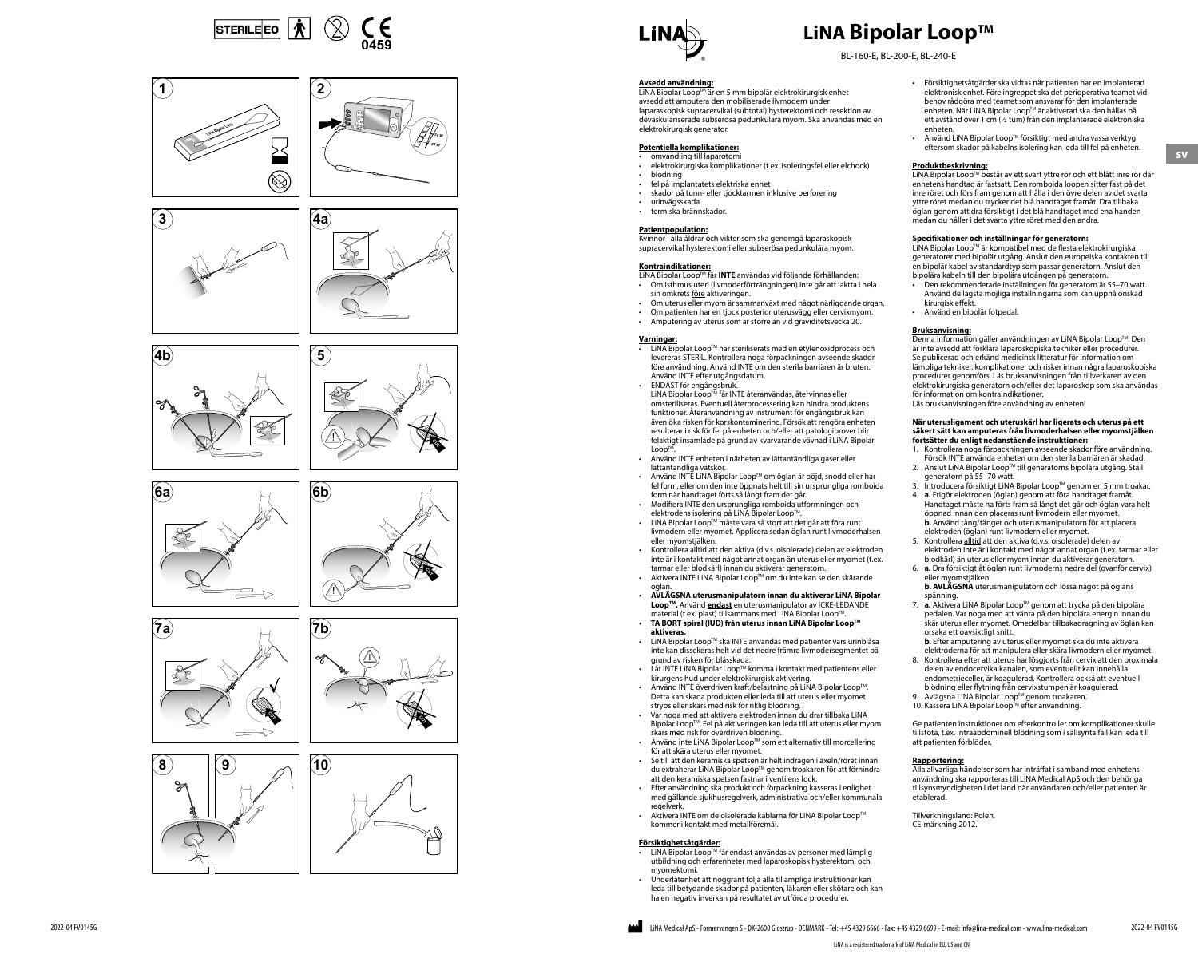# LiNA Bipolar Loop™

BL-160-E, BL-200-E, BL-240-E

**Avsedd användning:**
LiNA Bipolar Loop™ är en 5 mm bipolär elektrokirurgisk enhet avsedd att amputera den mobiliserade livmodern under laparaskopisk supracervikal (subtotal) hysterektomi och resektion av devaskulariserade subserösa pedunkulära myom. Ska användas med en elektrokirurgisk generator.

**Potentiella komplikationer:**
- omvandling till laparotomi
- elektrokirurgiska komplikationer (t.ex. isoleringsfel eller elchock)
- blödning
- fel på implantatets elektriska enhet
- skador på tunn- eller tjocktarmen inklusive perforering
- urinvägsskada
- termiska brännskador.

**Patientpopulation:**
Kvinnor i alla åldrar och vikter som ska genomgå laparaskopisk supracervikal hysterektomi eller subserösa pedunkulära myom.

**Kontraindikationer:**
LiNA Bipolar Loop™ får **INTE** användas vid följande förhållanden:
- Om isthmus uteri (livmoderförträngningen) inte går att iaktta i hela sin omkrets före aktiveringen.
- Om uterus eller myom är sammanväxt med något närliggande organ.
- Om patienten har en tjock posterior uterusvägg eller cervixmyom.
- Amputering av uterus som är större än vid graviditetsvecka 20.

**Varningar:**
- LiNA Bipolar Loop™ har steriliserats med en etylenoxidprocess och levereras STERIL. Kontrollera noga förpackningen avseende skador före användning. Använd INTE om den sterila barriären är bruten. Använd INTE efter utgångsdatum.
- ENDAST för engångsbruk. LiNA Bipolar Loop™ får INTE återanvändas, återvinnas eller omsteriliseras. Eventuell återprocessering kan hindra produktens funktioner. Återanvändning av instrument för engångsbruk kan även öka risken för korskontaminering. Försök att rengöra enheten resulterar i risk för fel på enheten och/eller att patologiprover blir felaktigt insamlade på grund av kvarvarande vävnad i LiNA Bipolar Loop™.
- Använd INTE enheten i närheten av lättantändliga gaser eller lättantändliga vätskor.
- Använd INTE LiNA Bipolar Loop™ om öglan är böjd, snodd eller har fel form, eller om den inte öppnats helt till sin ursprungliga romboida form när handtaget förts så långt fram det går.
- Modifiera INTE den ursprungliga romboida utformningen och elektrodens isolering på LiNA Bipolar Loop™.
- LiNA Bipolar Loop™ måste vara så stort att det går att föra runt livmodern eller myomet. Applicera sedan öglan runt livmoderhalsen eller myomstjälken.
- Kontrollera alltid att den aktiva (d.v.s. oisolerade) delen av elektroden inte är i kontakt med något annat organ än uterus eller myomet (t.ex. tarmar eller blodkärl) innan du aktiverar generatorn.
- Aktivera INTE LiNA Bipolar Loop™ om du inte kan se den skärande öglan.
- **AVLÄGSNA uterusmanipulatorn innan du aktiverar LiNA Bipolar Loop™.** Använd **endast** en uterusmanipulator av ICKE-LEDANDE material (t.ex. plast) tillsammans med LiNA Bipolar Loop™.
- **TA BORT spiral (IUD) från uterus innan LiNA Bipolar Loop™ aktiveras.**
- LiNA Bipolar Loop™ ska INTE användas med patienter vars urinblåsa inte kan dissekeras helt vid det nedre främre livmodersegmentet på grund av risken för blåsskada.
- Låt INTE LiNA Bipolar Loop™ komma i kontakt med patientens eller kirurgens hud under elektrokirurgisk aktivering.
- Använd INTE överdriven kraft/belastning på LiNA Bipolar Loop™. Detta kan skada produkten eller leda till att uterus eller myomet stryps eller skärs med risk för riklig blödning.
- Var noga med att aktivera elektroden innan du drar tillbaka LiNA Bipolar Loop™. Fel på aktiveringen kan leda till att uterus eller myom skärs med risk för överdriven blödning.
- Använd inte LiNA Bipolar Loop™ som ett alternativ till morcellering för att skära uterus eller myomet.
- Se till att den keramiska spetsen är helt indragen i axeln/röret innan du extraherar LiNA Bipolar Loop™ genom troakaren för att förhindra att den keramiska spetsen fastnar i ventilens lock.
- Efter användning ska produkt och förpackning kasseras i enlighet med gällande sjukhusregelverk, administrativa och/eller kommunala regelverk.
- Aktivera INTE om de oisolerade kablarna för LiNA Bipolar Loop™ kommer i kontakt med metallföremål.

**Försiktighetsåtgärder:**
- LiNA Bipolar Loop™ får endast användas av personer med lämplig utbildning och erfarenheter med laparoskopisk hysterektomi och myomektomi.
- Underlåtenhet att noggrant följa alla tillämpliga instruktioner kan leda till betydande skador på patienten, läkaren eller skötare och kan ha en negativ inverkan på resultatet av utförda procedurer.
- Försiktighetsåtgärder ska vidtas när patienten har en implanterad elektronisk enhet. Före ingreppet ska det perioperativa teamet vid behov rådgöra med teamet som ansvarar för den implanterade enheten. När LiNA Bipolar Loop™ är aktiverad ska den hållas på ett avstånd över 1 cm (½ tum) från den implanterade elektroniska enheten.
- Använd LiNA Bipolar Loop™ försiktigt med andra vassa verktyg eftersom skador på kabelns isolering kan leda till fel på enheten.

**Produktbeskrivning:**
LiNA Bipolar Loop™ består av ett svart yttre rör och ett blått inre rör där enhetens handtag är fastsatt. Den romboida loopen sitter fast på det inre röret och förs fram genom att hålla i den övre delen av det svarta yttre röret medan du trycker det blå handtaget framåt. Dra tillbaka öglan genom att dra försiktigt i det blå handtaget med ena handen medan du håller i det svarta yttre röret med den andra.

**Specifikationer och inställningar för generatorn:**
LiNA Bipolar Loop™ är kompatibel med de flesta elektrokirurgiska generatorer med bipolär utgång. Anslut den europeiska kontakten till en bipolär kabel av standardtyp som passar generatorn. Anslut den bipolära kabeln till den bipolära utgången på generatorn.
- Den rekommenderade inställningen för generatorn är 55–70 watt. Använd de lägsta möjliga inställningarna som kan uppnå önskad kirurgisk effekt.
- Använd en bipolär fotpedal.

**Bruksanvisning:**
Denna information gäller användningen av LiNA Bipolar Loop™. Den är inte avsedd att förklara laparoskopiska tekniker eller procedurer. Se publicerad och erkänd medicinsk litteratur för information om lämpliga tekniker, komplikationer och risker innan några laparoskopiska procedurer genomförs. Läs bruksanvisningen från tillverkaren av den elektrokirurgiska generatorn och/eller det laparoskop som ska användas för information om kontraindikationer.
Läs bruksanvisningen före användning av enheten!

**När uterusligament och uteruskärl har ligerats och uterus på ett säkert sätt kan amputeras från livmoderhalsen eller myomstjälken fortsätter du enligt nedanstående instruktioner:**
1. Kontrollera noga förpackningen avseende skador före användning. Försök INTE använda enheten om den sterila barriären är skadad.
2. Anslut LiNA Bipolar Loop™ till generatorns bipolära utgång. Ställ generatorn på 55–70 watt.
3. Introducera försiktigt LiNA Bipolar Loop™ genom en 5 mm troakar.
4. **a.** Frigör elektroden (öglan) genom att föra handtaget framåt. Handtaget måste ha förts fram så långt det går och öglan vara helt öppnad innan den placeras runt livmodern eller myomet.
   **b.** Använd tång/tänger och uterusmanipulatorn för att placera elektroden (öglan) runt livmodern eller myomet.
5. Kontrollera alltid att den aktiva (d.v.s. oisolerade) delen av elektroden inte är i kontakt med något annat organ (t.ex. tarmar eller blodkärl) än uterus eller myom innan du aktiverar generatorn.
6. **a.** Dra försiktigt åt öglan runt livmoderns nedre del (ovanför cervix) eller myomstjälken.
   **b. AVLÄGSNA** uterusmanipulatorn och lossa något på öglans spänning.
7. **a.** Aktivera LiNA Bipolar Loop™ genom att trycka på den bipolära pedalen. Var noga med att vänta på den bipolära energin innan du skär uterus eller myomet. Omedelbar tillbakadragning av öglan kan orsaka ett oavsiktligt snitt.
   **b.** Efter amputering av uterus eller myomet ska du inte aktivera elektroderna för att manipulera eller skära livmodern eller myomet.
8. Kontrollera efter att uterus har lösgjorts från cervix att den proximala delen av endocervikalkanalen, som eventuellt kan innehålla endometrieceller, är koagulerad. Kontrollera också att eventuell blödning eller flytning från cervixstumpen är koagulerad.
9. Avlägsna LiNA Bipolar Loop™ genom troakaren.
10. Kassera LiNA Bipolar Loop™ efter användning.

Ge patienten instruktioner om efterkontroller om komplikationer skulle tillstöta, t.ex. intraabdominell blödning som i sällsynta fall kan leda till att patienten förblöder.

**Rapportering:**
Alla allvarliga händelser som har inträffat i samband med enhetens användning ska rapporteras till LiNA Medical ApS och den behöriga tillsynsmyndigheten i det land där användaren och/eller patienten är etablerad.

Tillverkningsland: Polen.
CE-märkning 2012.

LiNA Medical ApS - Formervangen 5 - DK-2600 Glostrup - DENMARK - Tel: +45 4329 6666 - Fax: +45 4329 6699 - E-mail: info@lina-medical.com - www.lina-medical.com

LiNA is a registered trademark of LiNA Medical in EU, US and CN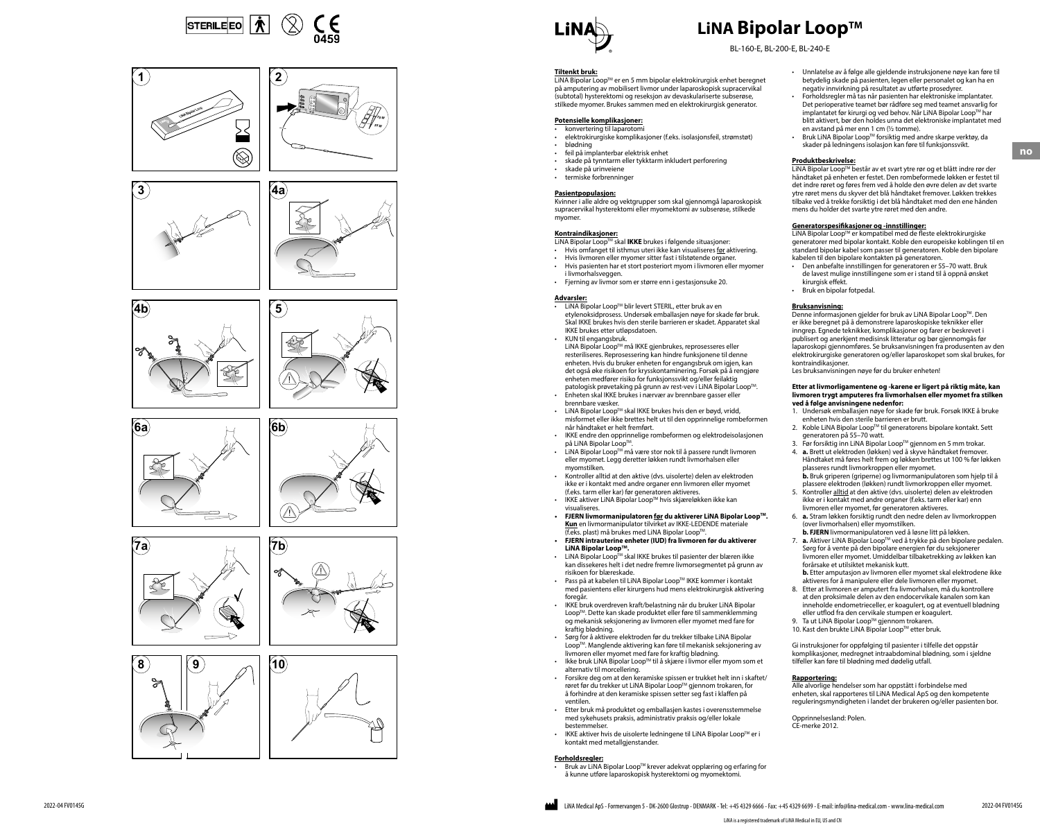STERILE EO | CE 0459

# LiNA Bipolar Loop™

BL-160-E, BL-200-E, BL-240-E

no

**Tiltenkt bruk:**
LiNA Bipolar Loop™ er en 5 mm bipolar elektrokirurgisk enhet beregnet på amputering av mobilisert livmor under laparoskopisk supracervikal (subtotal) hysterektomi og reseksjon av devaskulariserte subserøse, stilkede myomer. Brukes sammen med en elektrokirurgisk generator.

**Potensielle komplikasjoner:**

- konvertering til laparotomi
- elektrokirurgiske komplikasjoner (f.eks. isolasjonsfeil, strømstøt)
- blødning
- feil på implanterbar elektrisk enhet
- skade på tynntarm eller tykktarm inkludert perforering
- skade på urinveiene
- termiske forbrenninger

**Pasientpopulasjon:**
Kvinner i alle aldre og vektgrupper som skal gjennomgå laparoskopisk supracervikal hysterektomi eller myomektomi av subserøse, stilkede myomer.

**Kontraindikasjoner:**
LiNA Bipolar Loop™ skal **IKKE** brukes i følgende situasjoner:

- Hvis omfanget til isthmus uteri ikke kan visualiseres før aktivering.
- Hvis livmoren eller myomer sitter fast i tilstøtende organer.
- Hvis pasienten har et stort posteriort myom i livmoren eller myomer i livmorhalsveggen.
- Fjerning av livmor som er større enn i gestasjonsuke 20.

**Advarsler:**

- LiNA Bipolar Loop™ blir levert STERIL, etter bruk av en etylenoksidprosess. Undersøk emballasjen nøye for skade før bruk. Skal IKKE brukes hvis den sterile barrieren er skadet. Apparatet skal IKKE brukes etter utløpsdatoen.
- KUN til engangsbruk.
  LiNA Bipolar Loop™ må IKKE gjenbrukes, reprosesseres eller resteriliseres. Reprosessering kan hindre funksjonene til denne enheten. Hvis du bruker enheten for engangsbruk om igjen, kan det også øke risikoen for krysskontaminering. Forsøk på å rengjøre enheten medfører risiko for funksjonssvikt og/eller feilaktig patologisk prøvetaking på grunn av rest-vev i LiNA Bipolar Loop™.
- Enheten skal IKKE brukes i nærvær av brennbare gasser eller brennbare væsker.
- LiNA Bipolar Loop™ skal IKKE brukes hvis den er bøyd, vridd, misformet eller ikke brettes helt ut til den opprinnelige rombeformen når håndtaket er helt fremført.
- IKKE endre den opprinnelige rombeformen og elektrodeisolasjonen på LiNA Bipolar Loop™.
- LiNA Bipolar Loop™ må være stor nok til å passere rundt livmoren eller myomet. Legg deretter løkken rundt livmorhalsen eller myomstilken.
- Kontroller alltid at den aktive (dvs. uisolerte) delen av elektroden ikke er i kontakt med andre organer enn livmoren eller myomet (f.eks. tarm eller kar) før generatoren aktiveres.
- IKKE aktiver LiNA Bipolar Loop™ hvis skjæreløkken ikke kan visualiseres.
- **FJERN livmormanipulatoren før du aktiverer LiNA Bipolar Loop™. Kun en livmormanipulator tilvirket av IKKE-LEDENDE materiale** (f.eks. plast) må brukes med LiNA Bipolar Loop™.
- **FJERN intrauterine enheter (IUD) fra livmoren før du aktiverer LiNA Bipolar Loop™.**
- LiNA Bipolar Loop™ skal IKKE brukes til pasienter der blæren ikke kan dissekeres helt i det nedre fremre livmorsegmentet på grunn av risikoen for blæreskade.
- Pass på at kabelen til LiNA Bipolar Loop™ IKKE kommer i kontakt med pasientens eller kirurgens hud mens elektrokirurgisk aktivering foregår.
- IKKE bruk overdreven kraft/belastning når du bruker LiNA Bipolar Loop™. Dette kan skade produktet eller føre til sammenklemming og mekanisk seksjonering av livmoren eller myomet med fare for kraftig blødning.
- Sørg for å aktivere elektroden før du trekker tilbake LiNA Bipolar Loop™. Manglende aktivering kan føre til mekanisk seksjonering av livmoren eller myomet med fare for kraftig blødning.
- Ikke bruk LiNA Bipolar Loop™ til å skjære i livmor eller myom som et alternativ til morcellering.
- Forsikre deg om at den keramiske spissen er trukket helt inn i skaftet/røret før du trekker ut LiNA Bipolar Loop™ gjennom trokaren, for å forhindre at den keramiske spissen setter seg fast i klaffen på ventilen.
- Etter bruk må produktet og emballasjen kastes i overensstemmelse med sykehusets praksis, administrativ praksis og/eller lokale bestemmelser.
- IKKE aktiver hvis de uisolerte ledningene til LiNA Bipolar Loop™ er i kontakt med metallgjenstander.

**Forholdsregler:**

- Bruk av LiNA Bipolar Loop™ krever adekvat opplæring og erfaring for å kunne utføre laparoskopisk hysterektomi og myomektomi.
- Unnlatelse av å følge alle gjeldende instruksjonene nøye kan føre til betydelig skade på pasienten, legen eller personalet og kan ha en negativ innvirkning på resultatet av utførte prosedyrer.
- Forholdsregler må tas når pasienten har elektroniske implantater. Det perioperative teamet bør rådføre seg med teamet ansvarlig for implantatet før kirurgi og ved behov. Når LiNA Bipolar Loop™ har blitt aktivert, bør den holdes unna det elektroniske implantatet med en avstand på mer enn 1 cm (½ tomme).
- Bruk LiNA Bipolar Loop™ forsiktig med andre skarpe verktøy, da skader på ledningens isolasjon kan føre til funksjonssvikt.

**Produktbeskrivelse:**
LiNA Bipolar Loop™ består av et svart ytre rør og et blått indre rør der håndtaket på enheten er festet. Den rombeformede løkken er festet til det indre røret og føres frem ved å holde den øvre delen av det svarte ytre røret mens du skyver det blå håndtaket fremover. Løkken trekkes tilbake ved å trekke forsiktig i det blå håndtaket med den ene hånden mens du holder det svarte ytre røret med den andre.

**Generatorspesifikasjoner og -innstillinger:**
LiNA Bipolar Loop™ er kompatibel med de fleste elektrokirurgiske generatorer med bipolar kontakt. Koble den europeiske koblingen til en standard bipolar kabel som passer til generatoren. Koble den bipolare kabelen til den bipolare kontakten på generatoren.

- Den anbefalte innstillingen for generatoren er 55–70 watt. Bruk de lavest mulige innstillingene som er i stand til å oppnå ønsket kirurgisk effekt.
- Bruk en bipolar fotpedal.

**Bruksanvisning:**
Denne informasjonen gjelder for bruk av LiNA Bipolar Loop™. Den er ikke beregnet på å demonstrere laparoskopiske teknikker eller inngrep. Egnede teknikker, komplikasjoner og farer er beskrevet i publisert og anerkjent medisinsk litteratur og bør gjennomgås før laparoskopi gjennomføres. Se bruksanvisningen fra produsenten av den elektrokirurgiske generatoren og/eller laparoskopet som skal brukes, for kontraindikasjoner.
Les bruksanvisningen nøye før du bruker enheten!

**Etter at livmorligamentene og -karene er ligert på riktig måte, kan livmoren trygt amputeres fra livmorhalsen eller myomet fra stilken ved å følge anvisningene nedenfor:**

1. Undersøk emballasjen nøye for skade før bruk. Forsøk IKKE å bruke enheten hvis den sterile barrieren er brutt.
2. Koble LiNA Bipolar Loop™ til generatorens bipolare kontakt. Sett generatoren på 55–70 watt.
3. Før forsiktig inn LiNA Bipolar Loop™ gjennom en 5 mm trokar.
4. **a.** Brett ut elektroden (løkken) ved å skyve håndtaket fremover. Håndtaket må føres helt frem og løkken brettes ut 100 % før løkken plasseres rundt livmorkroppen eller myomet.
   **b.** Bruk griperen (griperne) og livmormanipulatoren som hjelp til å plassere elektroden (løkken) rundt livmorkroppen eller myomet.
5. Kontroller alltid at den aktive (dvs. uisolerte) delen av elektroden ikke er i kontakt med andre organer (f.eks. tarm eller kar) enn livmoren eller myomet, før generatoren aktiveres.
6. **a.** Stram løkken forsiktig rundt den nedre delen av livmorkroppen (over livmorhalsen) eller myomstilken.
   **b. FJERN** livmormanipulatoren ved å løsne litt på løkken.
7. **a.** Aktiver LiNA Bipolar Loop™ ved å trykke på den bipolare pedalen. Sørg for å vente på den bipolare energien før du seksjonerer livmoren eller myomet. Umiddelbar tilbaketrekking av løkken kan forårsake et utilsiktet mekanisk kutt.
   **b.** Etter amputasjon av livmoren eller myomet skal elektrodene ikke aktiveres for å manipulere eller dele livmoren eller myomet.
8. Etter at livmoren er amputert fra livmorhalsen, må du kontrollere at den proksimale delen av den endocervikale kanalen som kan inneholde endometrieceller, er koagulert, og at eventuell blødning eller utflod fra den cervikale stumpen er koagulert.
9. Ta ut LiNA Bipolar Loop™ gjennom trokaren.
10. Kast den brukte LiNA Bipolar Loop™ etter bruk.

Gi instruksjoner for oppfølging til pasienter i tilfelle det oppstår komplikasjoner, medregnet intraabdominal blødning, som i sjeldne tilfeller kan føre til blødning med dødelig utfall.

**Rapportering:**
Alle alvorlige hendelser som har oppstått i forbindelse med enheten, skal rapporteres til LiNA Medical ApS og den kompetente reguleringsmyndigheten i landet der brukeren og/eller pasienten bor.

Opprinnelsesland: Polen.
CE-merke 2012.

2022-04 FV0145G

LiNA Medical ApS - Formervangen 5 - DK-2600 Glostrup - DENMARK - Tel: +45 4329 6666 - Fax: +45 4329 6699 - E-mail: info@lina-medical.com - www.lina-medical.com

LiNA is a registered trademark of LiNA Medical in EU, US and CN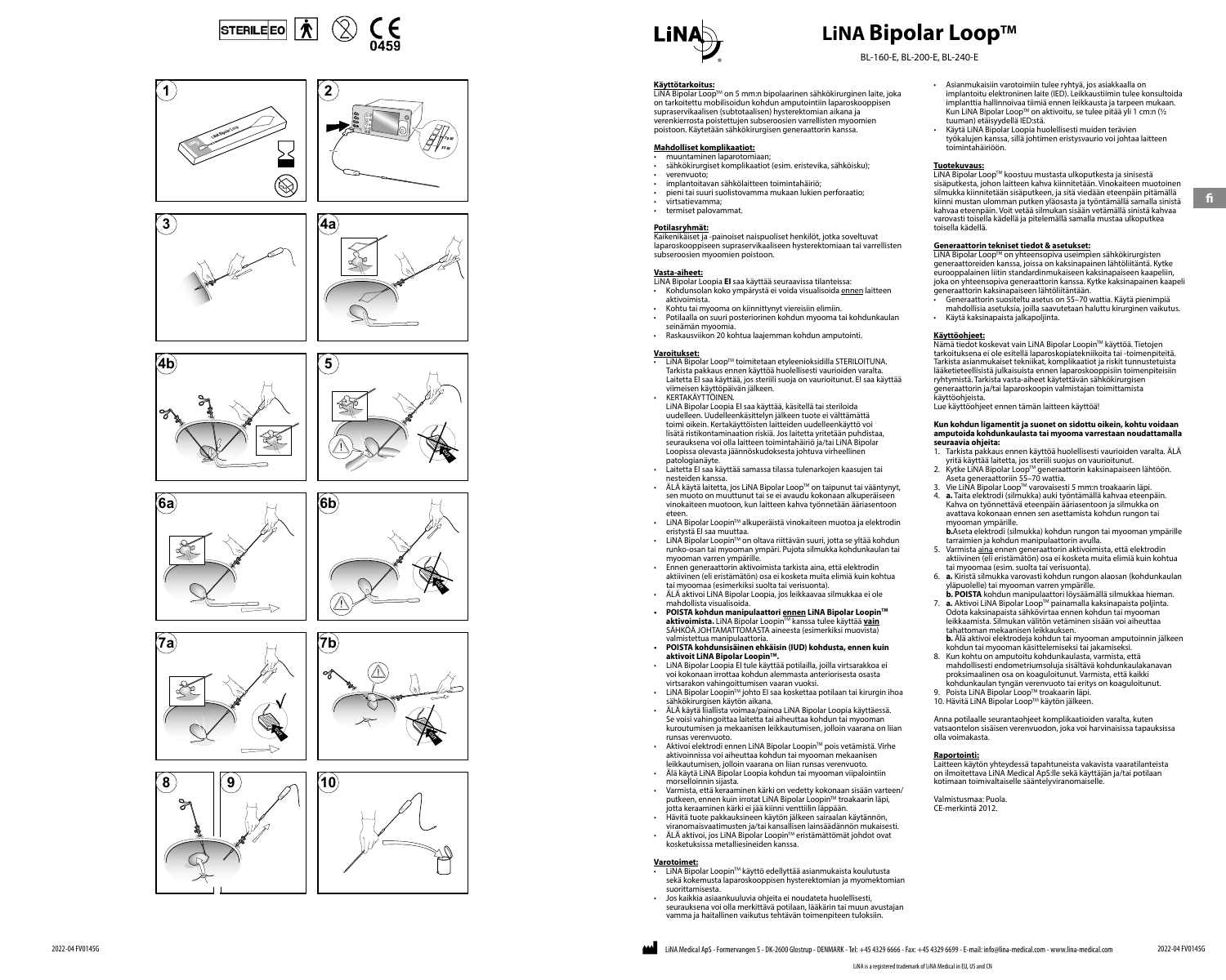# LiNA Bipolar Loop™

BL-160-E, BL-200-E, BL-240-E

**Käyttötarkoitus:**
LiNA Bipolar Loop™ on 5 mm:n bipolaarinen sähkökirurginen laite, joka on tarkoitettu mobilisoidun kohdun amputointiin laparoskooppisen supraservikaalisen (subtotaalisen) hysterektomian aikana ja verenkierrosta poistettujen subseroosien varrellisten myoomien poistoon. Käytetään sähkökirurgisen generaattorin kanssa.

**Mahdolliset komplikaatiot:**
- muuntaminen laparotomiaan;
- sähkökirurgiset komplikaatiot (esim. eristevika, sähköisku);
- verenvuoto;
- implantoitavan sähkölaitteen toimintahäiriö;
- pieni tai suuri suolistovamma mukaan lukien perforaatio;
- virtsatievamma;
- termiset palovammat.

**Potilasryhmät:**
Kaikenikäiset ja -painoiset naispuoliset henkilöt, jotka soveltuvat laparoskooppiseen supraservikaaliseen hysterektomiaan tai varrellisten subseroosien myoomien poistoon.

**Vasta-aiheet:**
LiNA Bipolar Loopia **EI** saa käyttää seuraavissa tilanteissa:
- Kohdunsolan koko ympärystä ei voida visualisoida ennen laitteen aktivoimista.
- Kohtu tai myooma on kiinnittynyt viereisiin elimiin.
- Potilaalla on suuri posteriorinen kohdun myooma tai kohdunkaulan seinämän myooma.
- Raskausviikon 20 kohtua laajemman kohdun amputointi.

**Varoitukset:**
- LiNA Bipolar Loop™ toimitetaan etyleenioksidilla STERILOITUNA. Tarkista pakkaus ennen käyttöä huolellisesti vaurioiden varalta. Laitetta EI saa käyttää, jos steriili suoja on vaurioitunut. EI saa käyttää viimeisen käyttöpäivän jälkeen.
- KERTAKÄYTTÖINEN.
  LiNA Bipolar Loopia EI saa käyttää, käsitellä tai steriloida uudelleen. Uudelleenkäsittelyn jälkeen tuote ei välttämättä toimi oikein. Kertakäyttöisten laitteiden uudelleenkäyttö voi lisätä ristikontaminaation riskiä. Jos laitetta yritetään puhdistaa, seurauksena voi olla laitteen toimintahäiriö ja/tai LiNA Bipolar Loopissa olevasta jäännöskudoksesta johtuva virheellinen patologianäyte.
- Laitetta EI saa käyttää samassa tilassa tulenarkojen kaasujen tai nesteiden kanssa.
- ÄLÄ käytä laitetta, jos LiNA Bipolar Loop™ on taipunut tai vääntynyt, sen muoto on muuttunut tai se ei avaudu kokonaan alkuperäiseen vinokaiteen muotoon, kun laitteen kahva työnnetään ääriasentoon eteen.
- LiNA Bipolar Loopin™ alkuperäistä vinokaiteen muotoa ja elektrodin eristystä EI saa muuttaa.
- LiNA Bipolar Loopin™ on oltava riittävän suuri, jotta se yltää kohdun runko-osan tai myooman ympäri. Pujota silmukka kohdunkaulan tai myooman varren ympärille.
- Ennen generaattorin aktivoimista tarkista aina, että elektrodin aktiivinen (eli eristämätön) osa ei kosketa muita elimiä kuin kohtua tai myoomaa (esimerkiksi suolta tai verisuonta).
- ÄLÄ aktivoi LiNA Bipolar Loopia, jos leikkausalue silmukkaa ei ole mahdollista visualisoida.
- **POISTA kohdun manipulaattori ennen LiNA Bipolar Loopin™ aktivoimista.** LiNA Bipolar Loopin™ kanssa tulee käyttää **vain** SÄHKÖÄ JOHTAMATTOMASTA aineesta (esimerkiksi muovista) valmistettua manipulaattoria.
- **POISTA kohdunsisäinen ehkäisin (IUD) kohdusta, ennen kuin aktivoit LiNA Bipolar Loopin™.**
- LiNA Bipolar Loopia EI tule käyttää potilailla, joilla virtsarakkoa ei voi kokonaan irrottaa kohdun alemmasta anteriorisesta osasta virtsarakon vahingoittumisen vaaran vuoksi.
- LiNA Bipolar Loopin™ johto EI saa koskettaa potilaan tai kirurgin ihoa sähkökirurgisen käytön aikana.
- ÄLÄ käytä liiallista voimaa/painoa LiNA Bipolar Loopia käyttäessä. Se voisi vahingoittaa laitetta tai aiheuttaa kohdun tai myooman kuroutumisen ja mekaanisen leikkautumisen, jolloin vaarana on liian runsas verenvuoto.
- Aktivoi elektrodi ennen LiNA Bipolar Loopin™ pois vetämistä. Virhe aktivoinnissa voi aiheuttaa kohdun tai myooman mekaanisen leikkautumisen, jolloin vaarana on liian runsas verenvuoto.
- Älä käytä LiNA Bipolar Loopia kohdun tai myooman viipalointiin morselloinnin sijasta.
- Varmista, että keraaminen kärki on vedetty kokonaan sisään varteen/putkeen, ennen kuin irrotat LiNA Bipolar Loopin™ troakaarin läpi, jotta keraaminen kärki ei jää kiinni venttiilin läppään.
- Hävitä tuote pakkauksineen käytön jälkeen sairaalan käytännön, viranomaisvaatimusten ja/tai kansallisen lainsäädännön mukaisesti.
- ÄLÄ aktivoi, jos LiNA Bipolar Loopin™ eristämättömät johdot ovat kosketuksissa metalliesineiden kanssa.

**Varotoimet:**
- LiNA Bipolar Loopin™ käyttö edellyttää asianmukaista koulutusta sekä kokemusta laparoskooppisen hysterektomian ja myomektomian suorittamisesta.
- Jos kaikkia asiaankuuluvia ohjeita ei noudateta huolellisesti, seurauksena voi olla merkittävä potilaan, lääkärin tai muun avustajan vamma ja haitallinen vaikutus tehtävän toimenpiteen tuloksiin.
- Asianmukaisiin varotoimiin tulee ryhtyä, jos asiakkaalla on implantoitu elektroninen laite (IED). Leikkaustiimin tulee konsultoida implanttia hallinnoivaa tiimiä ennen leikkausta ja tarpeen mukaan. Kun LiNA Bipolar Loop™ on aktivoitu, se tulee pitää yli 1 cm:n (½ tuuman) etäisyydellä IED:stä.
- Käytä LiNA Bipolar Loopia huolellisesti muiden terävien työkalujen kanssa, sillä johtimen eristysvaurio voi johtaa laitteen toimintahäiriöön.

**Tuotekuvaus:**
LiNA Bipolar Loop™ koostuu mustasta ulkoputkesta ja sinisestä sisäputkesta, johon laitteen kahva kiinnitetään. Vinokaiteen muotoinen silmukka kiinnitetään sisäputkeen, ja sitä viedään eteenpäin pitämällä kiinni mustan ulomman putken yläosasta ja työntämällä samalla sinistä kahvaa eteenpäin. Voit vetää silmukan sisään vetämällä sinistä kahvaa varovasti toisella kädellä ja pitelemällä samalla mustaa ulkoputkea toisella kädellä.

**Generaattorin tekniset tiedot & asetukset:**
LiNA Bipolar Loop™ on yhteensopiva useimpien sähkökirurgisten generaattoreiden kanssa, joissa on kaksinapainen lähtöliitäntä. Kytke eurooppalainen liitin standardinmukaiseen kaksinapaiseen kaapeliin, joka on yhteensopiva generaattorin kanssa. Kytke kaksinapainen kaapeli generaattorin kaksinapaiseen lähtöliitäntään.
- Generaattorin suositeltu asetus on 55–70 wattia. Käytä pienimpiä mahdollisia asetuksia, joilla saavutetaan haluttu kirurginen vaikutus.
- Käytä kaksinapaista jalkapoljinta.

**Käyttöohjeet:**
Nämä tiedot koskevat vain LiNA Bipolar Loopin™ käyttöä. Tietojen tarkoituksena ei ole esitellä laparoskopiatekniikoita tai -toimenpiteitä. Tarkista asianmukaiset tekniikat, komplikaatiot ja riskit tunnustetuista lääketieteellisistä julkaisuista ennen laparoskooppisiin toimenpiteisiin ryhtymistä. Tarkista vasta-aiheet käytettävän sähkökirurgisen generaattorin ja/tai laparoskoopin valmistajan toimittamista käyttöohjeista.
Lue käyttöohjeet ennen tämän laitteen käyttöä!

**Kun kohdun ligamentit ja suonet on sidottu oikein, kohtu voidaan amputoida kohdunkaulasta tai myooma varrestaan noudattamalla seuraavia ohjeita:**
1. Tarkista pakkaus ennen käyttöä huolellisesti vaurioiden varalta. ÄLÄ yritä käyttää laitetta, jos steriili suojus on vaurioitunut.
2. Kytke LiNA Bipolar Loop™ generaattorin kaksinapaiseen lähtöön. Aseta generaattoriin 55–70 wattia.
3. Vie LiNA Bipolar Loop™ varovaisesti 5 mm:n troakaarin läpi.
4. **a.** Taita elektrodi (silmukka) auki työntämällä kahvaa eteenpäin. Kahva on työnnettävä eteenpäin ääriasentoon ja silmukka on avattava kokonaan ennen sen asettamista kohdun rungon tai myooman ympärille.
   **b.** Aseta elektrodi (silmukka) kohdun rungon tai myooman ympärille tarraimien ja kohdun manipulaattorin avulla.
5. Varmista aina ennen generaattorin aktivoimista, että elektrodin aktiivinen (eli eristämätön) osa ei kosketa muita elimiä kuin kohtua tai myoomaa (esim. suolta tai verisuonta).
6. **a.** Kiristä silmukka varovasti kohdun rungon alaosan (kohdunkaulan yläpuolelle) tai myooman varren ympärille.
   **b. POISTA** kohdun manipulaattori löysäämällä silmukkaa hieman.
7. **a.** Aktivoi LiNA Bipolar Loop™ painamalla kaksinapaista poljinta. Odota kaksinapaista sähkövirtaa ennen kohdun tai myooman leikkaamista. Silmukan välitön vetäminen sisään voi aiheuttaa tahattoman mekaanisen leikkauksen.
   **b.** Älä aktivoi elektrodeja kohdun tai myooman amputoinnin jälkeen kohdun tai myooman käsittelemiseksi tai jakamiseksi.
8. Kun kohtu on amputoitu kohdunkaulasta, varmista, että mahdollisesti endometriumsoluja sisältävä kohdunkaulakanavan proksimaalinen osa on koaguloitunut. Varmista, että kaikki kohdunkaulan tyngän verenvuoto tai eritys on koaguloitunut.
9. Poista LiNA Bipolar Loop™ troakaarin läpi.
10. Hävitä LiNA Bipolar Loop™ käytön jälkeen.

Anna potilaalle seurantaohjeet komplikaatioiden varalta, kuten vatsaontelon sisäisen verenvuodon, joka voi harvinaisissa tapauksissa olla voimakasta.

**Raportointi:**
Laitteen käytön yhteydessä tapahtuneista vakavista vaaratilanteista on ilmoitettava LiNA Medical ApS:lle sekä käyttäjän ja/tai potilaan kotimaan toimivaltaiselle sääntelyviranomaiselle.

Valmistusmaa: Puola.
CE-merkintä 2012.

LiNA Medical ApS - Formervangen 5 - DK-2600 Glostrup - DENMARK - Tel: +45 4329 6666 - Fax: +45 4329 6699 - E-mail: info@lina-medical.com - www.lina-medical.com

LiNA is a registered trademark of LiNA Medical in EU, US and CN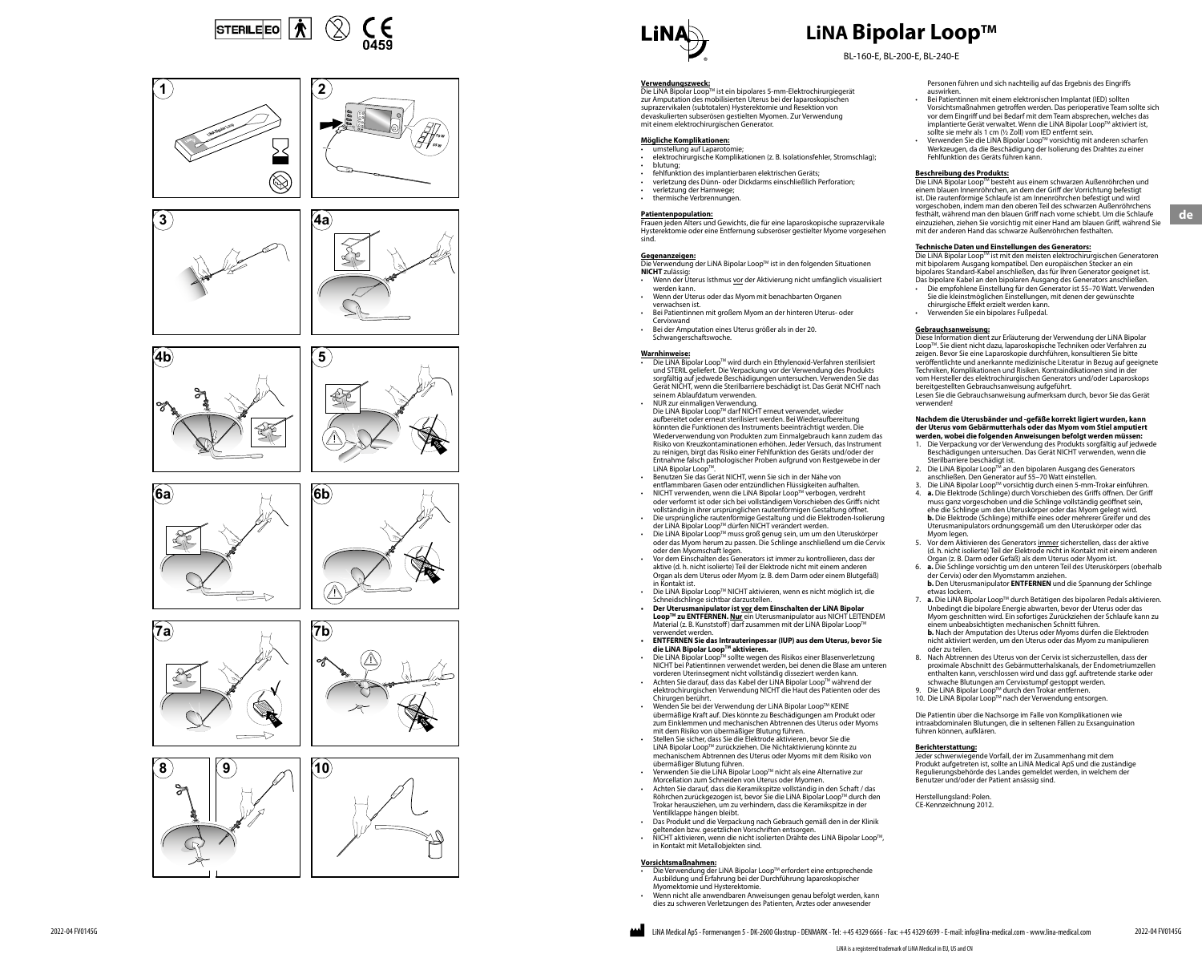# LiNA Bipolar Loop™

BL-160-E, BL-200-E, BL-240-E

**Verwendungszweck:**
Die LiNA Bipolar Loop™ ist ein bipolares 5-mm-Elektrochirurgiegerät zur Amputation des mobilisierten Uterus bei der laparoskopischen suprazervikalen (subtotalen) Hysterektomie und Resektion von devaskularisierten subserösen gestielten Myomen. Zur Verwendung mit einem elektrochirurgischen Generator.

**Mögliche Komplikationen:**

- umstellung auf Laparotomie;
- elektrochirurgische Komplikationen (z. B. Isolationsfehler, Stromschlag);
- blutung;
- fehlfunktion des implantierbaren elektrischen Geräts;
- verletzung des Dünn- oder Dickdarms einschließlich Perforation;
- verletzung der Harnwege;
- thermische Verbrennungen.

**Patientenpopulation:**
Frauen jeden Alters und Gewichts, die für eine laparoskopische suprazervikale Hysterektomie oder eine Entfernung subseröser gestielter Myome vorgesehen sind.

**Gegenanzeigen:**
Die Verwendung der LiNA Bipolar Loop™ ist in den folgenden Situationen **NICHT** zulässig:

- Wenn der Uterus Isthmus vor der Aktivierung nicht umfänglich visualisiert werden kann.
- Wenn der Uterus oder das Myom mit benachbarten Organen verwachsen ist.
- Bei Patientinnen mit großem Myom an der hinteren Uterus- oder Cervixwand
- Bei der Amputation eines Uterus größer als in der 20. Schwangerschaftswoche.

**Warnhinweise:**

- Die LiNA Bipolar Loop™ wird durch ein Ethylenoxid-Verfahren sterilisiert und STERIL geliefert. Die Verpackung vor der Verwendung des Produkts sorgfältig auf jedwede Beschädigungen untersuchen. Verwenden Sie das Gerät NICHT, wenn die Sterilbarriere beschädigt ist. Das Gerät NICHT nach seinem Ablaufdatum verwenden.
- NUR zur einmaligen Verwendung.
  Die LiNA Bipolar Loop™ darf NICHT erneut verwendet, wieder aufbereitet oder erneut sterilisiert werden. Bei Wiederaufbereitung könnten die Funktionen des Instruments beeinträchtigt werden. Die Wiederverwendung von Produkten zum Einmalgebrauch kann zudem das Risiko von Kreuzkontaminationen erhöhen. Jeder Versuch, das Instrument zu reinigen, birgt das Risiko einer Fehlfunktion des Geräts und/oder der Entnahme falsch pathologischer Proben aufgrund von Restgewebe in der LiNA Bipolar Loop™.
- Benutzen Sie das Gerät NICHT, wenn Sie sich in der Nähe von entflammbaren Gasen oder entzündlichen Flüssigkeiten aufhalten.
- NICHT verwenden, wenn die LiNA Bipolar Loop™ verbogen, verdreht oder verformt ist oder sich bei vollständigem Vorschieben des Griffs nicht vollständig in ihrer ursprünglichen rautenförmigen Gestaltung öffnet.
- Die ursprüngliche rautenförmige Gestaltung und die Elektroden-Isolierung der LiNA Bipolar Loop™ dürfen NICHT verändert werden.
- Die LiNA Bipolar Loop™ muss groß genug sein, um um den Uteruskörper oder das Myom herum zu passen. Die Schlinge anschließend um die Cervix oder den Myomschaft legen.
- Vor dem Einschalten des Generators ist immer zu kontrollieren, dass der aktive (d. h. nicht isolierte) Teil der Elektrode nicht mit einem anderen Organ als dem Uterus oder Myom (z. B. dem Darm oder einem Blutgefäß) in Kontakt ist.
- Die LiNA Bipolar Loop™ NICHT aktivieren, wenn es nicht möglich ist, die Schneidschlinge sichtbar darzustellen.
- **Der Uterusmanipulator ist vor dem Einschalten der LiNA Bipolar Loop™ zu ENTFERNEN. Nur** ein Uterusmanipulator aus NICHT LEITENDEM Material (z. B. Kunststoff) darf zusammen mit der LiNA Bipolar Loop™ verwendet werden.
- **ENTFERNEN Sie das Intrauterinpessar (IUP) aus dem Uterus, bevor Sie die LiNA Bipolar Loop™ aktivieren.**
- Die LiNA Bipolar Loop™ sollte wegen des Risikos einer Blasenverletzung NICHT bei Patientinnen verwendet werden, bei denen die Blase am unteren vorderen Uterinsegment nicht vollständig disseziert werden kann.
- Achten Sie darauf, dass das Kabel der LiNA Bipolar Loop™ während der elektrochirurgischen Verwendung NICHT die Haut des Patienten oder des Chirurgen berührt.
- Wenden Sie bei der Verwendung der LiNA Bipolar Loop™ KEINE übermäßige Kraft auf. Dies könnte zu Beschädigungen am Produkt oder zum Einklemmen und mechanischen Abtrennen des Uterus oder Myoms mit dem Risiko von übermäßiger Blutung führen.
- Stellen Sie sicher, dass Sie die Elektrode aktivieren, bevor Sie die LiNA Bipolar Loop™ zurückziehen. Die Nichtaktivierung könnte zu mechanischem Abtrennen des Uterus oder Myoms mit dem Risiko von übermäßiger Blutung führen.
- Verwenden Sie die LiNA Bipolar Loop™ nicht als eine Alternative zur Morcellation zum Schneiden von Uterus oder Myomen.
- Achten Sie darauf, dass die Keramikspitze vollständig in den Schaft / das Röhrchen zurückgezogen ist, bevor Sie die LiNA Bipolar Loop™ durch den Trokar herausziehen, um zu verhindern, dass die Keramikspitze in der Ventilklappe hängen bleibt.
- Das Produkt und die Verpackung nach Gebrauch gemäß den in der Klinik geltenden bzw. gesetzlichen Vorschriften entsorgen.
- NICHT aktivieren, wenn die nicht isolierten Drähte des LiNA Bipolar Loop™, in Kontakt mit Metallobjekten sind.

**Vorsichtsmaßnahmen:**

- Die Verwendung der LiNA Bipolar Loop™ erfordert eine entsprechende Ausbildung und Erfahrung bei der Durchführung laparoskopischer Myomektomie und Hysterektomie.
- Wenn nicht alle anwendbaren Anweisungen genau befolgt werden, kann dies zu schweren Verletzungen des Patienten, Arztes oder anwesender Personen führen und sich nachteilig auf das Ergebnis des Eingriffs auswirken.
- Bei Patientinnen mit einem elektronischen Implantat (IED) sollten Vorsichtsmaßnahmen getroffen werden. Das perioperative Team sollte sich vor dem Eingriff und bei Bedarf mit dem Team absprechen, welches das implantierte Gerät verwaltet. Wenn die LiNA Bipolar Loop™ aktiviert ist, sollte sie mehr als 1 cm (½ Zoll) vom IED entfernt sein.
- Verwenden Sie die LiNA Bipolar Loop™ vorsichtig mit anderen scharfen Werkzeugen, da die Beschädigung der Isolierung des Drahtes zu einer Fehlfunktion des Geräts führen kann.

**Beschreibung des Produkts:**
Die LiNA Bipolar Loop™ besteht aus einem schwarzen Außenröhrchen und einem blauen Innenröhrchen, an dem der Griff der Vorrichtung befestigt ist. Die rautenförmige Schlaufe ist am Innenröhrchen befestigt und wird vorgeschoben, indem man den oberen Teil des schwarzen Außenröhrchens festhält, während man den blauen Griff nach vorne schiebt. Um die Schlaufe einzuziehen, ziehen Sie vorsichtig mit einer Hand am blauen Griff, während Sie mit der anderen Hand das schwarze Außenröhrchen festhalten.

**Technische Daten und Einstellungen des Generators:**
Die LiNA Bipolar Loop™ ist mit den meisten elektrochirurgischen Generatoren mit bipolarem Ausgang kompatibel. Den europäischen Stecker an ein bipolares Standard-Kabel anschließen, das für Ihren Generator geeignet ist. Das bipolare Kabel an den bipolaren Ausgang des Generators anschließen.

- Die empfohlene Einstellung für den Generator ist 55–70 Watt. Verwenden Sie die kleinstmöglichen Einstellungen, mit denen der gewünschte chirurgische Effekt erzielt werden kann.
- Verwenden Sie ein bipolares Fußpedal.

**Gebrauchsanweisung:**
Diese Information dient zur Erläuterung der Verwendung der LiNA Bipolar Loop™. Sie dient nicht dazu, laparoskopische Techniken oder Verfahren zu zeigen. Bevor Sie eine Laparoskopie durchführen, konsultieren Sie bitte veröffentlichte und anerkannte medizinische Literatur in Bezug auf geeignete Techniken, Komplikationen und Risiken. Kontraindikationen sind in der vom Hersteller des elektrochirurgischen Generators und/oder Laparoskops bereitgestellten Gebrauchsanweisung aufgeführt.
Lesen Sie die Gebrauchsanweisung aufmerksam durch, bevor Sie das Gerät verwenden!

**Nachdem die Uterusbänder und -gefäße korrekt ligiert wurden, kann der Uterus vom Gebärmutterhals oder das Myom vom Stiel amputiert werden, wobei die folgenden Anweisungen befolgt werden müssen:**

1. Die Verpackung vor der Verwendung des Produkts sorgfältig auf jedwede Beschädigungen untersuchen. Das Gerät NICHT verwenden, wenn die Sterilbarriere beschädigt ist.
2. Die LiNA Bipolar Loop™ an den bipolaren Ausgang des Generators anschließen. Den Generator auf 55–70 Watt einstellen.
3. Die LiNA Bipolar Loop™ vorsichtig durch einen 5-mm-Trokar einführen.
4. **a.** Die Elektrode (Schlinge) durch Vorschieben des Griffs öffnen. Der Griff muss ganz vorgeschoben und die Schlinge vollständig geöffnet sein, ehe die Schlinge um den Uteruskörper oder das Myom gelegt wird.
   **b.** Die Elektrode (Schlinge) mithilfe eines oder mehrerer Greifer und des Uterusmanipulators ordnungsgemäß um den Uteruskörper oder das Myom legen.
5. Vor dem Aktivieren des Generators immer sicherstellen, dass der aktive (d. h. nicht isolierte) Teil der Elektrode nicht in Kontakt mit einem anderen Organ (z. B. Darm oder Gefäß) als dem Uterus oder Myom ist.
6. **a.** Die Schlinge vorsichtig um den unteren Teil des Uteruskörpers (oberhalb der Cervix) oder den Myomstamm anziehen.
   **b.** Den Uterusmanipulator **ENTFERNEN** und die Spannung der Schlinge etwas lockern.
7. **a.** Die LiNA Bipolar Loop™ durch Betätigen des bipolaren Pedals aktivieren. Unbedingt die bipolare Energie abwarten, bevor der Uterus oder das Myom geschnitten wird. Ein sofortiges Zurückziehen der Schlaufe kann zu einem unbeabsichtigten mechanischen Schnitt führen.
   **b.** Nach der Amputation des Uterus oder Myoms dürfen die Elektroden nicht aktiviert werden, um den Uterus oder das Myom zu manipulieren oder zu teilen.
8. Nach Abtrennen des Uterus von der Cervix ist sicherzustellen, dass der proximale Abschnitt des Gebärmutterhalskanals, der Endometriumzellen enthalten kann, verschlossen wird und dass ggf. auftretende starke oder schwache Blutungen am Cervixstumpf gestoppt werden.
9. Die LiNA Bipolar Loop™ durch den Trokar entfernen.
10. Die LiNA Bipolar Loop™ nach der Verwendung entsorgen.

Die Patientin über die Nachsorge im Falle von Komplikationen wie intraabdominalen Blutungen, die in seltenen Fällen zu Exsanguination führen können, aufklären.

**Berichterstattung:**
Jeder schwerwiegende Vorfall, der im Zusammenhang mit dem Produkt aufgetreten ist, sollte an LiNA Medical ApS und die zuständige Regulierungsbehörde des Landes gemeldet werden, in welchem der Benutzer und/oder der Patient ansässig sind.

Herstellungsland: Polen.
CE-Kennzeichnung 2012.

LiNA Medical ApS - Formervangen 5 - DK-2600 Glostrup - DENMARK - Tel: +45 4329 6666 - Fax: +45 4329 6699 - E-mail: info@lina-medical.com - www.lina-medical.com

LiNA is a registered trademark of LiNA Medical in EU, US and CN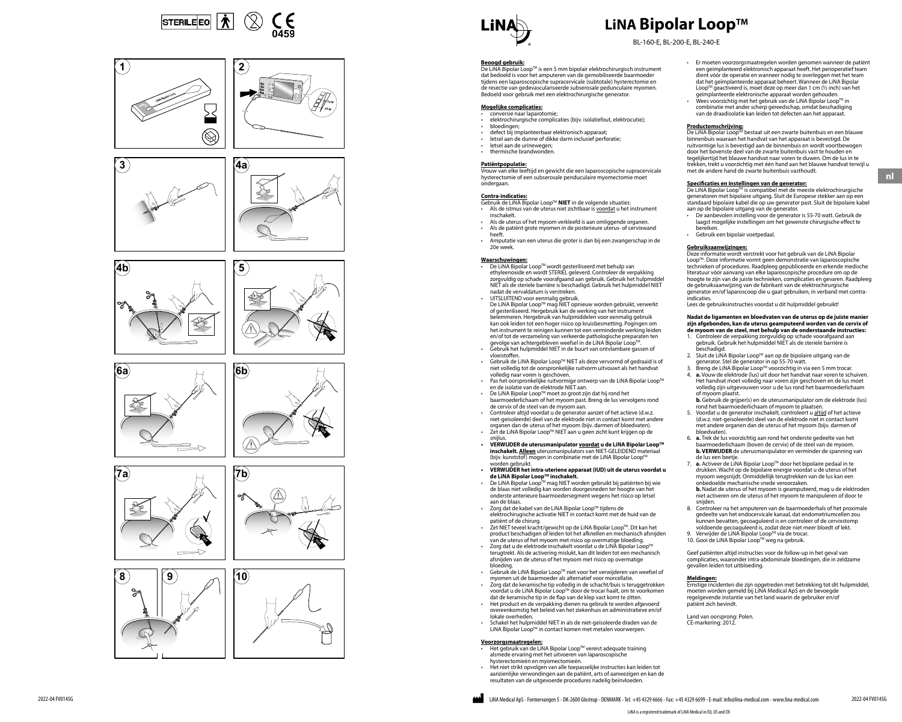# LiNA Bipolar Loop™

BL-160-E, BL-200-E, BL-240-E

**Beoogd gebruik:**
De LiNA Bipolar Loop™ is een 5 mm bipolair elektrochirurgisch instrument dat bedoeld is voor het amputeren van de gemobiliseerde baarmoeder tijdens een laparoscopische supracervicale (subtotale) hysterectomie en de resectie van gedevasculariseerde subserosale pedunculaire myomen. Bedoeld voor gebruik met een elektrochirurgische generator.

**Mogelijke complicaties:**
- conversie naar laparotomie;
- elektrochirurgische complicaties (bijv. isolatiefout, elektrocutie);
- bloedingen;
- defect bij implanteerbaar elektronisch apparaat;
- letsel aan de dunne of dikke darm inclusief perforatie;
- letsel aan de urinewegen;
- thermische brandwonden.

**Patiëntpopulatie:**
Vrouw van elke leeftijd en gewicht die een laparoscopische supracervicale hysterectomie of een subserosale penduculaire myomectomie moet ondergaan.

**Contra-indicaties:**
Gebruik de LiNA Bipolar Loop™ **NIET** in de volgende situaties:
- Als de istmus van de uterus niet zichtbaar is voordat u het instrument inschakelt.
- Als de uterus of het myoom verkleefd is aan omliggende organen.
- Als de patiënt grote myomen in de posterieure uterus- of cervixwand heeft.
- Amputatie van een uterus die groter is dan bij een zwangerschap in de 20e week.

**Waarschuwingen:**
- De LiNA Bipolar Loop™ wordt gesteriliseerd met behulp van ethyleenoxide en wordt STERIEL geleverd. Controleer de verpakking zorgvuldig op schade voorafgaand aan gebruik. Gebruik het hulpmiddel NIET als de steriele barrière is beschadigd. Gebruik het hulpmiddel NIET nadat de vervaldatum is verstreken.
- UITSLUITEND voor eenmalig gebruik.
  De LiNA Bipolar Loop™ mag NIET opnieuw worden gebruikt, verwerkt of gesteriliseerd. Hergebruik kan de werking van het instrument belemmeren. Hergebruik van hulpmiddelen voor eenmalig gebruik kan ook leiden tot een hoger risico op kruisbesmetting. Pogingen om het instrument te reinigen kunnen tot een verminderde werking leiden en/of tot de verzameling van verkeerde pathologische preparaten ten gevolge van achtergebleven weefsel in de LiNA Bipolar Loop™.
- Gebruik het hulpmiddel NIET in de buurt van ontvlambare gassen of vloeistoffen.
- Gebruik de LiNA Bipolar Loop™ NIET als deze vervormd of gedraaid is of niet volledig tot de oorspronkelijke ruitvorm uitvouwt als het handvat volledig naar voren is geschoven.
- Pas het oorspronkelijke ruitvormige ontwerp van de LiNA Bipolar Loop™ en de isolatie van de elektrode NIET aan.
- De LiNA Bipolar Loop™ moet zo groot zijn dat hij rond het baarmoederlichaam of het myoom past. Breng de lus vervolgens rond de cervix of de steel van de myoom aan.
- Controleer altijd voordat u de generator aanzet of het actieve (d.w.z. niet-geïsoleerde) deel van de elektrode niet in contact komt met andere organen dan de uterus of het myoom (bijv. darmen of bloedvaten).
- Zet de LiNA Bipolar Loop™ NIET aan u geen zicht kunt krijgen op de snijlus.
- **VERWIJDER de uterusmanipulator voordat u de LiNA Bipolar Loop™ inschakelt. Alleen** uterusmanipulators van NIET-GELEIDEND materiaal (bijv. kunststof) mogen in combinatie met de LiNA Bipolar Loop™ worden gebruikt.
- **VERWIJDER het intra-uteriene apparaat (IUD) uit de uterus voordat u de LiNA Bipolar Loop™ inschakelt.**
- De LiNA Bipolar Loop™ mag NIET worden gebruikt bij patiënten bij wie de blaas niet volledig kan worden doorgesneden ter hoogte van het onderste anterieure baarmoedersegment wegens het risico op letsel aan de blaas.
- Zorg dat de kabel van de LiNA Bipolar Loop™ tijdens de elektrochirurgische activatie NIET in contact komt met de huid van de patiënt of de chirurg.
- Zet NIET teveel kracht/gewicht op de LiNA Bipolar Loop™. Dit kan het product beschadigen of leiden tot het afknellen en mechanisch afsnijden van de uterus of het myoom met risico op overmatige bloeding.
- Zorg dat u de elektrode inschakelt voordat u de LiNA Bipolar Loop™ terugtrekt. Als de activering mislukt, kan dit leiden tot een mechanisch afsnijden van de uterus of het myoom met risico op overmatige bloeding.
- Gebruik de LiNA Bipolar Loop™ niet voor het verwijderen van weefsel of myomen uit de baarmoeder als alternatief voor morcellatie.
- Zorg dat de keramische tip volledig in de schacht/buis is teruggetrokken voordat u de LiNA Bipolar Loop™ door de trocar haalt, om te voorkomen dat de keramische tip in de flap van de klep vast komt te zitten.
- Het product en de verpakking dienen na gebruik te worden afgevoerd overeenkomstig het beleid van het ziekenhuis en administratieve en/of lokale overheden.
- Schakel het hulpmiddel NIET in als de niet-geïsoleerde draden van de LiNA Bipolar Loop™ in contact komen met metalen voorwerpen.

**Voorzorgsmaatregelen:**
- Het gebruik van de LiNA Bipolar Loop™ vereist adequate training alsmede ervaring met het uitvoeren van laparoscopische hysterectomieën en myomectomieën.
- Het niet strikt opvolgen van alle toepasselijke instructies kan leiden tot aanzienlijke verwondingen aan de patiënt, arts of aanwezigen en kan de resultaten van de uitgevoerde procedures nadelig beïnvloeden.
- Er moeten voorzorgsmaatregelen worden genomen wanneer de patiënt een geïmplanteerd elektronisch apparaat heeft. Het perioperatief team dient vóór de operatie en wanneer nodig te overleggen met het team dat het geïmplanteerde apparaat beheert. Wanneer de LiNA Bipolar Loop™ geactiveerd is, moet deze op meer dan 1 cm (½ inch) van het geïmplanteerde elektronische apparaat worden gehouden.
- Wees voorzichtig met het gebruik van de LiNA Bipolar Loop™ in combinatie met ander scherp gereedschap, omdat beschadiging van de draadisolatie kan leiden tot defecten aan het apparaat.

**Productomschrijving:**
De LiNA Bipolar Loop™ bestaat uit een zwarte buitenbuis en een blauwe binnenbuis waaraan het handvat van het apparaat is bevestigd. De ruitvormige lus is bevestigd aan de binnenbuis en wordt voortbewogen door het bovenste deel van de zwarte buitenbuis vast te houden en tegelijkertijd het blauwe handvat naar voren te duwen. Om de lus in te trekken, trekt u voorzichtig met één hand aan het blauwe handvat terwijl u met de andere hand de zwarte buitenbuis vasthoudt.

**Specificaties en instellingen van de generator:**
De LiNA Bipolar Loop™ is compatibel met de meeste elektrochirurgische generatoren met bipolaire uitgang. Sluit de Europese stekker aan op een standaard bipolaire kabel die op uw generator past. Sluit de bipolaire kabel aan op de bipolaire uitgang van de generator.
- De aanbevolen instelling voor de generator is 55-70 watt. Gebruik de laagst mogelijke instellingen om het gewenste chirurgische effect te bereiken.
- Gebruik een bipolair voetpedaal.

**Gebruiksaanwijzingen:**
Deze informatie wordt verstrekt voor het gebruik van de LiNA Bipolar Loop™. Deze informatie vormt geen demonstratie van laparoscopische technieken of procedures. Raadpleeg gepubliceerde en erkende medische literatuur vóór aanvang van elke laparoscopische procedure om op de hoogte te zijn van de juiste technieken, complicaties en gevaren. Raadpleeg de gebruiksaanwijzing van de fabrikant van de elektrochirurgische generator en/of laparoscoop die u gaat gebruiken, in verband met contra-indicaties.
Lees de gebruiksinstructies voordat u dit hulpmiddel gebruikt!

**Nadat de ligamenten en bloedvaten van de uterus op de juiste manier zijn afgebonden, kan de uterus geamputeerd worden van de cervix of de myoom van de steel, met behulp van de onderstaande instructies:**
1. Controleer de verpakking zorgvuldig op schade voorafgaand aan gebruik. Gebruik het hulpmiddel NIET als de steriele barrière is beschadigd.
2. Sluit de LiNA Bipolar Loop™ aan op de bipolaire uitgang van de generator. Stel de generator in op 55-70 watt.
3. Breng de LiNA Bipolar Loop™ voorzichtig in via een 5 mm trocar.
4. **a.** Vouw de elektrode (lus) uit door het handvat naar voren te schuiven. Het handvat moet volledig naar voren zijn geschoven en de lus moet volledig zijn uitgevouwen voor u de lus rond het baarmoederlichaam of myoom plaatst.
   **b.** Gebruik de grijper(s) en de uterusmanipulator om de elektrode (lus) rond het baarmoederlichaam of myoom te plaatsen.
5. Voordat u de generator inschakelt, controleert u altijd of het actieve (d.w.z. niet-geïsoleerde) deel van de elektrode niet in contact komt met andere organen dan de uterus of het myoom (bijv. darmen of bloedvaten).
6. **a.** Trek de lus voorzichtig aan rond het onderste gedeelte van het baarmoederlichaam (boven de cervix) of de steel van de myoom.
   **b. VERWIJDER** de uterusmanipulator en verminder de spanning van de lus een beetje.
7. **a.** Activeer de LiNA Bipolar Loop™ door het bipolaire pedaal in te drukken. Wacht op de bipolaire energie voordat u de uterus of het myoom wegsnijdt. Onmiddellijk terugtrekken van de lus kan een onbedoelde mechanische snede veroorzaken.
   **b.** Nadat de uterus of het myoom is geamputeerd, mag u de elektroden niet activeren om de uterus of het myoom te manipuleren of door te snijden.
8. Controleer na het amputeren van de baarmoederhals of het proximale gedeelte van het endocervicale kanaal, dat endometriumcellen zou kunnen bevatten, gecoaguleerd is en controleer of de cervixstomp voldoende gecoaguleerd is, zodat deze niet meer bloedt of lekt.
9. Verwijder de LiNA Bipolar Loop™ via de trocar.
10. Gooi de LiNA Bipolar Loop™ weg na gebruik.

Geef patiënten altijd instructies voor de follow-up in het geval van complicaties, waaronder intra-abdominale bloedingen, die in zeldzame gevallen leiden tot uitbloeding.

**Meldingen:**
Ernstige incidenten die zijn opgetreden met betrekking tot dit hulpmiddel, moeten worden gemeld bij LiNA Medical ApS en de bevoegde regelgevende instantie van het land waarin de gebruiker en/of patiënt zich bevindt.

Land van oorsprong: Polen.
CE-markering: 2012.

LiNA Medical ApS - Formervangen 5 - DK-2600 Glostrup - DENMARK - Tel: +45 4329 6666 - Fax: +45 4329 6699 - E-mail: info@lina-medical.com - www.lina-medical.com

LiNA is a registered trademark of LiNA Medical in EU, US and CN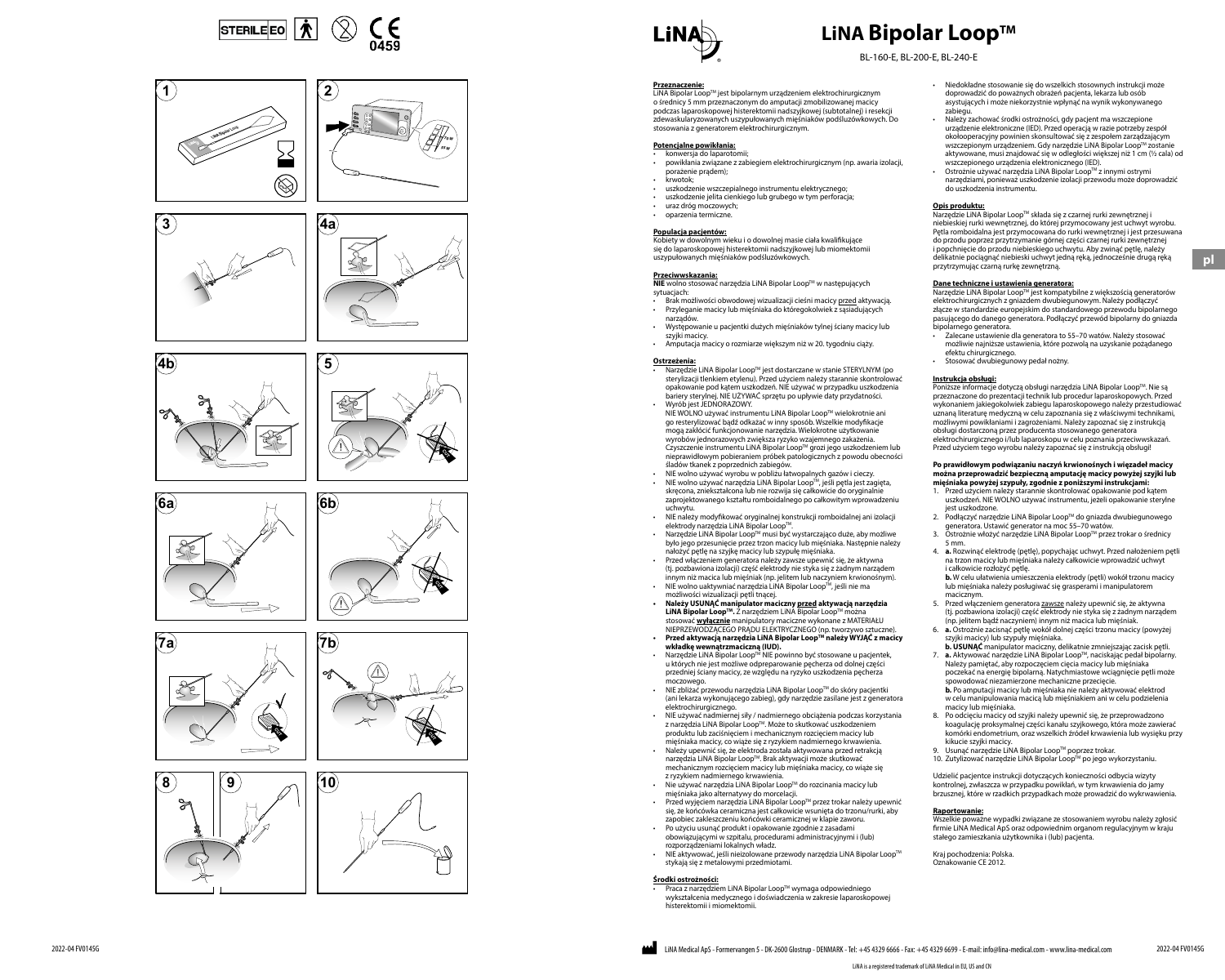# LiNA Bipolar Loop™

BL-160-E, BL-200-E, BL-240-E

**Przeznaczenie:**
LiNA Bipolar Loop™ jest bipolarnym urządzeniem elektrochirurgicznym o średnicy 5 mm przeznaczonym do amputacji zmobilizowanej macicy podczas laparoskopowej histerektomii nadszyjkowej (subtotalnej) i resekcji zdewaskularyzowanych uszypułowanych mięśniaków podśluzówkowych. Do stosowania z generatorem elektrochirurgicznym.

**Potencjalne powikłania:**
- konwersja do laparotomii;
- powikłania związane z zabiegiem elektrochirurgicznym (np. awaria izolacji, porażenie prądem);
- krwotok;
- uszkodzenie wszczepialnego instrumentu elektrycznego;
- uszkodzenie jelita cienkiego lub grubego w tym perforacja;
- uraz dróg moczowych;
- oparzenia termiczne.

**Populacja pacjentów:**
Kobiety w dowolnym wieku i o dowolnej masie ciała kwalifikujące się do laparoskopowej histerektomii nadszyjkowej lub miomektomii uszypułowanych mięśniaków podśluzówkowych.

**Przeciwwskazania:**
**NIE** wolno stosować narzędzia LiNA Bipolar Loop™ w następujących sytuacjach:
- Brak możliwości obwodowej wizualizacji cieśni macicy przed aktywacją.
- Przyleganie macicy lub mięśniaka do któregokolwiek z sąsiadujących narządów.
- Występowanie u pacjentki dużych mięśniaków tylnej ściany macicy lub szyjki macicy.
- Amputacja macicy o rozmiarze większym niż w 20. tygodniu ciąży.

**Ostrzeżenia:**
- Narzędzie LiNA Bipolar Loop™ jest dostarczane w stanie STERYLNYM (po sterylizacji tlenkiem etylenu). Przed użyciem należy starannie skontrolować opakowanie pod kątem uszkodzeń. NIE używać w przypadku uszkodzenia bariery sterylnej. NIE UŻYWAĆ sprzętu po upływie daty przydatności.
- Wyrób jest JEDNORAZOWY.
  NIE WOLNO używać instrumentu LiNA Bipolar Loop™ wielokrotnie ani go resterylizować bądź odkażać w inny sposób. Wszelkie modyfikacje mogą zakłócić funkcjonowanie narzędzia. Wielokrotne użytkowanie wyrobów jednorazowych zwiększa ryzyko wzajemnego zakażenia. Czyszczenie instrumentu LiNA Bipolar Loop™ grozi jego uszkodzeniem lub nieprawidłowym pobieraniem próbek patologicznych z powodu obecności śladów tkanek z poprzednich zabiegów.
- NIE wolno używać wyrobu w pobliżu łatwopalnych gazów i cieczy.
- NIE wolno używać narzędzia LiNA Bipolar Loop™, jeśli pętla jest zagięta, skręcona, zniekształcona lub nie rozwija się całkowicie do oryginalnie zaprojektowanego kształtu romboidalnego po całkowitym wprowadzeniu uchwytu.
- NIE należy modyfikować oryginalnej konstrukcji romboidalnej ani izolacji elektrody narzędzia LiNA Bipolar Loop™.
- Narzędzie LiNA Bipolar Loop™ musi być wystarczająco duże, aby możliwe było jego przesunięcie przez trzon macicy lub mięśniaka. Następnie należy nałożyć pętlę na szyjkę macicy lub szypułę mięśniaka.
- Przed włączeniem generatora należy zawsze upewnić się, że aktywna (tj. pozbawiona izolacji) część elektrody nie styka się z żadnym narządem innym niż macica lub mięśniak (np. jelitem bądź naczyniem krwionośnym).
- NIE wolno uaktywniać narzędzia LiNA Bipolar Loop™, jeśli nie ma możliwości wizualizacji pętli tnącej.
- **Należy USUNĄĆ manipulator maciczny przed aktywacją narzędzia LiNA Bipolar Loop™.** Z narzędziem LiNA Bipolar Loop™ można stosować **wyłącznie** manipulatory maciczne wykonane z MATERIAŁU NIEPRZEWODZĄCEGO PRĄDU ELEKTRYCZNEGO (np. tworzywo sztuczne).
- **Przed aktywacją narzędzia LiNA Bipolar Loop™ należy WYJĄĆ z macicy wkładkę wewnątrzmaciczną (IUD).**
- Narzędzie LiNA Bipolar Loop™ NIE powinno być stosowane u pacjentek, u których nie jest możliwe odpreparowanie pęcherza od dolnej części przedniej ściany macicy, ze względu na ryzyko uszkodzenia pęcherza moczowego.
- NIE zbliżać przewodu narzędzia LiNA Bipolar Loop™ do skóry pacjentki (ani lekarza wykonującego zabieg), gdy narzędzie zasilane jest z generatora elektrochirurgicznego.
- NIE używać nadmiernej siły / nadmiernego obciążenia podczas korzystania z narzędzia LiNA Bipolar Loop™. Może to skutkować uszkodzeniem produktu lub zaciśnięciem i mechanicznym rozcięciem macicy lub mięśniaka macicy, co wiąże się z ryzykiem nadmiernego krwawienia.
- Należy upewnić się, że elektroda została aktywowana przed retrakcją narzędzia LiNA Bipolar Loop™. Brak aktywacji może skutkować mechanicznym rozcięciem macicy lub mięśniaka macicy, co wiąże się z ryzykiem nadmiernego krwawienia.
- Nie używać narzędzia LiNA Bipolar Loop™ do rozcinania macicy lub mięśniaka jako alternatywy do morcelacji.
- Przed wyjęciem narzędzia LiNA Bipolar Loop™ przez trokar należy upewnić się, że końcówka ceramiczna jest całkowicie wsunięta do trzonu/rurki, aby zapobiec zakleszczeniu końcówki ceramicznej w klapie zaworu.
- Po użyciu usunąć produkt i opakowanie zgodnie z zasadami obowiązującymi w szpitalu, procedurami administracyjnymi i (lub) rozporządzeniami lokalnych władz.
- NIE aktywować, jeśli nieizolowane przewody narzędzia LiNA Bipolar Loop™ stykają się z metalowymi przedmiotami.

**Środki ostrożności:**
- Praca z narzędziem LiNA Bipolar Loop™ wymaga odpowiedniego wykształcenia medycznego i doświadczenia w zakresie laparoskopowej histerektomii i miomektomii.
- Niedokładne stosowanie się do wszelkich stosownych instrukcji może doprowadzić do poważnych obrażeń pacjenta, lekarza lub osób asystujących i może niekorzystnie wpłynąć na wynik wykonywanego zabiegu.
- Należy zachować środki ostrożności, gdy pacjent ma wszczepione urządzenie elektroniczne (IED). Przed operacją w razie potrzeby zespół okołooperacyjny powinien skonsultować się z zespołem zarządzającym wszczepionym urządzeniem. Gdy narzędzie LiNA Bipolar Loop™ zostanie aktywowane, musi znajdować się w odległości większej niż 1 cm (½ cala) od wszczepionego urządzenia elektronicznego (IED).
- Ostrożnie używać narzędzia LiNA Bipolar Loop™ z innymi ostrymi narzędziami, ponieważ uszkodzenie izolacji przewodu może doprowadzić do uszkodzenia instrumentu.

**Opis produktu:**
Narzędzie LiNA Bipolar Loop™ składa się z czarnej rurki zewnętrznej i niebieskiej rurki wewnętrznej, do której przymocowany jest uchwyt wyrobu. Pętla romboidalna jest przymocowana do rurki wewnętrznej i jest przesuwana do przodu poprzez przytrzymanie górnej części czarnej rurki zewnętrznej i popychanie do przodu niebieskiego uchwytu. Aby zwinąć pętlę, należy delikatnie pociągnąć niebieski uchwyt jedną ręką, jednocześnie drugą ręką przytrzymując czarną rurkę zewnętrzną.

**Dane techniczne i ustawienia generatora:**
Narzędzie LiNA Bipolar Loop™ jest kompatybilne z większością generatorów elektrochirurgicznych z gniazdem dwubiegunowym. Należy podłączyć złącze w standardzie europejskim do standardowego przewodu bipolarnego pasującego do danego generatora. Podłączyć przewód bipolarny do gniazda bipolarnego generatora.
- Zalecane ustawienie dla generatora to 55–70 watów. Należy stosować możliwie najniższe ustawienia, które pozwolą na uzyskanie pożądanego efektu chirurgicznego.
- Stosować dwubiegunowy pedał nożny.

**Instrukcja obsługi:**
Poniższe informacje dotyczą obsługi narzędzia LiNA Bipolar Loop™. Nie są przeznaczone do prezentacji technik lub procedur laparoskopowych. Przed wykonaniem jakiegokolwiek zabiegu laparoskopowego należy przestudiować uznaną literaturę medyczną w celu zapoznania się z właściwymi technikami, możliwymi powikłaniami i zagrożeniami. Należy zapoznać się z instrukcją obsługi dostarczoną przez producenta stosowanego generatora elektrochirurgicznego i/lub laparoskopu w celu poznania przeciwwskazań. Przed użyciem tego wyrobu należy zapoznać się z instrukcją obsługi!

**Po prawidłowym podwiązaniu naczyń krwionośnych i więzadeł macicy można przeprowadzić bezpieczną amputację macicy powyżej szyjki lub mięśniaka powyżej szypuły, zgodnie z poniższymi instrukcjami:**
1. Przed użyciem należy starannie skontrolować opakowanie pod kątem uszkodzeń. NIE WOLNO używać instrumentu, jeżeli opakowanie sterylne jest uszkodzone.
2. Podłączyć narzędzie LiNA Bipolar Loop™ do gniazda dwubiegunowego generatora. Ustawić generator na moc 55–70 watów.
3. Ostrożnie włożyć narzędzie LiNA Bipolar Loop™ przez trokar o średnicy 5 mm.
4. **a.** Rozwinąć elektrodę (pętlę), popychając uchwyt. Przed nałożeniem pętli na trzon macicy lub mięśniaka należy całkowicie wprowadzić uchwyt i całkowicie rozłożyć pętlę.
   **b.** W celu ułatwienia umieszczenia elektrody (pętli) wokół trzonu macicy lub mięśniaka należy posługiwać się grasperami i manipulatorem macicznym.
5. Przed włączeniem generatora zawsze należy upewnić się, że aktywna (tj. pozbawiona izolacji) część elektrody nie styka się z żadnym narządem (np. jelitem bądź naczyniem) innym niż macica lub mięśniak.
6. **a.** Ostrożnie zacisnąć pętlę wokół dolnej części trzonu macicy (powyżej szyjki macicy) lub szypuły mięśniaka.
   **b. USUNĄĆ** manipulator maciczny, delikatnie zmniejszając zacisk pętli.
7. **a.** Aktywować narzędzie LiNA Bipolar Loop™, naciskając pedał bipolarny. Należy pamiętać, aby rozpocząć cięcia macicy lub mięśniaka poczekać na energię bipolarną. Natychmiastowe wciągnięcie pętli może spowodować niezamierzone mechaniczne przecięcie.
   **b.** Po amputacji macicy lub mięśniaka nie należy aktywować elektrod w celu manipulowania macicą lub mięśniakiem ani w celu podzielenia macicy lub mięśniaka.
8. Po odcięciu macicy od szyjki należy upewnić się, że przeprowadzono koagulację proksymalnej części kanału szyjkowego, która może zawierać komórki endometrium, oraz wszelkich źródeł krwawienia lub wysięku przy kikucie szyjki macicy.
9. Usunąć narzędzie LiNA Bipolar Loop™ poprzez trokar.
10. Zutylizować narzędzie LiNA Bipolar Loop™ po jego wykorzystaniu.

Udzielić pacjentce instrukcji dotyczących konieczności odbycia wizyty kontrolnej, zwłaszcza w przypadku powikłań, w tym krwawienia do jamy brzusznej, które w rzadkich przypadkach może prowadzić do wykrwawienia.

**Raportowanie:**
Wszelkie poważne wypadki związane ze stosowaniem wyrobu należy zgłosić firmie LiNA Medical ApS oraz odpowiednim organom regulacyjnym w kraju stałego zamieszkania użytkownika i (lub) pacjenta.

Kraj pochodzenia: Polska.
Oznakowanie CE 2012.

LiNA Medical ApS - Formervangen 5 - DK-2600 Glostrup - DENMARK - Tel: +45 4329 6666 - Fax: +45 4329 6699 - E-mail: info@lina-medical.com - www.lina-medical.com

LiNA is a registered trademark of LiNA Medical in EU, US and CN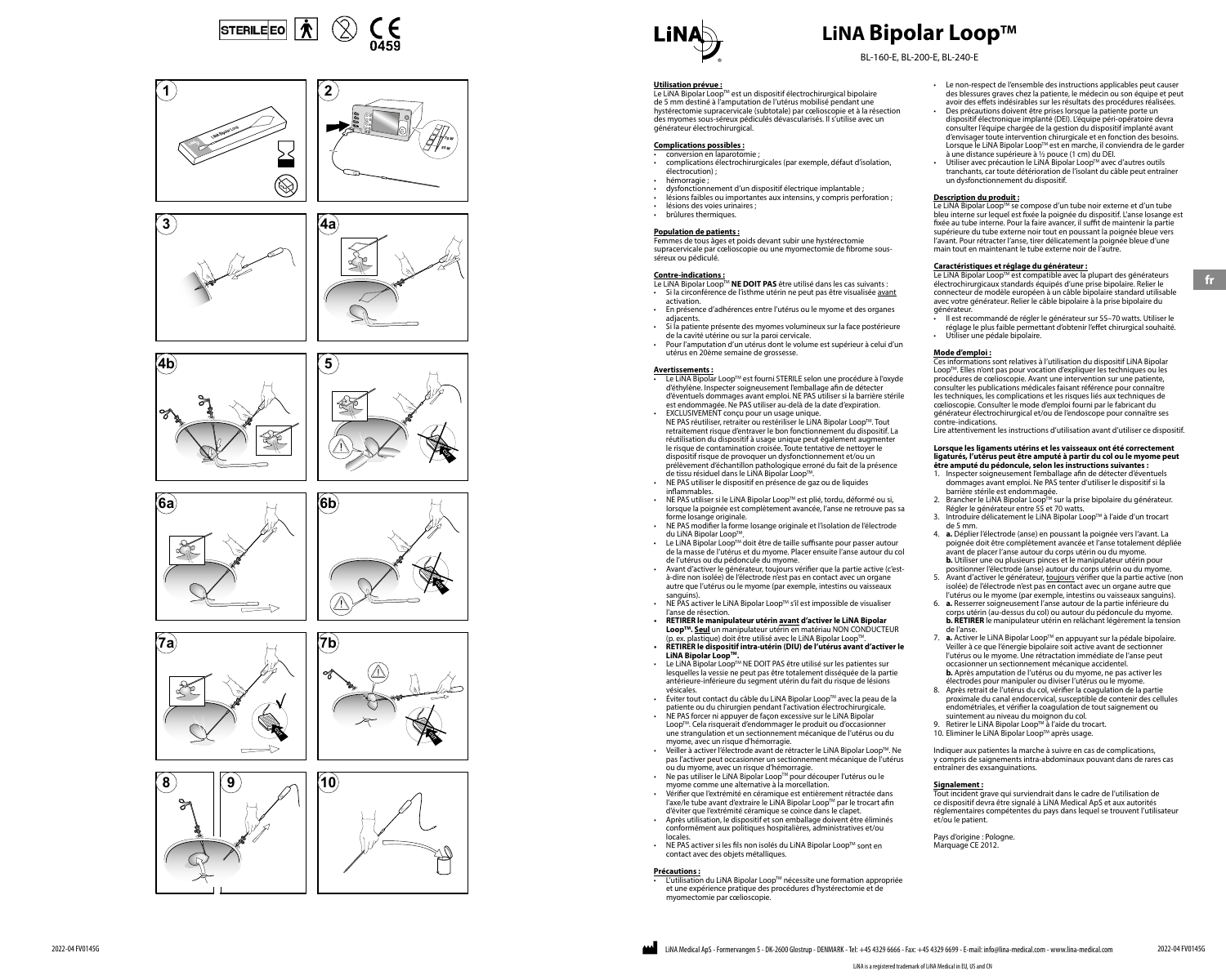# LiNA Bipolar Loop™

BL-160-E, BL-200-E, BL-240-E

**Utilisation prévue :**
Le LiNA Bipolar Loop™ est un dispositif électrochirurgical bipolaire de 5 mm destiné à l'amputation de l'utérus mobilisé pendant une hystérectomie supracervicale (subtotale) par cœlioscopie et à la résection des myomes sous-séreux pédiculés dévascularisés. Il s'utilise avec un générateur électrochirurgical.

**Complications possibles :**
- conversion en laparotomie ;
- complications électrochirurgicales (par exemple, défaut d'isolation, électrocution) ;
- hémorragie ;
- dysfonctionnement d'un dispositif électrique implantable ;
- lésions faibles ou importantes aux intensins, y compris perforation ;
- lésions des voies urinaires ;
- brûlures thermiques.

**Population de patients :**
Femmes de tous âges et poids devant subir une hystérectomie supracervicale par cœlioscopie ou une myomectomie de fibrome sous-séreux ou pédiculé.

**Contre-indications :**
Le LiNA Bipolar Loop™ **NE DOIT PAS** être utilisé dans les cas suivants :
- Si la circonférence de l'isthme utérin ne peut pas être visualisée avant activation.
- En présence d'adhérences entre l'utérus ou le myome et des organes adjacents.
- Si la patiente présente des myomes volumineux sur la face postérieure de la cavité utérine ou sur la paroi cervicale.
- Pour l'amputation d'un utérus dont le volume est supérieur à celui d'un utérus en 20ème semaine de grossesse.

**Avertissements :**
- Le LiNA Bipolar Loop™ est fourni STERILE selon une procédure à l'oxyde d'éthylène. Inspecter soigneusement l'emballage afin de détecter d'éventuels dommages avant emploi. NE PAS utiliser si la barrière stérile est endommagée. Ne PAS utiliser au-delà de la date d'expiration.
- EXCLUSIVEMENT conçu pour un usage unique. NE PAS réutiliser, retraiter ou restériliser le LiNA Bipolar Loop™. Tout retraitement risque d'entraver le bon fonctionnement du dispositif. La réutilisation du dispositif à usage unique peut également augmenter le risque de contamination croisée. Toute tentative de nettoyer le dispositif risque de provoquer un dysfonctionnement et/ou un prélèvement d'échantillon pathologique erroné du fait de la présence de tissu résiduel dans le LiNA Bipolar Loop™.
- NE PAS utiliser le dispositif en présence de gaz ou de liquides inflammables.
- NE PAS utiliser si le LiNA Bipolar Loop™ est plié, tordu, déformé ou si, lorsque la poignée est complètement avancée, l'anse ne retrouve pas sa forme losange originale.
- NE PAS modifier la forme losange originale et l'isolation de l'électrode du LiNA Bipolar Loop™.
- Le LiNA Bipolar Loop™ doit être de taille suffisante pour passer autour de la masse de l'utérus et du myome. Placer ensuite l'anse autour du col de l'utérus ou du pédoncule du myome.
- Avant d'activer le générateur, toujours vérifier que la partie active (c'est-à-dire non isolée) de l'électrode n'est pas en contact avec un organe autre que l'utérus ou le myome (par exemple, intestins ou vaisseaux sanguins).
- NE PAS activer le LiNA Bipolar Loop™ s'il est impossible de visualiser l'anse de résection.
- **RETIRER le manipulateur utérin avant d'activer le LiNA Bipolar Loop™. Seul** un manipulateur utérin en matériau NON CONDUCTEUR (p. ex. plastique) doit être utilisé avec le LiNA Bipolar Loop™.
- **RETIRER le dispositif intra-utérin (DIU) de l'utérus avant d'activer le LiNA Bipolar Loop™.**
- Le LiNA Bipolar Loop™ NE DOIT PAS être utilisé sur les patientes sur lesquelles la vessie ne peut pas être totalement disséquée de la partie antérieure-inférieure du segment utérin du fait du risque de lésions vésicales.
- Éviter tout contact du câble du LiNA Bipolar Loop™ avec la peau de la patiente ou du chirurgien pendant l'activation électrochirurgicale.
- NE PAS forcer ni appuyer de façon excessive sur le LiNA Bipolar Loop™. Cela risquerait d'endommager le produit ou d'occasionner une strangulation et un sectionnement mécanique de l'utérus ou du myome, avec un risque d'hémorragie.
- Veiller à activer l'électrode avant de rétracter le LiNA Bipolar Loop™. Ne pas l'activer peut occasionner un sectionnement mécanique de l'utérus ou du myome, avec un risque d'hémorragie.
- Ne pas utiliser le LiNA Bipolar Loop™ pour découper l'utérus ou le myome comme une alternative à la morcellation.
- Vérifier que l'extrémité en céramique est entièrement rétractée dans l'axe/le tube avant d'extraire le LiNA Bipolar Loop™ par le trocart afin d'éviter que l'extrémité céramique se coince dans le clapet.
- Après utilisation, le dispositif et son emballage doivent être éliminés conformément aux politiques hospitalières, administratives et/ou locales.
- NE PAS activer si les fils non isolés du LiNA Bipolar Loop™ sont en contact avec des objets métalliques.

**Précautions :**
- L'utilisation du LiNA Bipolar Loop™ nécessite une formation appropriée et une expérience pratique des procédures d'hystérectomie et de myomectomie par cœlioscopie.
- Le non-respect de l'ensemble des instructions applicables peut causer des blessures graves chez la patiente, le médecin ou son équipe et peut avoir des effets indésirables sur les résultats des procédures réalisées.
- Des précautions doivent être prises lorsque la patiente porte un dispositif électronique implanté (DEI). L'équipe péri-opératoire devra consulter l'équipe chargée de la gestion du dispositif implanté avant d'envisager toute intervention chirurgicale et en fonction des besoins. Lorsque le LiNA Bipolar Loop™ est en marche, il conviendra de le garder à une distance supérieure à ½ pouce (1 cm) du DEI.
- Utiliser avec précaution le LiNA Bipolar Loop™ avec d'autres outils tranchants, car toute détérioration de l'isolant du câble peut entraîner un dysfonctionnement du dispositif.

**Description du produit :**
Le LiNA Bipolar Loop™ se compose d'un tube noir externe et d'un tube bleu interne sur lequel est fixée la poignée du dispositif. L'anse losange est fixée au tube interne. Pour la faire avancer, il suffit de maintenir la partie supérieure du tube externe noir tout en poussant la poignée bleue vers l'avant. Pour rétracter l'anse, tirer délicatement la poignée bleue d'une main tout en maintenant le tube externe noir de l'autre.

**Caractéristiques et réglage du générateur :**
Le LiNA Bipolar Loop™ se compatible avec la plupart des générateurs électrochirurgicaux standards équipés d'une prise bipolaire. Relier le connecteur de modèle européen à un câble bipolaire standard utilisable avec votre générateur. Relier le câble bipolaire à la prise bipolaire du générateur.
- Il est recommandé de régler le générateur sur 55–70 watts. Utiliser le réglage le plus faible permettant d'obtenir l'effet chirurgical souhaité.
- Utiliser une pédale bipolaire.

**Mode d'emploi :**
Ces informations sont relatives à l'utilisation du dispositif LiNA Bipolar Loop™. Elles n'ont pas pour vocation d'expliquer les techniques ou les procédures de cœlioscopie. Avant une intervention sur une patiente, consulter les publications médicales faisant référence pour connaître les techniques, les complications et les risques liés aux techniques de cœlioscopie. Consulter le mode d'emploi fourni par le fabricant du générateur électrochirurgical et/ou de l'endoscope pour connaître ses contre-indications.
Lire attentivement les instructions d'utilisation avant d'utiliser ce dispositif.

**Lorsque les ligaments utérins et les vaisseaux ont été correctement ligaturés, l'utérus peut être amputé à partir du col ou le myome peut être amputé du pédoncule, selon les instructions suivantes :**
1. Inspecter soigneusement l'emballage afin de détecter d'éventuels dommages avant emploi. Ne PAS tenter d'utiliser le dispositif si la barrière stérile est endommagée.
2. Brancher le LiNA Bipolar Loop™ sur la prise bipolaire du générateur. Régler le générateur entre 55 et 70 watts.
3. Introduire délicatement le LiNA Bipolar Loop™ à l'aide d'un trocart de 5 mm.
4. **a.** Déplier l'électrode (anse) en poussant la poignée vers l'avant. La poignée doit être complètement avancée et l'anse totalement dépliée avant de placer l'anse autour du corps utérin ou du myome. **b.** Utiliser une ou plusieurs pinces et le manipulateur utérin pour positionner l'électrode (anse) autour du corps utérin ou du myome.
5. Avant d'activer le générateur, toujours vérifier que la partie active (non isolée) de l'électrode n'est pas en contact avec un organe autre que l'utérus ou le myome (par exemple, intestins ou vaisseaux sanguins).
6. **a.** Resserrer soigneusement l'anse autour de la partie inférieure du corps utérin (au-dessus du col) ou autour du pédoncule du myome. **b. RETIRER** le manipulateur utérin en relâchant légèrement la tension de l'anse.
7. **a.** Activer le LiNA Bipolar Loop™ en appuyant sur la pédale bipolaire. Veiller à ce que l'énergie bipolaire soit active avant de sectionner l'utérus ou le myome. Une rétractation immédiate de l'anse peut occasionner un sectionnement mécanique accidentel. **b.** Après amputation de l'utérus ou du myome, ne pas activer les électrodes pour manipuler ou diviser l'utérus ou le myome.
8. Après retrait de l'utérus du col, vérifier la coagulation de la partie proximale du canal endocervical, susceptible de contenir des cellules endométriales, et vérifier la coagulation de tout saignement ou suintement au niveau du moignon du col.
9. Retirer le LiNA Bipolar Loop™ à l'aide du trocart.
10. Éliminer le LiNA Bipolar Loop™ après usage.

Indiquer aux patientes la marche à suivre en cas de complications, y compris de saignements intra-abdominaux pouvant dans de rares cas entraîner des exsanguinations.

**Signalement :**
Tout incident grave qui surviendrait dans le cadre de l'utilisation de ce dispositif devra être signalé à LiNA Medical ApS et aux autorités réglementaires compétentes du pays dans lequel se trouvent l'utilisateur et/ou le patient.

Pays d'origine : Pologne.
Marquage CE 2012.

LiNA Medical ApS - Formervangen 5 - DK-2600 Glostrup - DENMARK - Tel: +45 4329 6666 - Fax: +45 4329 6699 - E-mail: info@lina-medical.com - www.lina-medical.com

LiNA is a registered trademark of LiNA Medical in EU, US and CN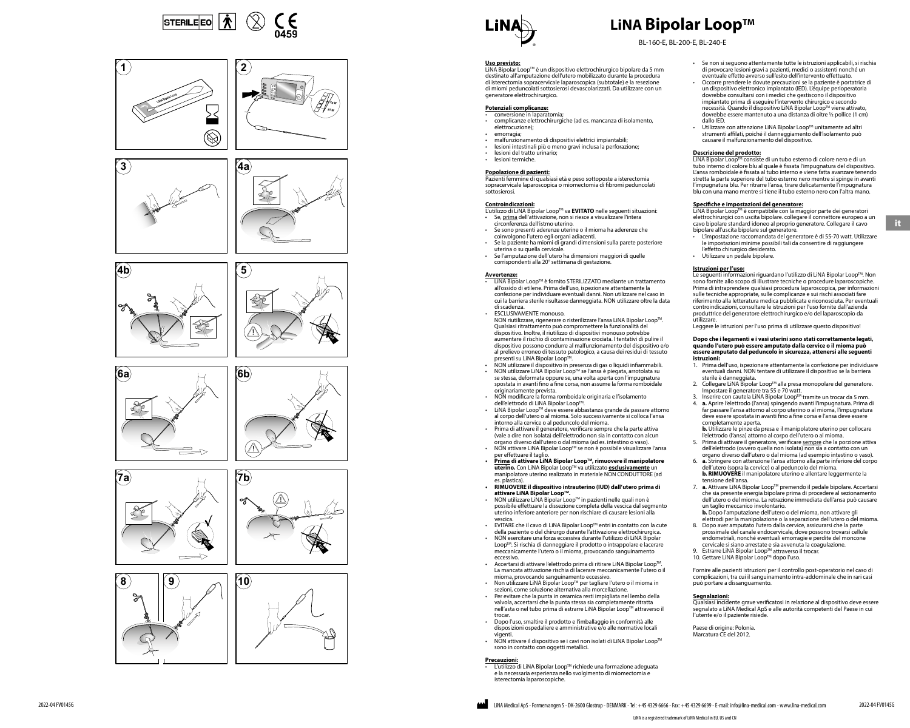# LiNA Bipolar Loop™

BL-160-E, BL-200-E, BL-240-E

**Uso previsto:**
LiNA Bipolar Loop™ è un dispositivo elettrochirurgico bipolare da 5 mm destinato all'amputazione dell'utero mobilizzato durante la procedura di isterectomia sopracervicale laparoscopica (subtotale) e la resezione di miomi peduncolati sottosierosi devascolarizzati. Da utilizzare con un generatore elettrochirurgico.

**Potenziali complicanze:**
- conversione in laparatomia;
- complicanze elettrochirurgiche (ad es. mancanza di isolamento, elettrocuzione);
- emorragia;
- malfunzionamento di dispositivi elettrici impiantabili;
- lesioni intestinali più o meno gravi inclusa la perforazione;
- lesioni del tratto urinario;
- lesioni termiche.

**Popolazione di pazienti:**
Pazienti femmine di qualsiasi età e peso sottoposte a isterectomia sopracervicale laparoscopica o miomectomia di fibromi peduncolati sottosierosi.

**Controindicazioni:**
L'utilizzo di LiNA Bipolar Loop™ va **EVITATO** nelle seguenti situazioni:
- Se, prima dell'attivazione, non si riesce a visualizzare l'intera circonferenza dell'istmo uterino.
- Se sono presenti aderenze uterine o il mioma ha aderenze che coinvolgono l'utero egli organi adiacenti.
- Se la paziente ha miomi di grandi dimensioni sulla parete posteriore uterina o su quella cervicale.
- Se l'amputazione dell'utero ha dimensioni maggiori di quelle corrispondenti alla 20° settimana di gestazione.

**Avvertenze:**
- LiNA Bipolar Loop™ è fornito STERILIZZATO mediante un trattamento all'ossido di etilene. Prima dell'uso, ispezionare attentamente la confezione per individuare eventuali danni. Non utilizzare nel caso in cui la barriera sterile risultasse danneggiata. NON utilizzare oltre la data di scadenza.
- ESCLUSIVAMENTE monouso.
  NON riutilizzare, rigenerare o risterilizzare l'ansa LiNA Bipolar Loop™. Qualsiasi ritrattamento può compromettere la funzionalità del dispositivo. Inoltre, il riutilizzo di dispositivi monouso potrebbe aumentare il rischio di contaminazione crociata. I tentativi di pulire il dispositivo possono condurre al malfunzionamento del dispositivo e/o al prelievo erroneo di tessuto patologico, a causa dei residui di tessuto presenti su LiNA Bipolar Loop™.
- NON utilizzare il dispositivo in presenza di gas o liquidi infiammabili.
- NON utilizzare LiNA Bipolar Loop™ se l'ansa è piegata, arrotolata su se stessa, deformata oppure se, una volta aperta con l'impugnatura spostata in avanti fino a fine corsa, non assume la forma romboidale originariamente prevista.
- NON modificare la forma romboidale originaria e l'isolamento dell'elettrodo di LiNA Bipolar Loop™.
- LiNA Bipolar Loop™ deve essere abbastanza grande da passare attorno al corpo dell'utero o al mioma. Solo successivamente si colloca l'ansa intorno alla cervice o al peduncolo del mioma.
- Prima di attivare il generatore, verificare sempre che la parte attiva (vale a dire non isolata) dell'elettrodo non sia in contatto con alcun organo diverso dall'utero o dal mioma (ad es. intestino o vaso).
- NON attivare LiNA Bipolar Loop™ se non è possibile visualizzare l'ansa per effettuare il taglio.
- **Prima di attivare LiNA Bipolar Loop™, rimuovere il manipolatore uterino.** Con LiNA Bipolar Loop™ va utilizzato **esclusivamente** un manipolatore uterino realizzato in materiale NON CONDUTTORE (ad es. plastica).
- **RIMUOVERE il dispositivo intrauterino (IUD) dall'utero prima di attivare LiNA Bipolar Loop™.**
- NON utilizzare LiNA Bipolar Loop™ in pazienti nelle quali non è possibile effettuare la dissezione completa della vescica dal segmento uterino inferiore anteriore per non rischiare di causare lesioni alla vescica.
- EVITARE che il cavo di LiNA Bipolar Loop™ entri in contatto con la cute della paziente o del chirurgo durante l'attivazione elettrochirurgica.
- NON esercitare una forza eccessiva durante l'utilizzo di LiNA Bipolar Loop™. Si rischia di danneggiare il prodotto o intrappolare e lacerare meccanicamente l'utero o il mioma, provocando sanguinamento eccessivo.
- Accertarsi di attivare l'elettrodo prima di ritirare LiNA Bipolar Loop™. La mancata attivazione rischia di lacerare meccanicamente l'utero o il mioma, provocando sanguinamento eccessivo.
- Non utilizzare LiNA Bipolar Loop™ per tagliare l'utero o il mioma in sezioni, come soluzione alternativa alla morcellazione.
- Per evitare che la punta in ceramica resti impigliata nel lembo della valvola, accertarsi che la punta stessa sia completamente ritratta nell'asta o nel tubo prima di estrarre LiNA Bipolar Loop™ attraverso il trocar.
- Dopo l'uso, smaltire il prodotto e l'imballaggio in conformità alle disposizioni ospedaliere e amministrative e/o alle normative locali vigenti.
- NON attivare il dispositivo se i cavi non isolati di LiNA Bipolar Loop™ sono in contatto con oggetti metallici.

**Precauzioni:**
- L'utilizzo di LiNA Bipolar Loop™ richiede una formazione adeguata e la necessaria esperienza nello svolgimento di miomectomia e isterectomia laparoscopiche.
- Se non si seguono attentamente tutte le istruzioni applicabili, si rischia di provocare lesioni gravi a pazienti, medici o assistenti nonché un eventuale effetto avverso sull'esito dell'intervento effettuato.
- Occorre prendere le dovute precauzioni se la paziente è portatrice di un dispositivo elettronico impiantato (IED). L'équipe perioperatoria dovrebbe consultarsi con i medici che gestiscono il dispositivo impiantato prima di eseguire l'intervento chirurgico e secondo necessità. Quando il dispositivo LiNA Bipolar Loop™ viene attivato, dovrebbe essere mantenuto a una distanza di oltre ½ pollice (1 cm) dallo IED.
- Utilizzare con attenzione LiNA Bipolar Loop™ unitamente ad altri strumenti affilati, poiché il danneggiamento dell'isolamento può causare il malfunzionamento del dispositivo.

**Descrizione del prodotto:**
LiNA Bipolar Loop™ consiste di un tubo esterno di colore nero e di un tubo interno di colore blu al quale è fissata l'impugnatura del dispositivo. L'ansa romboidale è fissata al tubo interno e viene fatta avanzare tenendo stretta la parte superiore del tubo esterno nero mentre si spinge in avanti l'impugnatura blu. Per ritrarre l'ansa, tirare delicatamente l'impugnatura blu con una mano mentre si tiene il tubo esterno nero con l'altra mano.

**Specifiche e impostazioni del generatore:**
LiNA Bipolar Loop™ è compatibile con la maggior parte dei generatori elettrochirurgici con uscita bipolare. collegare il connettore europeo a un cavo bipolare standard idoneo al proprio generatore. Collegare il cavo bipolare all'uscita bipolare sul generatore.
- L'impostazione raccomandata del generatore è di 55-70 watt. Utilizzare le impostazioni minime possibili tali da consentire di raggiungere l'effetto chirurgico desiderato.
- Utilizzare un pedale bipolare.

**Istruzioni per l'uso:**
Le seguenti informazioni riguardano l'utilizzo di LiNA Bipolar Loop™. Non sono fornite allo scopo di illustrare tecniche o procedure laparoscopiche. Prima di intraprendere qualsiasi procedura laparoscopica, per informazioni sulle tecniche appropriate, sulle complicanze e sui rischi associati fare riferimento alla letteratura medica pubblicata e riconosciuta. Per eventuali controindicazioni, consultare le istruzioni per l'uso fornite dall'azienda produttrice del generatore elettrochirurgico e/o del laparoscopio da utilizzare.
Leggere le istruzioni per l'uso prima di utilizzare questo dispositivo!

**Dopo che i legamenti e i vasi uterini sono stati correttamente legati, quando l'utero può essere amputato dalla cervice o il mioma può essere amputato dal peduncolo in sicurezza, attenersi alle seguenti istruzioni:**

1. Prima dell'uso, ispezionare attentamente la confezione per individuare eventuali danni. NON tentare di utilizzare il dispositivo se la barriera sterile è danneggiata.
2. Collegare LiNA Bipolar Loop™ alla presa monopolare del generatore. Impostare il generatore tra 55 e 70 watt.
3. Inserire con cautela LiNA Bipolar Loop™ tramite un trocar da 5 mm.
4. **a.** Aprire l'elettrodo (l'ansa) spingendo avanti l'impugnatura. Prima di far passare l'ansa attorno al corpo uterino o al mioma, l'impugnatura deve essere spostata in avanti fino a fine corsa e l'ansa deve essere completamente aperta.
   **b.** Utilizzare le pinze da presa e il manipolatore uterino per collocare l'elettrodo (l'ansa) attorno al corpo dell'utero o al mioma.
5. Prima di attivare il generatore, verificare sempre che la porzione attiva dell'elettrodo (ovvero quella non isolata) non sia a contatto con un organo diverso dall'utero o dal mioma (ad esempio intestino o vaso).
6. **a.** Stringere con attenzione l'ansa attorno alla parte inferiore del corpo dell'utero (sopra la cervice) o al peduncolo del mioma.
   **b. RIMUOVERE** il manipolatore uterino e allentare leggermente la tensione dell'ansa.
7. **a.** Attivare LiNA Bipolar Loop™ premendo il pedale bipolare. Accertarsi che sia presente energia bipolare prima di procedere al sezionamento dell'utero o del mioma. La retrazione immediata dell'ansa può causare un taglio meccanico involontario.
   **b.** Dopo l'amputazione dell'utero o del mioma, non attivare gli elettrodi per la manipolazione o la separazione dell'utero o del mioma.
8. Dopo aver amputato l'utero dalla cervice, assicurarsi che la parte prossimale del canale endocervicale, dove possono trovarsi cellule endometriali, nonché eventuali emorragie e perdite del moncone cervicale si siano arrestate e sia avvenuta la coagulazione.
9. Estrarre LiNA Bipolar Loop™ attraverso il trocar.
10. Gettare LiNA Bipolar Loop™ dopo l'uso.

Fornire alle pazienti istruzioni per il controllo post-operatorio nel caso di complicazioni, tra cui il sanguinamento intra-addominale che in rari casi può portare a dissanguamento.

**Segnalazioni:**
Qualsiasi incidente grave verificatosi in relazione al dispositivo deve essere segnalato a LiNA Medical ApS e alle autorità competenti del Paese in cui l'utente e/o il paziente risiede.

Paese di origine: Polonia.
Marcatura CE del 2012.

LiNA Medical ApS - Formervangen 5 - DK-2600 Glostrup - DENMARK - Tel: +45 4329 6666 - Fax: +45 4329 6699 - E-mail: info@lina-medical.com - www.lina-medical.com

LiNA is a registered trademark of LiNA Medical in EU, US and CN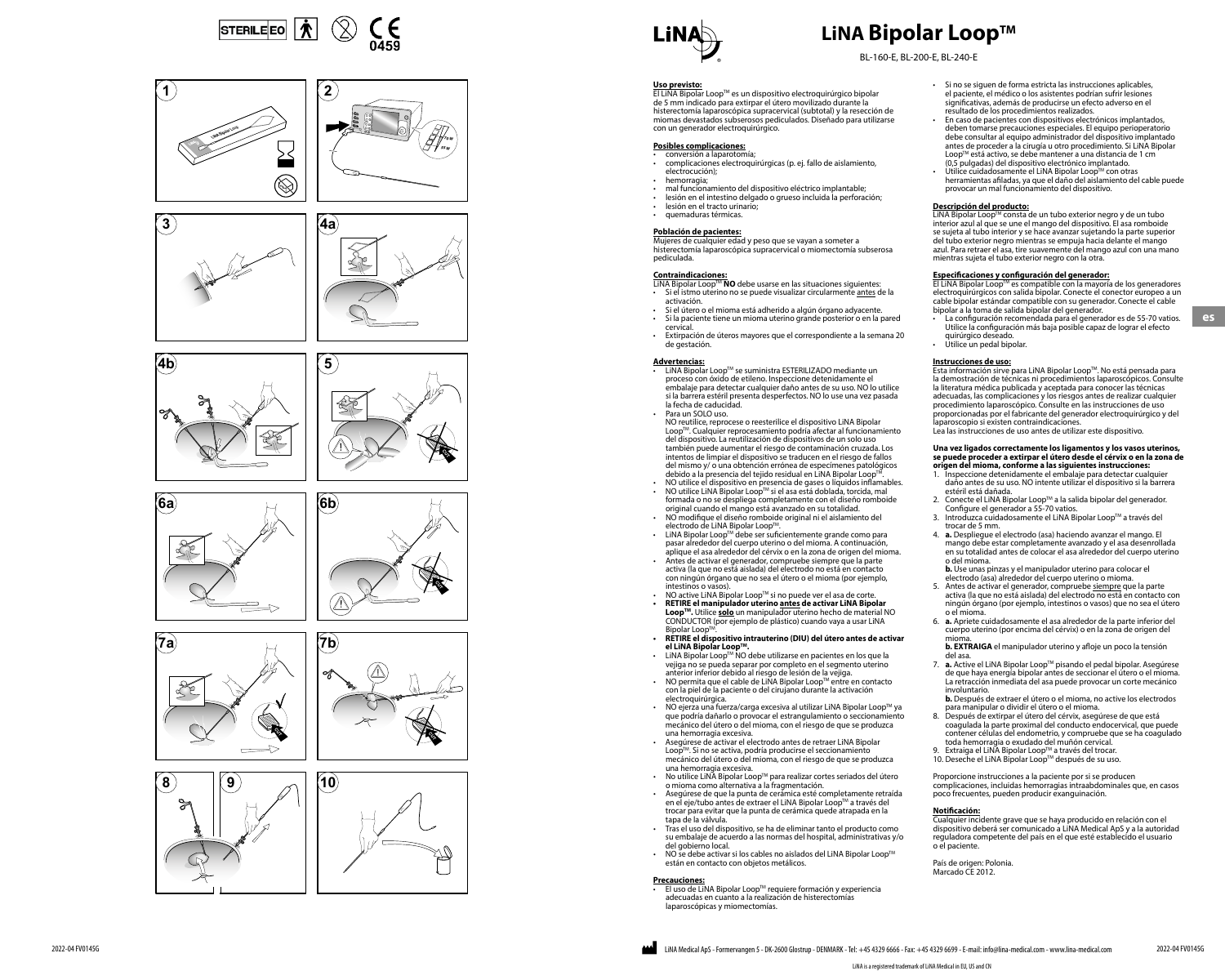# LiNA Bipolar Loop™

BL-160-E, BL-200-E, BL-240-E

**Uso previsto:**
El LiNA Bipolar Loop™ es un dispositivo electroquirúrgico bipolar de 5 mm indicado para extirpar el útero movilizado durante la histerectomía laparoscópica supracervical (subtotal) y la resección de miomas devastados subserosos pediculados. Diseñado para utilizarse con un generador electroquirúrgico.

**Posibles complicaciones:**
- conversión a laparotomía;
- complicaciones electroquirúrgicas (p. ej. fallo de aislamiento, electrocución);
- hemorragia;
- mal funcionamiento del dispositivo eléctrico implantable;
- lesión en el intestino delgado o grueso incluida la perforación;
- lesión en el tracto urinario;
- quemaduras térmicas.

**Población de pacientes:**
Mujeres de cualquier edad y peso que se vayan a someter a histerectomía laparoscópica supracervical o miomectomía subserosa pediculada.

**Contraindicaciones:**
LiNA Bipolar Loop™ **NO** debe usarse en las situaciones siguientes:
- Si el istmo uterino no se puede visualizar circularmente antes de la activación.
- Si el útero o el mioma está adherido a algún órgano adyacente.
- Si la paciente tiene un mioma uterino grande posterior o en la pared cervical.
- Extirpación de úteros mayores que el correspondiente a la semana 20 de gestación.

**Advertencias:**
- LiNA Bipolar Loop™ se suministra ESTERILIZADO mediante un proceso con óxido de etileno. Inspeccione detenidamente el embalaje para detectar cualquier daño antes de su uso. NO lo utilice si la barrera estéril presenta desperfectos. NO lo use una vez pasada la fecha de caducidad.
- Para un SOLO uso.
  NO reutilice, reprocese o reesterilice el dispositivo LiNA Bipolar Loop™. Cualquier reprocesamiento podría afectar al funcionamiento del dispositivo. La reutilización de dispositivos de un solo uso también puede aumentar el riesgo de contaminación cruzada. Los intentos de limpiar el dispositivo se traducen en el riesgo de fallos del mismo y/ o una obtención errónea de especímenes patológicos debido a la presencia del tejido residual en LiNA Bipolar Loop™.
- NO utilice el dispositivo en presencia de gases o líquidos inflamables.
- NO utilice LiNA Bipolar Loop™ si el asa está doblada, torcida, mal formada o no se despliega completamente con el diseño romboide original cuando el mango está avanzado en su totalidad.
- NO modifique el diseño romboide original ni el aislamiento del electrodo de LiNA Bipolar Loop™.
- LiNA Bipolar Loop™ debe ser suficientemente grande como para pasar alrededor del cuerpo uterino o del mioma. A continuación, aplique el asa alrededor del cérvix o en la zona de origen del mioma.
- Antes de activar el generador, compruebe siempre que la parte activa (la que no está aislada) del electrodo no está en contacto con ningún órgano que no sea el útero o el mioma (por ejemplo, intestinos o vasos).
- NO active LiNA Bipolar Loop™ si no puede ver el asa de corte.
- **RETIRE el manipulador uterino antes de activar LiNA Bipolar Loop™.** Utilice **solo** un manipulador uterino hecho de material NO CONDUCTOR (por ejemplo de plástico) cuando vaya a usar LiNA Bipolar Loop™.
- **RETIRE el dispositivo intrauterino (DIU) del útero antes de activar el LiNA Bipolar Loop™.**
- LiNA Bipolar Loop™ NO debe utilizarse en pacientes en los que la vejiga no se pueda separar por completo en el segmento uterino anterior inferior debido al riesgo de lesión de la vejiga.
- NO permita que el cable de LiNA Bipolar Loop™ entre en contacto con la piel de la paciente o del cirujano durante la activación electroquirúrgica.
- NO ejerza una fuerza/carga excesiva al utilizar LiNA Bipolar Loop™ ya que podría dañarlo o provocar el estrangulamiento o seccionamiento mecánico del útero o del mioma, con el riesgo de que se produzca una hemorragia excesiva.
- Asegúrese de activar el electrodo antes de retraer LiNA Bipolar Loop™. Si no se activa, podría producirse el seccionamiento mecánico del útero o del mioma, con el riesgo de que se produzca una hemorragia excesiva.
- No utilice LiNA Bipolar Loop™ para realizar cortes seriados del útero o mioma como alternativa a la fragmentación.
- Asegúrese de que la punta de cerámica esté completamente retraída en el eje/tubo antes de extraer el LiNA Bipolar Loop™ a través del trocar para evitar que la punta de cerámica quede atrapada en la tapa de la válvula.
- Tras el uso del dispositivo, se ha de eliminar tanto el producto como su embalaje de acuerdo a las normas del hospital, administrativas y/o del gobierno local.
- NO se debe activar si los cables no aislados del LiNA Bipolar Loop™ están en contacto con objetos metálicos.

**Precauciones:**
- El uso de LiNA Bipolar Loop™ requiere formación y experiencia adecuadas en cuanto a la realización de histerectomías laparoscópicas y miomectomías.
- Si no se siguen de forma estricta las instrucciones aplicables, el paciente, el médico o los asistentes podrían sufrir lesiones significativas, además de producirse un efecto adverso en el resultado de los procedimientos realizados.
- En caso de pacientes con dispositivos electrónicos implantados, deben tomarse precauciones especiales. El equipo perioperatorio debe consultar al equipo administrador del dispositivo implantado antes de proceder a la cirugía u otro procedimiento. Si LiNA Bipolar Loop™ está activo, se debe mantener a una distancia de 1 cm (0,5 pulgadas) del dispositivo electrónico implantado.
- Utilice cuidadosamente el LiNA Bipolar Loop™ con otras herramientas afiladas, ya que el daño del aislamiento del cable puede provocar un mal funcionamiento del dispositivo.

**Descripción del producto:**
LiNA Bipolar Loop™ consta de un tubo exterior negro y de un tubo interior azul al que se une el mango del dispositivo. El asa romboide se sujeta al tubo interior y se hace avanzar sujetando la parte superior del tubo exterior negro mientras se empuja hacia delante el mango azul. Para retraer el asa, tire suavemente del mango azul con una mano mientras sujeta el tubo exterior negro con la otra.

**Especificaciones y configuración del generador:**
El LiNA Bipolar Loop™ es compatible con la mayoría de los generadores electroquirúrgicos con salida bipolar. Conecte el conector europeo a un cable bipolar estándar compatible con su generador. Conecte el cable bipolar a la toma de salida bipolar del generador.
- La configuración recomendada para el generador es de 55-70 vatios. Utilice la configuración más baja posible capaz de lograr el efecto quirúrgico deseado.
- Utilice un pedal bipolar.

**Instrucciones de uso:**
Esta información sirve para LiNA Bipolar Loop™. No está pensada para la demostración de técnicas ni procedimientos laparoscópicos. Consulte la literatura médica publicada y aceptada para conocer las técnicas adecuadas, las complicaciones y los riesgos antes de realizar cualquier procedimiento laparoscópico. Consulte en las instrucciones de uso proporcionadas por el fabricante del generador electroquirúrgico y del laparoscopio si existen contraindicaciones.
Lea las instrucciones de uso antes de utilizar este dispositivo.

**Una vez ligados correctamente los ligamentos y los vasos uterinos, se puede proceder a extirpar el útero desde el cérvix o en la zona de origen del mioma, conforme a las siguientes instrucciones:**
1. Inspeccione detenidamente el embalaje para detectar cualquier daño antes de su uso. NO intente utilizar el dispositivo si la barrera estéril está dañada.
2. Conecte el LiNA Bipolar Loop™ a la salida bipolar del generador. Configure el generador a 55-70 vatios.
3. Introduzca cuidadosamente el LiNA Bipolar Loop™ a través del trocar de 5 mm.
4. **a.** Despliegue el electrodo (asa) haciendo avanzar el mango. El mango debe estar completamente avanzado y el asa desenrollada en su totalidad antes de colocar el asa alrededor del cuerpo uterino o del mioma.
   **b.** Use unas pinzas y el manipulador uterino para colocar el electrodo (asa) alrededor del cuerpo uterino o mioma.
5. Antes de activar el generador, compruebe siempre que la parte activa (la que no está aislada) del electrodo no esté en contacto con ningún órgano (por ejemplo, intestinos o vasos) que no sea el útero o el mioma.
6. **a.** Apriete cuidadosamente el asa alrededor de la parte inferior del cuerpo uterino (por encima del cérvix) o en la zona de origen del mioma.
   **b. EXTRAIGA** el manipulador uterino y afloje un poco la tensión del asa.
7. **a.** Active el LiNA Bipolar Loop™ pisando el pedal bipolar. Asegúrese de que haya energía bipolar antes de seccionar el útero o el mioma. La retracción inmediata del asa puede provocar un corte mecánico involuntario.
   **b.** Después de extraer el útero o el mioma, no active los electrodos para manipular o dividir el útero o el mioma.
8. Después de extirpar el útero del cérvix, asegúrese de que está coagulada la parte proximal del conducto endocervical, que puede contener células del endometrio, y compruebe que se ha coagulado toda hemorragia o exudado del muñón cervical.
9. Extraiga el LiNA Bipolar Loop™ a través del trocar.
10. Deseche el LiNA Bipolar Loop™ después de su uso.

Proporcione instrucciones a la paciente por si se producen complicaciones, incluidas hemorragias intraabdominales que, en casos poco frecuentes, pueden producir exanguinación.

**Notificación:**
Cualquier incidente grave que se haya producido en relación con el dispositivo deberá ser comunicado a LiNA Medical ApS y a la autoridad reguladora competente del país en el que esté establecido el usuario o el paciente.

País de origen: Polonia.
Marcado CE 2012.

LiNA Medical ApS - Formervangen 5 - DK-2600 Glostrup - DENMARK - Tel: +45 4329 6666 - Fax: +45 4329 6699 - E-mail: info@lina-medical.com - www.lina-medical.com

LiNA is a registered trademark of LiNA Medical in EU, US and CN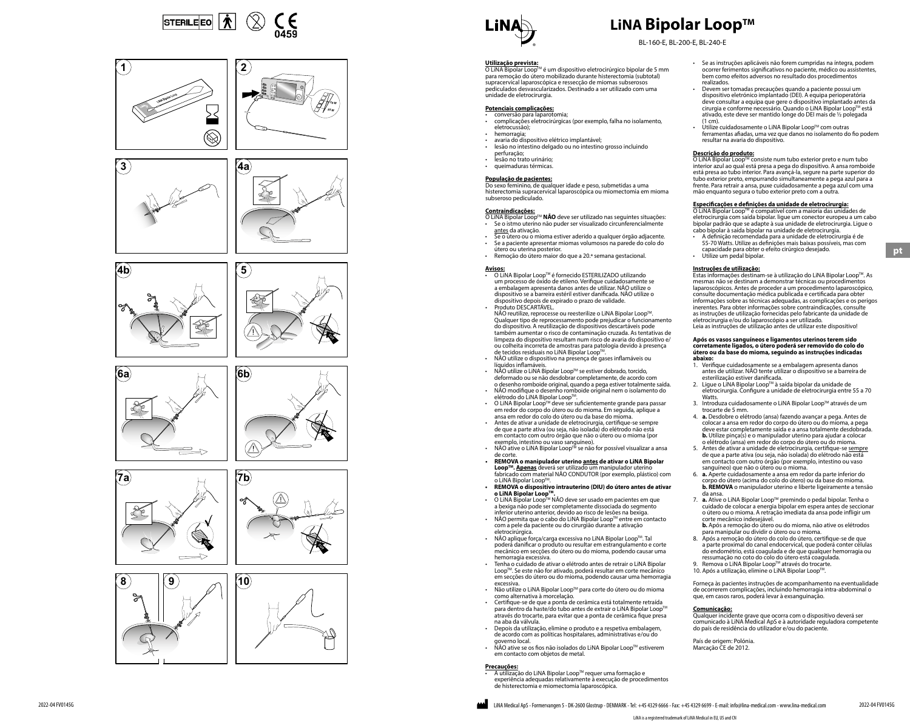# LiNA Bipolar Loop™

BL-160-E, BL-200-E, BL-240-E

**Utilização prevista:**
O LiNA Bipolar Loop™ é um dispositivo eletrocirúrgico bipolar de 5 mm para remoção do útero mobilizado durante histerectomia (subtotal) supracervical laparoscópica e resseção de miomas subserosos pediculados desvascularizados. Destinado a ser utilizado com uma unidade de eletrocirurgia.

**Potenciais complicações:**
- conversão para laparotomia;
- complicações eletrocirúrgicas (por exemplo, falha no isolamento, eletrocussão);
- hemorragia;
- avaria do dispositivo elétrico implantável;
- lesão no intestino delgado ou no intestino grosso incluindo perfuração;
- lesão no trato urinário;
- queimaduras térmicas.

**População de pacientes:**
Do sexo feminino, de qualquer idade e peso, submetidas a uma histerectomia supracervical laparoscópica ou miomectomia em mioma subseroso pediculado.

**Contraindicações:**
O LiNA Bipolar Loop™ **NÃO** deve ser utilizado nas seguintes situações:
- Se o istmo uterino não puder ser visualizado circunferencialmente antes da ativação.
- Se o útero ou o mioma estiver aderido a qualquer órgão adjacente.
- Se a paciente apresentar miomas volumosos na parede do colo do útero ou uterina posterior.
- Remoção do útero maior do que a 20.ª semana gestacional.

**Avisos:**
- O LiNA Bipolar Loop™ é fornecido ESTERILIZADO utilizando um processo de óxido de etileno. Verifique cuidadosamente se a embalagem apresenta danos antes de utilizar. NÃO utilize o dispositivo se a barreira estéril estiver danificada. NÃO utilize o dispositivo depois de expirado o prazo de validade.
- Produto DESCARTÁVEL.
  NÃO reutilize, reprocesse ou reesterilize o LiNA Bipolar Loop™. Qualquer tipo de reprocessamento pode prejudicar o funcionamento do dispositivo. A reutilização de dispositivos descartáveis pode também aumentar o risco de contaminação cruzada. As tentativas de limpeza do dispositivo resultam num risco de avaria do dispositivo e/ou colheita incorreta de amostras para patologia devido à presença de tecidos residuais no LiNA Bipolar Loop™.
- NÃO utilize o dispositivo na presença de gases inflamáveis ou líquidos inflamáveis.
- NÃO utilize o LiNA Bipolar Loop™ se estiver dobrado, torcido, deformado ou se não desdobrar completamente, de acordo com o desenho romboide original, quando a pega estiver totalmente saída.
- NÃO modifique o desenho romboide original nem o isolamento do elétrodo do LiNA Bipolar Loop™.
- O LiNA Bipolar Loop™ deve ser suficientemente grande para passar em redor do corpo do útero ou do mioma. Em seguida, aplique a ansa em redor do colo do útero ou da base do mioma.
- Antes de ativar a unidade de eletrocirurgia, certifique-se sempre de que a parte ativa (ou seja, não isolada) do elétrodo não está em contacto com outro órgão que não o útero ou o mioma (por exemplo, intestino ou vaso sanguíneo).
- NÃO ative o LiNA Bipolar Loop™ se não for possível visualizar a ansa de corte.
- **REMOVA o manipulador uterino antes de ativar o LiNA Bipolar Loop™. Apenas** deverá ser utilizado um manipulador uterino fabricado com material NÃO CONDUTOR (por exemplo, plástico) com o LiNA Bipolar Loop™.
- **REMOVA o dispositivo intrauterino (DIU) do útero antes de ativar o LiNA Bipolar Loop™.**
- O LiNA Bipolar Loop™ NÃO deve ser usado em pacientes em que a bexiga não pode ser completamente dissociada do segmento inferior uterino anterior, devido ao risco de lesões na bexiga.
- NÃO permita que o cabo do LiNA Bipolar Loop™ entre em contacto com a pele da paciente ou do cirurgião durante a ativação eletrocirúrgica.
- NÃO aplique força/carga excessiva no LiNA Bipolar Loop™. Tal poderá danificar o produto ou resultar em estrangulamento e corte mecânico em secções do útero ou do mioma, podendo causar uma hemorragia excessiva.
- Tenha o cuidado de ativar o elétrodo antes de retrair o LiNA Bipolar Loop™. Se este não for ativado, poderá resultar em corte mecânico em secções do útero ou do mioma, podendo causar uma hemorragia excessiva.
- Não utilize o LiNA Bipolar Loop™ para corte do útero ou do mioma como alternativa à morcelação.
- Certifique-se de que a ponta de cerâmica está totalmente retraída para dentro da haste/do tubo antes de extrair o LiNA Bipolar Loop™ através do trocarte, para evitar que a ponta de cerâmica fique presa na aba da válvula.
- Depois da utilização, elimine o produto e a respetiva embalagem, de acordo com as políticas hospitalares, administrativas e/ou do governo local.
- NÃO ative se os fios não isolados do LiNA Bipolar Loop™ estiverem em contacto com objetos de metal.

**Precauções:**
- A utilização do LiNA Bipolar Loop™ requer uma formação e experiência adequadas relativamente à execução de procedimentos de histerectomia e miomectomia laparoscópica.
- Se as instruções aplicáveis não forem cumpridas na íntegra, podem ocorrer ferimentos significativos no paciente, médico ou assistentes, bem como efeitos adversos no resultado dos procedimentos realizados.
- Devem ser tomadas precauções quando a paciente possui um dispositivo eletrónico implantado (DEI). A equipa perioperatória deve consultar a equipa que gere o dispositivo implantado antes da cirurgia e conforme necessário. Quando o LiNA Bipolar Loop™ está ativado, este deve ser mantido longe do DEI mais de ½ polegada (1 cm).
- Utilize cuidadosamente o LiNA Bipolar Loop™ com outras ferramentas afiadas, uma vez que danos no isolamento do fio podem resultar na avaria do dispositivo.

**Descrição do produto:**
O LiNA Bipolar Loop™ consiste num tubo exterior preto e num tubo interior azul ao qual está presa a pega do dispositivo. A ansa romboide está presa ao tubo interior. Para avançá-la, segure na parte superior do tubo exterior preto, empurrando simultaneamente a pega azul para a frente. Para retrair a ansa, puxe cuidadosamente a pega azul com uma mão enquanto segura o tubo exterior preto com a outra.

**Especificações e definições da unidade de eletrocirurgia:**
O LiNA Bipolar Loop™ é compatível com a maioria das unidades de eletrocirurgia com saída bipolar. ligue um conector europeu a um cabo bipolar padrão que se adapte à sua unidade de eletrocirurgia. Ligue o cabo bipolar à saída bipolar na unidade de eletrocirurgia.
- A definição recomendada para a unidade de eletrocirurgia é de 55-70 Watts. Utilize as definições mais baixas possíveis, mas com capacidade para obter o efeito cirúrgico desejado.
- Utilize um pedal bipolar.

**Instruções de utilização:**
Estas informações destinam-se à utilização do LiNA Bipolar Loop™. As mesmas não se destinam a demonstrar técnicas ou procedimentos laparoscópicos. Antes de proceder a um procedimento laparoscópico, consulte documentação médica publicada e certificada para obter informações sobre as técnicas adequadas, as complicações e os perigos inerentes. Para obter informações sobre contraindicações, consulte as instruções de utilização fornecidas pelo fabricante da unidade de eletrocirurgia e/ou do laparoscópio a ser utilizado.
Leia as instruções de utilização antes de utilizar este dispositivo!

**Após os vasos sanguíneos e ligamentos uterinos terem sido corretamente ligados, o útero poderá ser removido do colo do útero ou da base do mioma, seguindo as instruções indicadas abaixo:**

1. Verifique cuidadosamente se a embalagem apresenta danos antes de utilizar. NÃO tente utilizar o dispositivo se a barreira de esterilização estiver danificada.
2. Ligue o LiNA Bipolar Loop™ à saída bipolar da unidade de eletrocirurgia. Configure a unidade de eletrocirurgia entre 55 a 70 Watts.
3. Introduza cuidadosamente o LiNA Bipolar Loop™ através de um trocarte de 5 mm.
4. **a.** Desdobre o elétrodo (ansa) fazendo avançar a pega. Antes de colocar a ansa em redor do corpo do útero ou do mioma, a pega deve estar completamente saída e a ansa totalmente desdobrada. **b.** Utilize pinça(s) e o manipulador uterino para ajudar a colocar o elétrodo (ansa) em redor do corpo do útero ou do mioma.
5. Antes de ativar a unidade de eletrocirurgia, certifique-se sempre de que a parte ativa (ou seja, não isolada) do elétrodo não está em contacto com outro órgão (por exemplo, intestino ou vaso sanguíneo) que não o útero ou o mioma.
6. **a.** Aperte cuidadosamente a ansa em redor da parte inferior do corpo do útero (acima do colo do útero) ou da base do mioma. **b. REMOVA** o manipulador uterino e liberte ligeiramente a tensão da ansa.
7. **a.** Ative o LiNA Bipolar Loop™ premindo o pedal bipolar. Tenha o cuidado de colocar a energia bipolar em espera antes de seccionar o útero ou o mioma. A retração imediata da ansa pode infligir um corte mecânico indesejável.
   **b.** Após a remoção do útero ou do mioma, não ative os elétrodos para manipular ou dividir o útero ou o mioma.
8. Após a remoção do útero do colo do útero, certifique-se de que a parte proximal do canal endocervical, que poderá conter células do endométrio, está coagulada e de que qualquer hemorragia ou ressumação no coto do colo do útero está coagulada.
9. Remova o LiNA Bipolar Loop™ através do trocarte.
10. Após a utilização, elimine o LiNA Bipolar Loop™.

Forneça às pacientes instruções de acompanhamento na eventualidade de ocorrerem complicações, incluindo hemorragia intra-abdominal o que, em casos raros, poderá levar à exsanguinação.

**Comunicação:**
Qualquer incidente grave que ocorra com o dispositivo deverá ser comunicado à LiNA Medical ApS e à autoridade reguladora competente do país de residência do utilizador e/ou do paciente.

País de origem: Polónia.
Marcação CE de 2012.

LiNA Medical ApS - Formervangen 5 - DK-2600 Glostrup - DENMARK - Tel: +45 4329 6666 - Fax: +45 4329 6699 - E-mail: info@lina-medical.com - www.lina-medical.com

LiNA is a registered trademark of LiNA Medical in EU, US and CN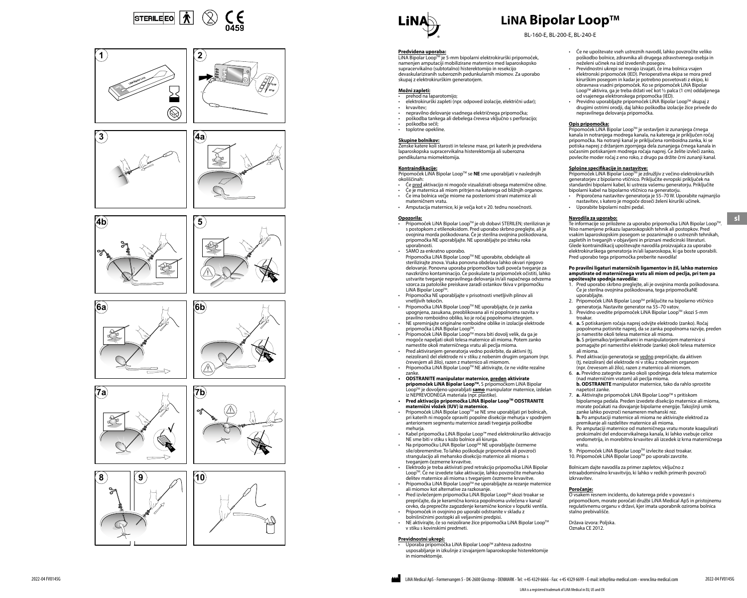# LiNA Bipolar Loop™

BL-160-E, BL-200-E, BL-240-E

**Predvidena uporaba:**
LiNA Bipolar Loop™ je 5-mm bipolarni elektrokirurški pripomoček, namenjen amputaciji mobilizirane maternice med laparoskopsko supracervikalno (subtotalno) histerektomijo in resekciji devaskulariziranih suberoznih pedunkularnih miomov. Za uporabo skupaj z elektrokirurškim generatorjem.

**Možni zapleti:**
- prehod na laparotomijo;
- elektrokirurški zapleti (npr. odpoved izolacije, električni udar);
- krvavitev;
- nepravilno delovanje vsadnega električnega pripomočka;
- poškodba tankega ali debelega črevesa vključno s perforacijo;
- poškodba sečil;
- toplotne opekline.

**Skupine bolnikov:**
Ženske katere koli starosti in telesne mase, pri katerih je predvidena laparoskopska supracervikalna histerektomija ali suberozna pendikularna miomektomija.

**Kontraindikacije:**
Pripomoček LiNA Bipolar Loop™ se **NE** sme uporabljati v naslednjih okoliščinah:
- Če pred aktivacijo ni mogoče vizualizirati obsega maternične ožine.
- Če je maternica ali miom pritrjen na katerega od bližnjih organov.
- Če ima bolnica večje miome na posteriorni strani maternice ali materničnem vratu.
- Amputacija maternice, ki je večja kot v 20. tednu nosečnosti.

**Opozorila:**
- Pripomoček LiNA Bipolar Loop™ je ob dobavi STERILEN; steriliziran je s postopkom z etilenoksidom. Pred uporabo skrbno preglejte, ali je ovojnina morda poškodovana. Če je sterilna ovojnina poškodovana, pripomočka NE uporabljajte. NE uporabljajte po izteku roka uporabnosti.
- SAMO za enkratno uporabo.
  Pripomočka LiNA Bipolar Loop™ NE uporabite, obdelajte ali sterilizirajte znova. Vsaka ponovna obdelava lahko okvari njegovo delovanje. Ponovna uporaba pripomočkov tudi poveča tveganje za navzkrižno kontaminacijo. Če poskušate ta pripomoček očistiti, lahko ustvarite tveganje nepravilnega delovanja in/ali napačnega odvzema vzorca za patološke preiskave zaradi ostankov tkiva v pripomočku LiNA Bipolar Loop™.
- Pripomočka NE uporabljajte v prisotnosti vnetljivih plinov ali vnetljivih tekočin.
- Pripomočka LiNA Bipolar Loop™ NE uporabljajte, če je zanka upognjena, zasukana, preoblikovana ali ni popolnoma razvita v pravilno romboidno obliko, ko je ročaj popolnoma iztegnjen.
- NE spreminjajte originalne romboidne oblike in izolacije elektrode pripomočka LiNA Bipolar Loop™.
- Pripomoček LiNA Bipolar Loop™ mora biti dovolj velik, da ga je mogoče napeljati okoli telesa maternice ali mioma. Potem zanko namestite okoli materničnega vratu ali peclja mioma.
- Pred aktiviranjem generatorja vedno poskrbite, da aktivni (tj. neizolirani) del elektrode ni v stiku z nobenim drugim organom (npr. črevesjem ali žilo), razen z maternico ali miomom.
- Pripomočka LiNA Bipolar Loop™ NE aktivirajte, če ne vidite rezalne zanke.
- **ODSTRANITE manipulator maternice, preden aktivirate pripomoček LiNA Bipolar Loop™.** S pripomočkom LiNA Bipolar Loop™ je dovoljeno uporabljati **samo** manipulator maternice, izdelan iz NEPREVODNEGA materiala (npr. plastike).
- **Pred aktivacijo pripomočka LiNA Bipolar Loop™ ODSTRANITE maternični vložek (IUV) iz maternice.**
- Pripomoček LiNA Bipolar Loop™ se NE sme uporabljati pri bolnicah, pri katerih ni mogoče opraviti popolne disekcije mehurja v spodnjem anteriornem segmentu maternice zaradi tveganja poškodbe mehurja.
- Kabel pripomočka LiNA Bipolar Loop™ med elektrokirurško aktivacijo NE sme biti v stiku s kožo bolnice ali kirurga.
- Na pripomočku LiNA Bipolar Loop™ NE uporabljajte čezmerne sile/obremenitve. To lahko poškoduje pripomoček ali povzroči strangulacijo ali mehansko disekcijo maternice ali mioma s tveganjem čezmerne krvavitve.
- Elektrodo je treba aktivirati pred retrakcijo pripomočka LiNA Bipolar Loop™. Če ne izvedete take aktivacije, lahko povzročite mehansko delitev maternice ali mioma s tveganjem čezmerne krvavitve.
- Pripomočka LiNA Bipolar Loop™ ne uporabljajte za rezanje maternice ali miomov kot alternative za razkosanje.
- Pred izvlečenjem pripomočka LiNA Bipolar Loop™ skozi troakar se prepričajte, da je keramična konica popolnoma uvlečena v kanal/cevko, da preprečite zagozdenje keramične konice v loputki ventila.
- Pripomoček in ovojnino po uporabi odstranite v skladu z bolnišničnimi postopki ali veljavnimi predpisi.
- NE aktivirajte, če so neizolirane žice pripomočka LiNA Bipolar Loop™ v stiku s kovinskimi predmeti.

**Previdnostni ukrepi:**
- Uporaba pripomočka LiNA Bipolar Loop™ zahteva zadostno usposabljanje in izkušnje z izvajanjem laparoskopske histerektomije in miomektomije.
- Če ne upoštevate vseh ustreznih navodil, lahko povzročite veliko poškodbo bolnice, zdravnika ali drugega zdravstvenega osebja in neželeni učinek na izid izvedenih posegov.
- Previdnostni ukrepi se morajo izvajati, če ima bolnica vsajen elektronski pripomoček (IED). Perioperativna ekipa se mora pred kirurškim posegom in kadar je potrebno posvetovati z ekipo, ki obravnava vsadni pripomoček. Ko se pripomoček LiNA Bipolar Loop™ aktivira, ga je treba držati več kot ½ palca (1 cm) oddaljenega od vsajenega elektronskega pripomočka (IED).
- Previdno uporabljajte pripomoček LiNA Bipolar Loop™ skupaj z drugimi ostrimi orodji, daj lahko poškodba izolacije žice privede do nepravilnega delovanja pripomočka.

**Opis pripomočka:**
Pripomoček LiNA Bipolar Loop™ je sestavljen iz zunanjega črnega kanala in notranjega modrega kanala, na katerega je priključen ročaj pripomočka. Na notranji kanal je priključena romboidna zanka, ki se potiska naprej z držanjem zgornjega dela zunanjega črnega kanala in sočasnim potiskanjem modrega ročaja naprej. Če želite izvleči zanko, povlecite moder ročaj z eno roko, z drugo pa držite črni zunanji kanal.

**Splošne specifikacije in nastavitve:**
Pripomoček LiNA Bipolar Loop™ je združljiv z večino elektrokirurških generatorjev z bipolarno vtičnico. Priključite evropski priključek na standardni bipolarni kabel, ki ustreza vašemu generatorju. Priključite bipolarni kabel na bipolarno vtičnico na generatorju.
- Priporočena nastavitev generatorja je 55–70 W. Uporabite najmanjšo nastavitev, s katero je mogoče doseči želeni kirurški učinek.
- Uporabite bipolarni nožni pedal.

**Navodila za uporabo:**
Te informacije so priložene za uporabo pripomočka LiNA Bipolar Loop™. Niso namenjene prikazu laparoskopskih tehnik ali postopkov. Pred vsakim laparoskopskim posegom se poznanimite z ustreznih tehnikah, zapletih in tveganjih v objavljeni in priznani medicinski literaturi. Glede kontraindikacij upoštevajte navodila proizvajalca za uporabo elektrokirurškega generatorja in/ali laparoskopa, ki ga boste uporabili. Pred uporabo tega pripomočka preberite navodila!

**Po pravilni ligaturi materničnih ligamentov in žil, lahko maternico amputirate od materničnega vratu ali miom od peclja, pri tem pa upoštevajte spodnja navodila:**
1. Pred uporabo skrbno preglejte, ali je ovojnina morda poškodovana. Če je sterilna ovojnina poškodovana, tega pripomočkaNE uporabljajte.
2. Pripomoček LiNA Bipolar Loop™ priključite na bipolarno vtičnico generatorja. Nastavite generator na 55–70 vatov.
3. Previdno uvedite pripomoček LiNA Bipolar Loop™ skozi 5-mm troakar.
4. **a.** S potiskanjem ročaja naprej odvijte elektrodo (zanko). Ročaj popolnoma potisnite naprej, da se zanka popolnoma razvije, preden jo namestite okoli telesa maternice ali mioma. **b.** S prijemalko/prijemalkami in manipulatorjem maternice si pomagajte pri namestitvi elektrode (zanke) okoli telesa maternice ali mioma.
5. Pred aktivacijo generatorja se vedno prepričajte, da aktiven (tj. neizoliran) del elektrode ni v stiku z nobenim organom (npr. črevesom ali žilo), razen z maternico ali miomom.
6. **a.** Previdno zategnite zanko okoli spodnjega dela telesa maternice (nad materničnim vratom) ali peclja mioma. **b. ODSTRANITE** manipulator maternice, tako da rahlo sprostite napetost zanke.
7. **a.** Aktivirajte pripomoček LiNA Bipolar Loop™ s pritiskom bipolarnega pedala. Preden izvedete disekcijo maternice ali mioma, morate počakati na dovajanje bipolarne energije. Takojšnji umik zanke lahko povzroči nenameren mehanski rez. **b.** Po amputaciji maternice ali mioma ne aktivirajte elektrod za premikanje ali razdelitev maternice ali mioma.
8. Po amputaciji maternice od materničnega vratu morate koagulirati proksimalni del endocervikalnega kanala, ki lahko vsebuje celice endometrija, in morebitno krvavitev ali izcedek iz krna materničnega vratu.
9. Pripomoček LiNA Bipolar Loop™ izvlecite skozi troakar.
10. Pripomoček LiNA Bipolar Loop™ po uporabi zavrzite.

Bolnicam dajte navodila za primer zapletov, vključno z intraabdominalno krvavitvijo, ki lahko v redkih primerih povzroči izkrvavitev.

**Poročanje:**
O vsakem resnem incidentu, do katerega pride v povezavi s pripomočkom, morate poročati družbi LiNA Medical ApS in pristojnemu regulativnemu organu v državi, kjer imata uporabnik oziroma bolnica stalno prebivališče.

Država izvora: Poljska.
Oznaka CE 2012.

LiNA Medical ApS - Formervangen 5 - DK-2600 Glostrup - DENMARK - Tel: +45 4329 6666 - Fax: +45 4329 6699 - E-mail: info@lina-medical.com - www.lina-medical.com

LiNA is a registered trademark of LiNA Medical in EU, US and CN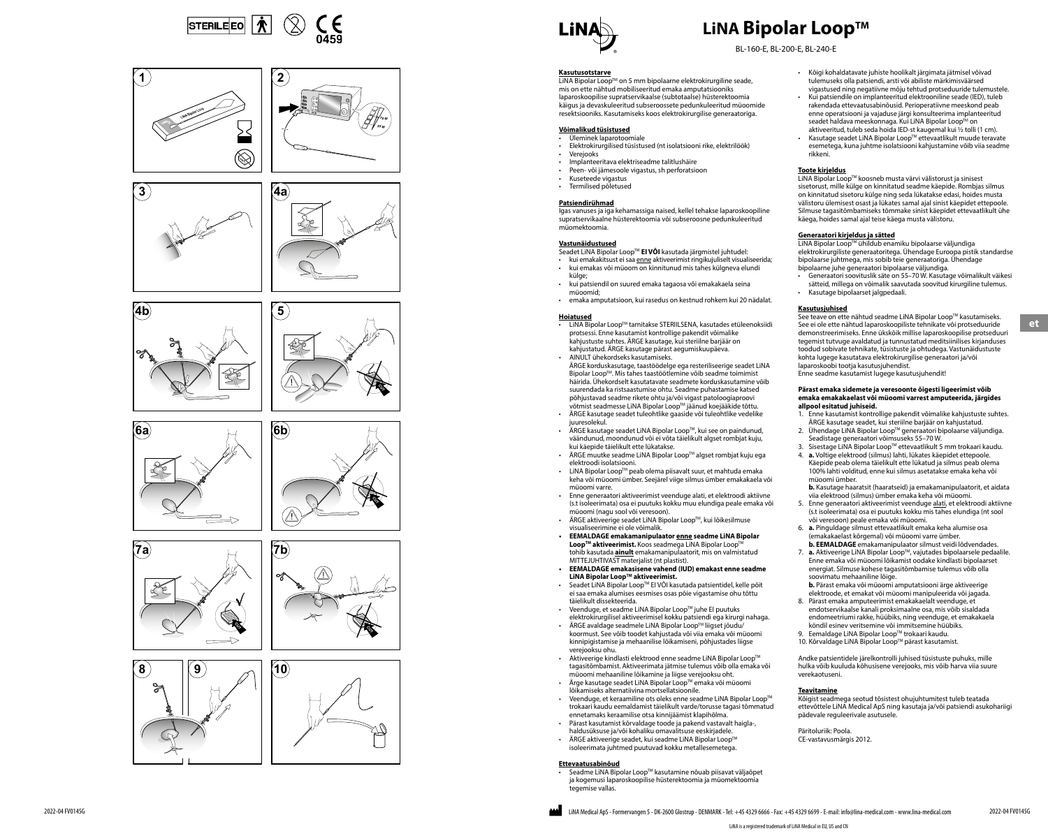STERILE EO CE 0459

# LiNA Bipolar Loop™

BL-160-E, BL-200-E, BL-240-E

### Kasutusotstarve

LiNA Bipolar Loop™ on 5 mm bipolaarne elektrokirurgiline seade, mis on ette nähtud mobiliseeritud emaka amputatsiooniks laparoskoopilise supratservikaalse (subtotaalse) hüsterektoomia käigus ja devaskuleeritud subseroossete pedunkuleeritud müoomide resektsiooniks. Kasutamiseks koos elektrokirurgilise generaatoriga.

### Võimalikud tüsistused

- Üleminek laparotoomiale
- Elektrokirurgilised tüsistused (nt isolatsiooni rike, elektrilöök)
- Verejooks
- Implanteeritava elektriseadme talitlushäire
- Peen- või jämesoole vigastus, sh perforatsioon
- Kuseteede vigastus
- Termilised põletused

### Patsiendirühmad

Igas vanuses ja iga kehamassiga naised, kellel tehakse laparoskoopiline supratservikaalne hüsterektoomia või subseroosne pedunkuleeritud müomektoomia.

### Vastunäidustused

Seadet LiNA Bipolar Loop™ **EI VÕI** kasutada järgmistel juhtudel:

- kui emakakitsust ei saa enne aktiveerimist ringikujuliselt visualiseerida;
- kui emakas või müoom on kinnitunud mis tahes külgneva elundi külge;
- kui patsiendil on suured emaka tagaosa või emakakaela seina müoomid;
- emaka amputatsioon, kui rasedus on kestnud rohkem kui 20 nädalat.

### Hoiatused

- LiNA Bipolar Loop™ tarnitakse STERIILSENA, kasutades etüleenoksiidi protsessi. Enne kasutamist kontrollige pakendit võimalike kahjustuste suhtes. ÄRGE kasutage, kui steriilne barjäär on kahjustatud. ÄRGE kasutage pärast aegumiskuupäeva.
- AINULT ühekordseks kasutamiseks.
  ÄRGE korduskasutage, taastöödelge ega resteriliseerige seadet LiNA Bipolar Loop™. Mis tahes taastöötlemine võib seadme toimimist häirida. Ühekordselt kasutatava seadme korduskasutamine võib suurendada ka ristsaastumise ohtu. Seadme puhastamise katsed põhjustavad seadme rikete ohtu ja/või vigast patoloogiaproovi võtmist seadmesse LiNA Bipolar Loop™ jäänud koejääkide tõttu.
- ÄRGE kasutage seadet tuleohtlike gaaside või tuleohtlike vedelike juuresolekul.
- ÄRGE kasutage seadet LiNA Bipolar Loop™, kui see on paindunud, väändunud, moondunud või ei võta täielikult algset rombjat kuju, kui käepide täielikult ette lükatakse.
- ÄRGE muutke seadme LiNA Bipolar Loop™ algset rombjat kuju ega elektroodi isolatsiooni.
- LiNA Bipolar Loop™ peab olema piisavalt suur, et mahtuda emaka keha või müoomi ümber. Seejärel viige silmus ümber emakakaela või müoomi varre.
- Enne generaatori aktiveerimist veenduge alati, et elektroodi aktiivne (s.t isoleerimata) osa ei puutuks kokku muu elundiga peale emaka või müoomi (nagu sool või veresoon).
- ÄRGE aktiveerige seadet LiNA Bipolar Loop™, kui lõikesilmuse visualiseerimine ei ole võimalik.
- **EEMALDAGE emakamanipulaator enne seadme LiNA Bipolar Loop™ aktiveerimist.** Koos seadmega LiNA Bipolar Loop™ tohib kasutada **ainult** emakamanipulaatorit, mis on valmistatud MITTEJUHTIVAST materjalist (nt plastist).
- **EEMALDAGE emakasisene vahend (IUD) emakast enne seadme LiNA Bipolar Loop™ aktiveerimist.**
- Seadet LiNA Bipolar Loop™ EI VÕI kasutada patsientidel, kelle põit ei saa emaka alumises eesmises osas põie vigastamise ohu tõttu täielikult dissekteerida.
- Veenduge, et seadme LiNA Bipolar Loop™ juhe EI puutuks elektrokirurgilisel aktiveerimisel kokku patsiendi ega kirurgi nahaga.
- ÄRGE avaldage seadmele LiNA Bipolar Loop™ liigset jõudu/koormust. See võib toodet kahjustada või viia emaka või müoomi kinnipigistamise ja mehaanilise lõikamiseni, põhjustades liigse verejooksu ohu.
- Aktiveerige kindlasti elektrood enne seadme LiNA Bipolar Loop™ tagasitõmbamist. Aktiveerimata jätmise tulemus võib olla emaka või müoomi mehaaniline lõikamine ja liigse verejooksu oht.
- Ärge kasutage seadet LiNA Bipolar Loop™ emaka või müoomi lõikamiseks alternatiivina mortsellatsioonile.
- Veenduge, et keraamiline ots oleks enne seadme LiNA Bipolar Loop™ trokaari kaudu eemaldamist täielikult varde/torusse tagasi tõmmatud ennetamaks keraamilise otsa kinnijäämist klapihõlma.
- Pärast kasutamist kõrvaldage toode ja pakend vastavalt haigla-, haldusüksuse ja/või kohaliku omavalitsuse eeskirjadele.
- ÄRGE aktiveerige seadet, kui seadme LiNA Bipolar Loop™ isoleerimata juhtmed puutuvad kokku metallesemetega.

### Ettevaatusabinõud

- Seadme LiNA Bipolar Loop™ kasutamine nõuab piisavat väljaõpet ja kogemusi laparoskoopilise hüsterektoomia ja müomektoomia tegemise vallas.
- Kõigi kohaldatavate juhiste hoolikalt järgimata jätmisel võivad tulemuseks olla patsiendi, arsti või abiliste märkimisväärsed vigastused ning negatiivne mõju tehtud protseduuride tulemustele.
- Kui patsiendile on implanteeritud elektrooniline seade (IED), tuleb rakendada ettevaatusabinõusid. Perioperatiivne meeskond peab enne operatsiooni ja vajaduse järgi konsulteerima implanteeritud seadet haldava meeskonnaga. Kui LiNA Bipolar Loop™ on aktiveeritud, tuleb seda hoida IED-st kaugemal kui ½ tolli (1 cm).
- Kasutage seadet LiNA Bipolar Loop™ ettevaatlikult muude teravate esemetega, kuna juhtme isolatsiooni kahjustamine võib viia seadme rikkeni.

### Toote kirjeldus

LiNA Bipolar Loop™ koosneb musta värvi välistorust ja sinisest sisetorust, mille külge on kinnitatud seadme käepide. Rombjas silmus on kinnitatud sisetoru külge ning seda lükatakse edasi, hoides musta välistoru ülemisest osast ja lükates samal ajal sinist käepidet ettepoole. Silmuse tagasitõmbamiseks tõmmake sinist käepidet ettevaatlikult ühe käega, hoides samal ajal teise käega musta välistoru.

### Generaatori kirjeldus ja sätted

LiNA Bipolar Loop™ ühildub enamiku bipolaarse väljundiga elektrokirurgiliste generaatoritega. Ühendage Euroopa pistik standardse bipolaarse juhtmega, mis sobib teie generaatoriga. Ühendage bipolaarne juhe generaatori bipolaarse väljundiga.

- Generaatori soovituslik säte on 55–70 W. Kasutage võimalikult väikesi sätteid, millega on võimalik saavutada soovitud kirurgiline tulemus.
- Kasutage bipolaarset jalgpedaali.

### Kasutusjuhised

See teave on ette nähtud seadme LiNA Bipolar Loop™ kasutamiseks. See ei ole ette nähtud laparoskoopiliste tehnikate või protseduuride demonstreerimiseks. Enne ükskõik millise laparoskoopilise protseduuri tegemist tutvuge avaldatud ja tunnustatud meditsiinilises kirjanduses toodud sobivate tehnikate, tüsistuste ja ohtudega. Vastunäidustuste kohta lugege kasutatava elektrokirurgilise generaatori ja/või laparoskoobi tootja kasutusjuhendist.
Enne seadme kasutamist lugege kasutusjuhendit!

**Pärast emaka sidemete ja veresoonte õigesti ligeerimist võib emaka emakakaelast või müoomi varrest amputeerida, järgides allpool esitatud juhiseid.**

1. Enne kasutamist kontrollige pakendit võimalike kahjustuste suhtes. ÄRGE kasutage seadet, kui steriilne barjäär on kahjustatud.
2. Ühendage LiNA Bipolar Loop™ generaatori bipolaarse väljundiga. Seadistage generaatori võimsuseks 55–70 W.
3. Sisestage LiNA Bipolar Loop™ ettevaatlikult 5 mm trokaari kaudu.
4. **a.** Voltige elektrood (silmus) lahti, lükates käepidet ettepoole. Käepide peab olema täielikult ette lükatud ja silmus peab olema 100% lahti volditud, enne kui silmus asetatakse emaka keha või müoomi ümber.
   **b.** Kasutage haaratsit (haaratseid) ja emakamanipulaatorit, et aidata viia elektrood (silmus) ümber emaka keha või müoomi.
5. Enne generaatori aktiveerimist veenduge alati, et elektroodi aktiivne (s.t isoleerimata) osa ei puutuks kokku mis tahes elundiga (nt sool või veresoon) peale emaka või müoomi.
6. **a.** Pinguldage silmust ettevaatlikult emaka keha alumise osa (emakakaelast kõrgemal) või müoomi varre ümber.
   **b. EEMALDAGE** emakamanipulaator silmust veidi lõdvendades.
7. **a.** Aktiveerige LiNA Bipolar Loop™, vajutades bipolaarsele pedaalile. Enne emaka või müoomi lõikamist oodake kindlasti bipolaarset energiat. Silmuse kohese tagasitõmbamise tulemus võib olla soovimatu mehaaniline lõige.
   **b.** Pärast emaka või müoomi amputatsiooni ärge aktiveerige elektroode, et emakat või müoomi manipuleerida või jagada.
8. Pärast emaka amputeerimist emakakaelalt veenduge, et endotservikaalse kanali proksimaalne osa, mis võib sisaldada endomeetriumi rakke, hüübiks, ning veenduge, et emakakaela känd ei esineks veritsemine või immitsemine hüübiks.
9. Eemaldage LiNA Bipolar Loop™ trokaari kaudu.
10. Kõrvaldage LiNA Bipolar Loop™ pärast kasutamist.

Andke patsientidele järelkontrolli juhised tüsistuste puhuks, mille hulka võib kuuluda kõhusisene verejooks, mis võib harva viia suure verekaotuseni.

### Teavitamine

Kõigist seadmega seotud tõsistest ohujuhtumitest tuleb teatada ettevõttele LiNA Medical ApS ning kasutaja ja/või patsiendi asukohariigi pädevale reguleerivale asutusele.

Päritoluriik: Poola.
CE-vastavusmärgis 2012.

2022-04 FV0145G

LiNA Medical ApS - Formervangen 5 - DK-2600 Glostrup - DENMARK - Tel: +45 4329 6666 - Fax: +45 4329 6699 - E-mail: info@lina-medical.com - www.lina-medical.com

LiNA is a registered trademark of LiNA Medical in EU, US and CN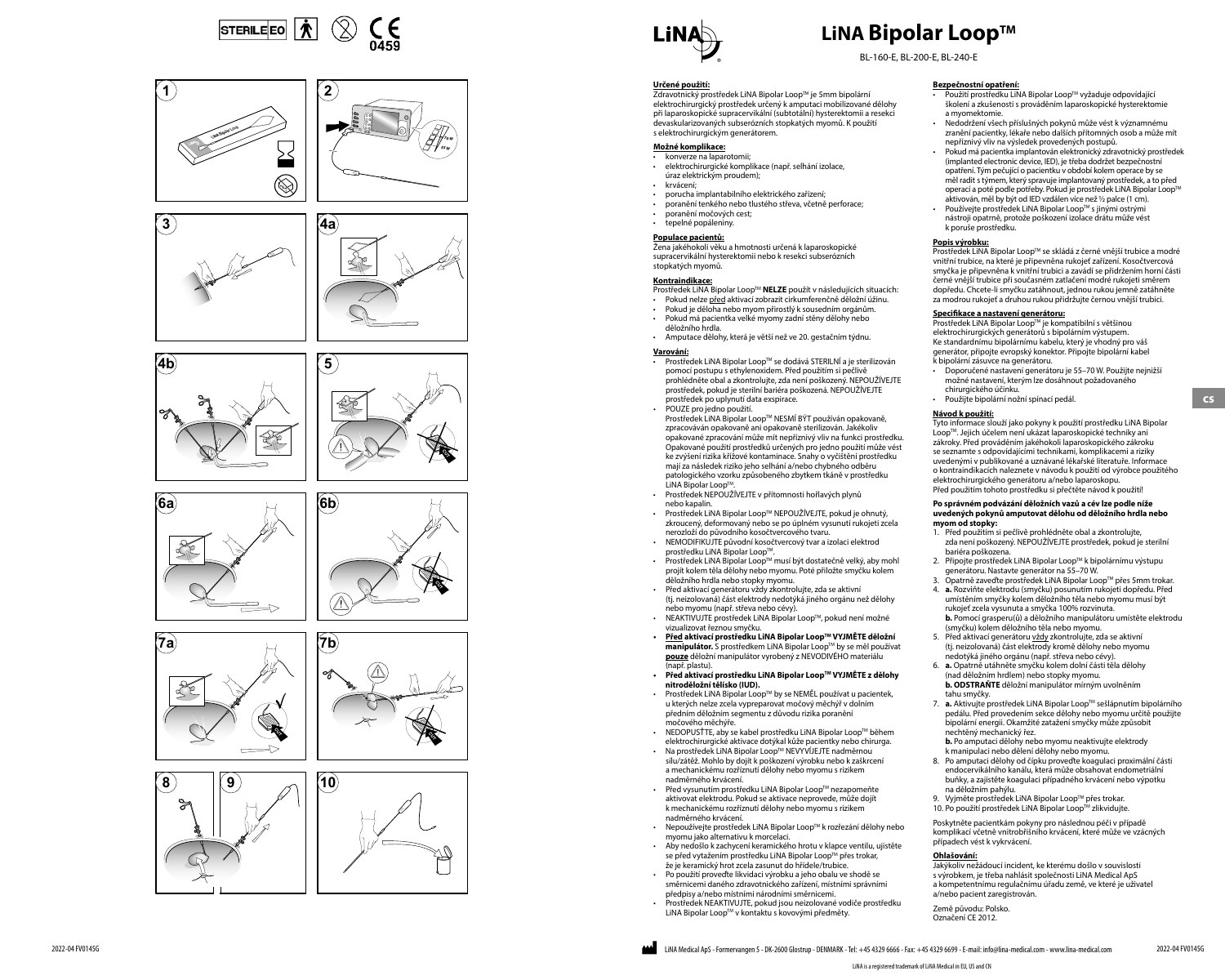# LiNA Bipolar Loop™

BL-160-E, BL-200-E, BL-240-E

**Určené použití:**

Zdravotnický prostředek LiNA Bipolar Loop™ je 5mm bipolární elektrochirurgický prostředek určený k amputaci mobilizované dělohy při laparoskopické supracervikální (subtotální) hysterektomii a resekci devaskularizovaných subserózních stopkatých myomů. K použití s elektrochirurgickým generátorem.

**Možné komplikace:**

- konverze na laparotomii;
- elektrochirurgické komplikace (např. selhání izolace, úraz elektrickým proudem);
- krvácení;
- porucha implantabilního elektrického zařízení;
- poranění tenkého nebo tlustého střeva, včetně perforace;
- poranění močových cest;
- tepelné popáleniny.

**Populace pacientů:**

Žena jakéhokoli věku a hmotnosti určená k laparoskopické supracervikální hysterektomii nebo k resekci subserózních stopkatých myomů.

**Kontraindikace:**

Prostředek LiNA Bipolar Loop™ **NELZE** použít v následujících situacích:

- Pokud nelze před aktivací zobrazit cirkumferenčně děložní úžinu.
- Pokud je děloha nebo myom přirostlý k sousedním orgánům.
- Pokud má pacientka velké myomy zadní stěny dělohy nebo děložního hrdla.
- Amputace dělohy, která je větší než ve 20. gestačním týdnu.

**Varování:**

- Prostředek LiNA Bipolar Loop™ se dodává STERILNÍ a je sterilizován pomocí postupu s ethylenoxidem. Před použitím si pečlivě prohlédněte obal a zkontrolujte, zda není poškozený. NEPOUŽÍVEJTE prostředek, pokud je sterilní bariéra poškozená. NEPOUŽÍVEJTE prostředek po uplynutí data exspirace.
- POUZE pro jedno použití.
  Prostředek LiNA Bipolar Loop™ NESMÍ BÝT používán opakovaně, zpracováván opakovaně ani opakovaně sterilizován. Jakékoliv opakované zpracování může mít nepříznivý vliv na funkci prostředku. Opakované použití prostředků určených pro jedno použití může vést ke zvýšení rizika křížové kontaminace. Snahy o vyčištění prostředku mají za následek riziko jeho selhání a/nebo chybného odběru patologického vzorku způsobeného zbytkem tkáně v prostředku LiNA Bipolar Loop™.
- Prostředek NEPOUŽÍVEJTE v přítomnosti hořlavých plynů nebo kapalin.
- Prostředek LiNA Bipolar Loop™ NEPOUŽÍVEJTE, pokud je ohnutý, zkroucený, deformovaný nebo se po úplném vysunutí rukojeti zcela nerozloží do původního kosočtvercového tvaru.
- NEMODIFIKUJTE původní kosočtvercový tvar a izolaci elektrod prostředku LiNA Bipolar Loop™.
- Prostředek LiNA Bipolar Loop™ musí být dostatečně velký, aby mohl projít kolem těla dělohy nebo myomu. Poté přiložte smyčku kolem děložního hrdla nebo stopky myomu.
- Před aktivací generátoru vždy zkontrolujte, zda se aktivní (tj. neizolovaná) část elektrody nedotýká jiného orgánu než dělohy nebo myomu (např. střeva nebo cévy).
- NEAKTIVUJTE prostředek LiNA Bipolar Loop™, pokud není možné vizualizovat řeznou smyčku.
- **Před aktivací prostředku LiNA Bipolar Loop™ VYJMĚTE děložní manipulátor.** S prostředkem LiNA Bipolar Loop™ by se měl používat **pouze** děložní manipulátor vyrobený z NEVODIVÉHO materiálu (např. plastu).
- **Před aktivací prostředku LiNA Bipolar Loop™ VYJMĚTE z dělohy nitroděložní tělísko (IUD).**
- Prostředek LiNA Bipolar Loop™ by se NEMĚL používat u pacientek, u kterých nelze zcela vypreparovat močový měchýř v dolním předním děložním segmentu z důvodu rizika poranění močového měchýře.
- NEDOPUSŤTE, aby se kabel prostředku LiNA Bipolar Loop™ během elektrochirurgické aktivace dotýkal kůže pacientky nebo chirurga.
- Na prostředek LiNA Bipolar Loop™ NEVYVÍJEJTE nadměrnou sílu/zátěž. Mohlo by dojít k poškození výrobku nebo k zaškrcení a mechanickému rozříznutí dělohy nebo myomu s rizikem nadměrného krvácení.
- Před vysunutím prostředku LiNA Bipolar Loop™ nezapomeňte aktivovat elektrodu. Pokud se aktivace neprovede, může dojít k mechanickému rozříznutí dělohy nebo myomu s rizikem nadměrného krvácení.
- Nepoužívejte prostředek LiNA Bipolar Loop™ k rozřezání dělohy nebo myomu jako alternativu k morcelaci.
- Aby nedošlo k zachycení keramického hrotu v klapce ventilu, ujistěte se před vytažením prostředku LiNA Bipolar Loop™ přes trokar, že je keramický hrot zcela zasunut do hřídele/trubice.
- Po použití proveďte likvidaci výrobku a jeho obalu ve shodě se směrnicemi daného zdravotnického zařízení, místními správními předpisy a/nebo místními národními směrnicemi.
- Prostředek NEAKTIVUJTE, pokud jsou neizolované vodiče prostředku LiNA Bipolar Loop™ v kontaktu s kovovými předměty.

**Bezpečnostní opatření:**

- Použití prostředku LiNA Bipolar Loop™ vyžaduje odpovídající školení a zkušenosti s prováděním laparoskopické hysterektomie a myomektomie.
- Nedodržení všech příslušných pokynů může vést k významnému zranění pacientky, lékaře nebo dalších přítomných osob a může mít nepříznivý vliv na výsledek provedených postupů.
- Pokud má pacientka implantován elektronický zdravotnický prostředek (implanted electronic device, IED), je třeba dodržet bezpečnostní opatření. Tým pečující o pacientku v období kolem operace by se měl radit s týmem, který spravuje implantovaný prostředek, a to před operací a poté podle potřeby. Pokud je prostředek LiNA Bipolar Loop™ aktivován, měl by být od IED vzdálen více než ½ palce (1 cm).
- Používejte prostředek LiNA Bipolar Loop™ s jinými ostrými nástroji opatrně, protože poškození izolace drátu může vést k poruše prostředku.

**Popis výrobku:**

Prostředek LiNA Bipolar Loop™ se skládá z černé vnější trubice a modré vnitřní trubice, na které je připevněna rukojeť zařízení. Kosočtvercová smyčka je připevněna k vnitřní trubici a zavádí se přidržením horní části černé vnější trubice při současném zatlačení modré rukojeti směrem dopředu. Chcete-li smyčku zatáhnout, jednou rukou jemně zatáhněte za modrou rukojeť a druhou rukou přidržujte černou vnější trubici.

**Specifikace a nastavení generátoru:**

Prostředek LiNA Bipolar Loop™ je kompatibilní s většinou elektrochirurgických generátorů s bipolárním výstupem. Ke standardnímu bipolárnímu kabelu, který je vhodný pro váš generátor, připojte evropský konektor. Připojte bipolární kabel k bipolární zásuvce na generátoru.

- Doporučené nastavení generátoru je 55–70 W. Použijte nejnižší možné nastavení, kterým lze dosáhnout požadovaného chirurgického účinku.
- Použijte bipolární nožní spínací pedál.

**Návod k použití:**

Tyto informace slouží jako pokyny k použití prostředku LiNA Bipolar Loop™. Jejich účelem není ukázat laparoskopické techniky ani zákroky. Před prováděním jakéhokoli laparoskopického zákroku se seznamte s odpovídajícími technikami, komplikacemi a riziky uvedenými v publikované a uznávané lékařské literatuře. Informace o kontraindikacích naleznete v návodu k použití od výrobce použitého elektrochirurgického generátoru a/nebo laparoskopu.
Před použitím tohoto prostředku si přečtěte návod k použití!

**Po správném podvázání děložních vazů a cév lze podle níže uvedených pokynů amputovat dělohu od děložního hrdla nebo myom od stopky:**

1. Před použitím si pečlivě prohlédněte obal a zkontrolujte, zda není poškozený. NEPOUŽÍVEJTE prostředek, pokud je sterilní bariéra poškozena.
2. Připojte prostředek LiNA Bipolar Loop™ k bipolárnímu výstupu generátoru. Nastavte generátor na 55–70 W.
3. Opatrně zaveďte prostředek LiNA Bipolar Loop™ přes 5mm trokar.
4. **a.** Rozviňte elektrodu (smyčku) posunutím rukojeti dopředu. Před umístěním smyčky kolem děložního těla nebo myomu musí být rukojeť zcela vysunuta a smyčka 100% rozvinuta.
   **b.** Pomocí grasperu(ů) a děložního manipulátoru umístěte elektrodu (smyčku) kolem děložního těla nebo myomu.
5. Před aktivací generátoru vždy zkontrolujte, zda se aktivní (tj. neizolovaná) část elektrody kromě dělohy nebo myomu nedotýká jiného orgánu (např. střeva nebo cévy).
6. **a.** Opatrně utáhněte smyčku kolem dolní části těla dělohy (nad děložním hrdlem) nebo stopky myomu.
   **b. ODSTRAŇTE** děložní manipulátor mírným uvolněním tahu smyčky.
7. **a.** Aktivujte prostředek LiNA Bipolar Loop™ sešlápnutím bipolárního pedálu. Před provedením sekce dělohy nebo myomu určitě použijte bipolární energii. Okamžité zatažení smyčky může způsobit nechtěný mechanický řez.
   **b.** Po amputaci dělohy nebo myomu neaktivujte elektrody k manipulaci nebo dělení dělohy nebo myomu.
8. Po amputaci dělohy od čípku proveďte koagulaci proximální části endocervikálního kanálu, která může obsahovat endometriální buňky, a zajistěte koagulaci případného krvácení nebo výpotku na děložním pahýlu.
9. Vyjměte prostředek LiNA Bipolar Loop™ přes trokar.
10. Po použití prostředek LiNA Bipolar Loop™ zlikvidujte.

Poskytněte pacientkám pokyny pro následnou péči v případě komplikací včetně vnitrobřišního krvácení, které může ve vzácných případech vést k vykrvácení.

**Ohlašování:**

Jakýkoliv nežádoucí incident, ke kterému došlo v souvislosti s výrobkem, je třeba nahlásit společnosti LiNA Medical ApS a kompetentnímu regulačnímu úřadu země, ve které je uživatel a/nebo pacient zaregistrován.

Země původu: Polsko.
Označení CE 2012.

LiNA Medical ApS - Formervangen 5 - DK-2600 Glostrup - DENMARK - Tel: +45 4329 6666 - Fax: +45 4329 6699 - E-mail: info@lina-medical.com - www.lina-medical.com

LiNA is a registered trademark of LiNA Medical in EU, US and CN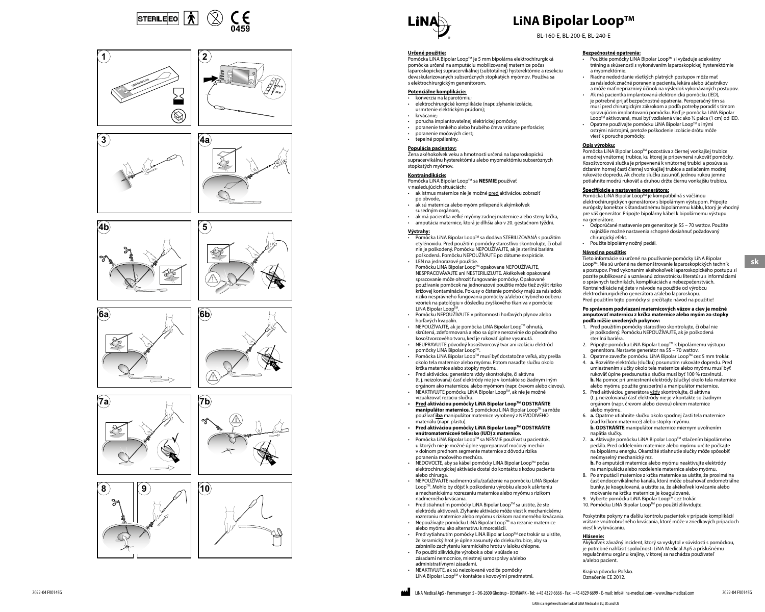STERILE EO 0459

1 2 3 4a 4b 5 6a 6b 7a 7b 8 9 10

# LiNA Bipolar Loop™

BL-160-E, BL-200-E, BL-240-E

**Určené použitie:**

Pomôcka LiNA Bipolar Loop™ je 5 mm bipolárna elektrochirurgická pomôcka určená na amputáciu mobilizovanej maternice počas laparoskopickej supracervikálnej (subtotálnej) hysterektómie a resekciu devaskularizovaných subseróznych stopkatých myómov. Používa sa s elektrochirurgickým generátorom.

**Potenciálne komplikácie:**

- konverzia na laparotómiu;
- elektrochirurgické komplikácie (napr. zlyhanie izolácie, usmrtenie elektrickým prúdom);
- krvácanie;
- porucha implantovateľnej elektrickej pomôcky;
- poranenie tenkého alebo hrubého čreva vrátane perforácie;
- poranenie močových ciest;
- tepelné popáleniny.

**Populácia pacientov:**

Žena akéhokoľvek veku a hmotnosti určená na laparoskopickú supracervikálnu hysterektómiu alebo myomektómiu subseróznych stopkatých myómov.

**Kontraindikácie:**

Pomôcka LiNA Bipolar Loop™ sa **NESMIE** používať v nasledujúcich situáciách:

- ak istmus maternice nie je možné pred aktiváciou zobraziť po obvode,
- ak sú maternica alebo myóm prilepené k akýmkoľvek susedným orgánom,
- ak má pacientka veľké myómy zadnej maternice alebo steny krčka,
- amputácia maternice, ktorá je dlhšia ako v 20. gestačnom týždni.

**Výstrahy:**

- Pomôcka LiNA Bipolar Loop™ sa dodáva STERILIZOVANÁ s použitím etylénoxidu. Pred použitím pomôcky starostlivo skontrolujte, či obal nie je poškodený. Pomôcku NEPOUŽÍVAJTE, ak je sterilná bariéra poškodená. Pomôcku NEPOUŽÍVAJTE po dátume exspirácie.
- LEN na jednorazové použitie. Pomôcku LiNA Bipolar Loop™ opakovane NEPOUŽÍVAJTE, NESPRACOVÁVAJTE ani NESTERILIZUJTE. Akékoľvek opakované spracovanie môže ohroziť fungovanie pomôcky. Opakované používanie pomôcok na jednorazové použitie môže tiež zvýšiť riziko krížovej kontaminácie. Pokusy o čistenie pomôcky majú za následok riziko nesprávneho fungovania pomôcky a/alebo chybného odberu vzoriek na patológiu v dôsledku zvyškového tkaniva v pomôcke LiNA Bipolar Loop™.
- Pomôcku NEPOUŽÍVAJTE v prítomnosti horľavých plynov alebo horľavých kvapalín.
- NEPOUŽÍVAJTE, ak je pomôcka LiNA Bipolar Loop™ ohnutá, skrútená, zdeformovaná alebo sa úplne nerozvinie do pôvodného kosoštvorcového tvaru, keď je rukoväť úplne vysunutá.
- NEUPRAVUJTE pôvodný kosoštvorcový tvar ani izoláciu elektród pomôcky LiNA Bipolar Loop™.
- Pomôcka LiNA Bipolar Loop™ musí byť dostatočne veľká, aby prešla okolo tela maternice alebo myómu. Potom nasaďte slučku okolo krčka maternice alebo stopky myómu.
- Pred aktiváciou generátora vždy skontrolujte, či aktívna (t. j. neizolovaná) časť elektródy nie je v kontakte so žiadnym iným orgánom ako maternicou alebo myómom (napr. črevom alebo cievou).
- NEAKTIVUJTE pomôcku LiNA Bipolar Loop™, ak nie je možné vizualizovať reaciu slučku.
- **Pred aktiváciou pomôcky LiNA Bipolar Loop™ ODSTRÁŇTE manipulátor maternice.** S pomôckou LiNA Bipolar Loop™ sa môže používať **iba** manipulátor maternice vyrobený z NEVODIVÉHO materiálu (napr. plastu).
- **Pred aktiváciou pomôcky LiNA Bipolar Loop™ ODSTRÁŇTE vnútromaternicové teliesko (IUD) z maternice.**
- Pomôcka LiNA Bipolar Loop™ sa NESMIE používať u pacientok, u ktorých nie je možné úplne vypreparovať močový mechúr v dolnom prednom segmente maternice z dôvodu rizika poranenia močového mechúra.
- NEDOVOĽTE, aby sa kábel pomôcky LiNA Bipolar Loop™ počas elektrochirurgickej aktivácie dostal do kontaktu s kožou pacienta alebo chirurga.
- NEPOUŽÍVAJTE nadmernú silu/zaťaženie na pomôcku LiNA Bipolar Loop™. Mohlo by dôjsť k poškodeniu výrobku alebo k uškrteniu a mechanickému rozrezaniu maternice alebo myómu s rizikom nadmerného krvácania.
- Pred stiahnutím pomôcky LiNA Bipolar Loop™ sa uistite, že ste elektródu aktivovali. Zlyhanie aktivácie môže viesť k mechanickému rozrezaniu maternice alebo myómu s rizikom nadmerného krvácania.
- Nepoužívajte pomôcku LiNA Bipolar Loop™ na rezanie maternice alebo myómu ako alternatívu k morcelácii.
- Pred vytiahnutím pomôcky LiNA Bipolar Loop™ cez trokár sa uistite, že keramický hrot je úplne zasunutý do drieku/trubice, aby sa zabránilo zachyteniu keramického hrotu v laloku chlopne.
- Po použití zlikvidujte výrobok a obal v súlade so zásadami nemocnice, miestnej samosprávy a/alebo administratívnymi zásadami.
- NEAKTIVUJTE, ak sú neizolované vodiče pomôcky LiNA Bipolar Loop™ v kontakte s kovovými predmetmi.

**Bezpečnostné opatrenia:**

- Použitie pomôcky LiNA Bipolar Loop™ si vyžaduje adekvátny tréning a skúsenosti s vykonávaním laparoskopickej hysterektómie a myomektómie.
- Riadne nedodržanie všetkých platných postupov môže mať za následok značné poranenie pacienta, lekára alebo účastníkov a môže mať nepriaznivý účinok na výsledok vykonávaných postupov.
- Ak má pacientka implantovanú elektronickú pomôcku (IED), je potrebné prijať bezpečnostné opatrenia. Peroperačný tím sa musí pred chirurgickým zákrokom a podľa potreby poradiť s tímom spravujúcim implantovanú pomôcku. Keď je pomôcka LiNA Bipolar Loop™ aktivovaná, musí byť vzdialená viac ako ½ palca (1 cm) od IED.
- Opatrne používajte pomôcku LiNA Bipolar Loop™ s inými ostrými nástrojmi, pretože poškodenie izolácie drôtu môže viesť k poruche pomôcky.

**Opis výrobku:**

Pomôcka LiNA Bipolar Loop™ pozostáva z čiernej vonkajšej trubice a modrej vnútornej trubice, ku ktorej je pripevnená rukoväť pomôcky. Kosoštvorcová slučka je pripevnená k vnútornej trubici a posúva sa držaním hornej časti čiernej vonkajšej trubice a zatlačením modrej rukoväte dopredu. Ak chcete slučku zasunúť, jednou rukou jemne potiahnite modrú rukoväť a druhou držte čiernu vonkajšiu trubicu.

**Špecifikácie a nastavenia generátora:**

Pomôcka LiNA Bipolar Loop™ je kompatibilná s väčšinou elektrochirurgických generátorov s bipolárnym výstupom. Pripojte európsky konektor k štandardnému bipolárnemu káblu, ktorý je vhodný pre váš generátor. Pripojte bipolárny kábel k bipolárnemu výstupu na generátore.

- Odporúčané nastavenie pre generátor je 55 – 70 wattov. Použite najnižšie možné nastavenia schopné dosiahnuť požadovaný chirurgický efekt.
- Použite bipolárny nožný pedál.

**Návod na použitie:**

Tieto informácie sú určené na používanie pomôcky LiNA Bipolar Loop™. Nie sú určené na demonštrovanie laparoskopických techník a postupov. Pred vykonaním akéhokoľvek laparoskopického postupu si pozrite publikovanú a uznávanú zdravotnícku literatúru s informáciami o správnych technikách, komplikáciách a nebezpečenstvách. Kontraindikácie nájdete v návode na použitie od výrobcu elektrochirurgického generátora a/alebo laparoskopu. Pred použitím tejto pomôcky si prečítajte návod na použitie!

**Po správnom podviazaní maternicových väzov a ciev je možné amputovať maternicu z krčka maternice alebo myóm zo stopky podľa nižšie uvedených pokynov:**

1. Pred použitím pomôcky starostlivo skontrolujte, či obal nie je poškodený. Pomôcku NEPOUŽÍVAJTE, ak je poškodená sterilná bariéra.
2. Pripojte pomôcku LiNA Bipolar Loop™ k bipolárnemu výstupu generátora. Nastavte generátor na 55 – 70 wattov.
3. Opatrne zaveďte pomôcku LiNA Bipolar Loop™ cez 5 mm trokár.
4. **a.** Rozviňte elektródu (slučku) posunutím rukoväte dopredu. Pred umiestnením slučky okolo tela maternice alebo myómu musí byť rukoväť úplne predsunutá a slučka musí byť 100 % rozvinutá. **b.** Na pomoc pri umiestnení elektródy (slučky) okolo tela maternice alebo myómu použite grasper(re) a manipulátor maternice.
5. Pred aktiváciou generátora vždy skontrolujte, či aktívna (t. j. neizolovaná) časť elektródy nie je v kontakte so žiadnym orgánom (napr. črevom alebo cievou) okrem maternice alebo myómu.
6. **a.** Opatrne utiahnite slučku okolo spodnej časti tela maternice (nad krčkom maternice) alebo stopky myómu. **b. ODSTRÁŇTE** manipulátor maternice miernym uvoľnením napätia slučky.
7. **a.** Aktivujte pomôcku LiNA Bipolar Loop™ stlačením bipolárneho pedála. Pred oddelením maternice alebo myómu určite počkajte na bipolárnu energiu. Okamžité stiahnutie slučky môže spôsobiť neúmyselný mechanický rez. **b.** Po amputácii maternice alebo myómu neaktivujte elektródy na manipuláciu alebo rozdelenie maternice alebo myómu.
8. Po amputácii maternice z krčka maternice sa uistite, že proximálna časť endocervikálneho kanála, ktorá môže obsahovať endometriálne bunky, je koagulovaná, a uistite sa, že akékoľvek krvácanie alebo mokvanie na krčku maternice je koagulované.
9. Vyberte pomôcku LiNA Bipolar Loop™ cez trokár.
10. Pomôcku LiNA Bipolar Loop™ po použití zlikvidujte.

Poskytnite pokyny na ďalšiu kontrolu pacientov v prípade komplikácií vrátane vnútrobrušného krvácania, ktoré môže v zriedkavých prípadoch viesť k vykrvácaniu.

**Hlásenie:**

Akýkoľvek závažný incident, ktorý sa vyskytol v súvislosti s pomôckou, je potrebné nahlásiť spoločnosti LiNA Medical ApS a príslušnému regulačnému orgánu krajiny, v ktorej sa nachádza používateľ a/alebo pacient.

Krajina pôvodu: Poľsko.
Označenie CE 2012.

sk

2022-04 FV0145G

LiNA Medical ApS - Formervangen 5 - DK-2600 Glostrup - DENMARK - Tel: +45 4329 6666 - Fax: +45 4329 6699 - E-mail: info@lina-medical.com - www.lina-medical.com

LiNA is a registered trademark of LiNA Medical in EU, US and CN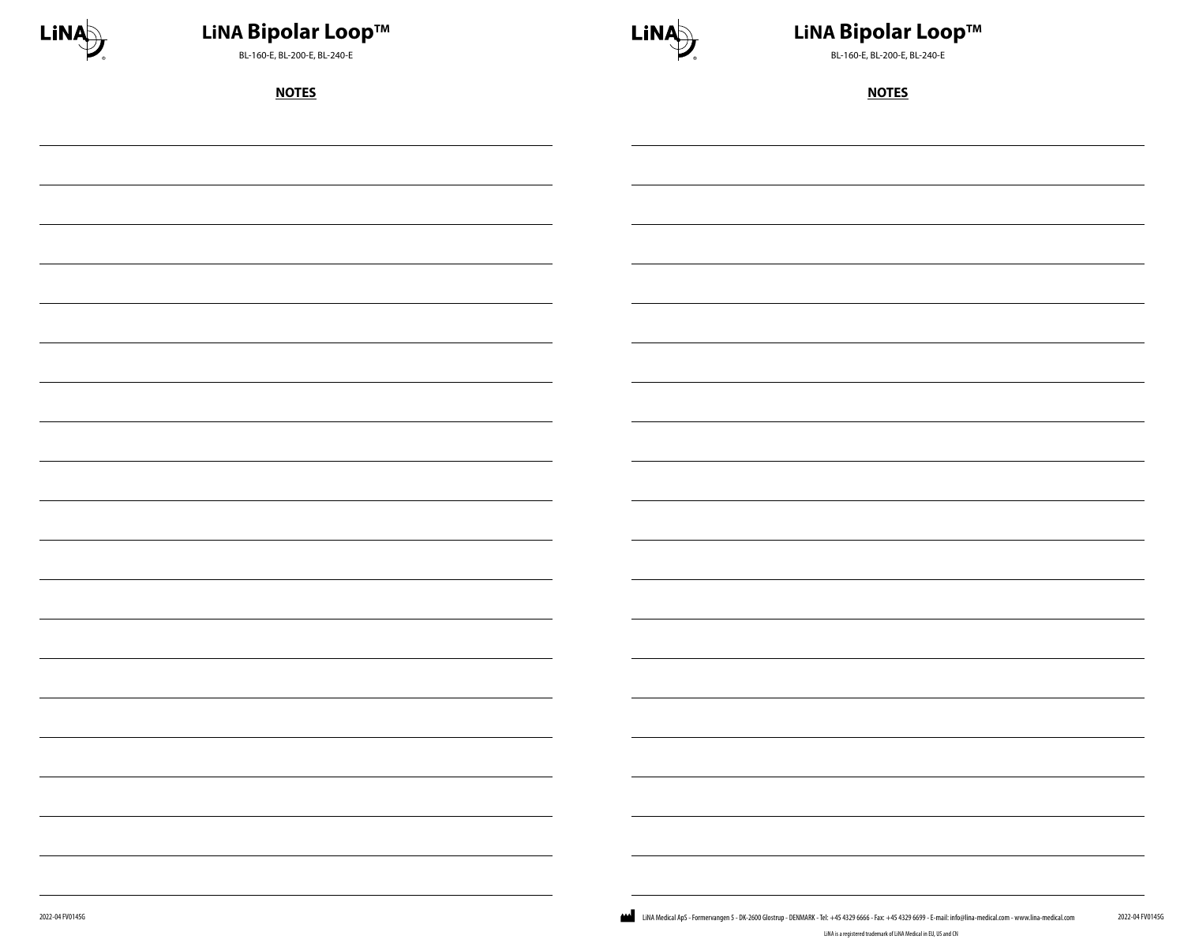# LiNA Bipolar Loop™

BL-160-E, BL-200-E, BL-240-E

## NOTES

# LiNA Bipolar Loop™

BL-160-E, BL-200-E, BL-240-E

## NOTES

2022-04 FV0145G

LiNA Medical ApS - Formervangen 5 - DK-2600 Glostrup - DENMARK - Tel: +45 4329 6666 - Fax: +45 4329 6699 - E-mail: info@lina-medical.com - www.lina-medical.com

2022-04 FV0145G

LiNA is a registered trademark of LiNA Medical in EU, US and CN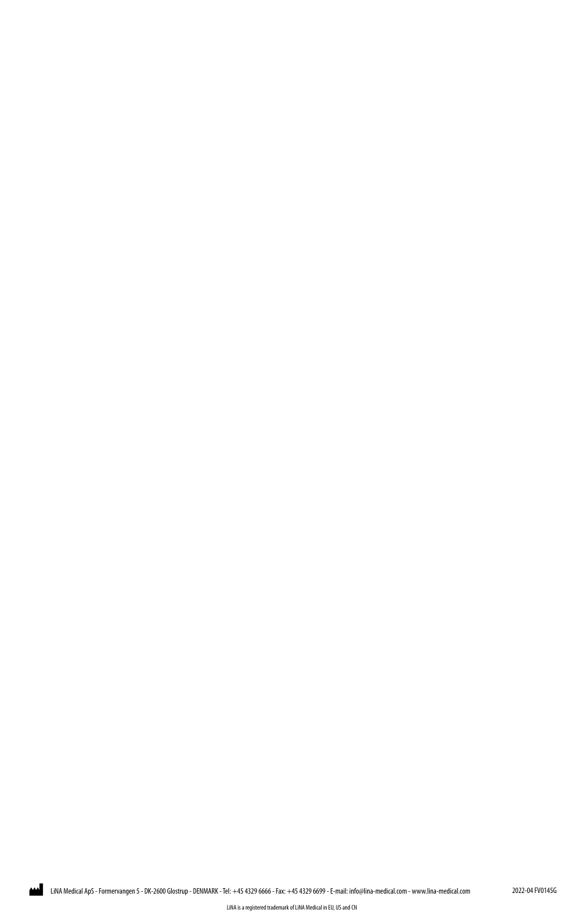LiNA Medical ApS - Formervangen 5 - DK-2600 Glostrup - DENMARK - Tel: +45 4329 6666 - Fax: +45 4329 6699 - E-mail: info@lina-medical.com - www.lina-medical.com

2022-04 FV0145G

LiNA is a registered trademark of LiNA Medical in EU, US and CN